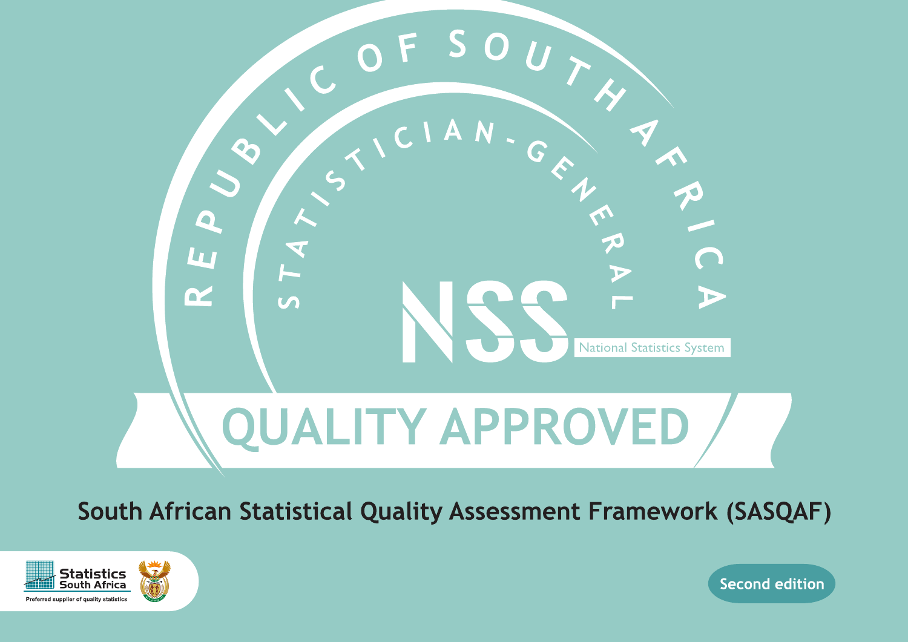REPUBLIC OF SOUTH AFRICA

STATISTICIAN-GENERAL

NSS

National Statistics System

QUALITY APPROVED

# South African Statistical Quality Assessment Framework (SASQAF)

Statistics South Africa

Preferred supplier of quality statistics

Second edition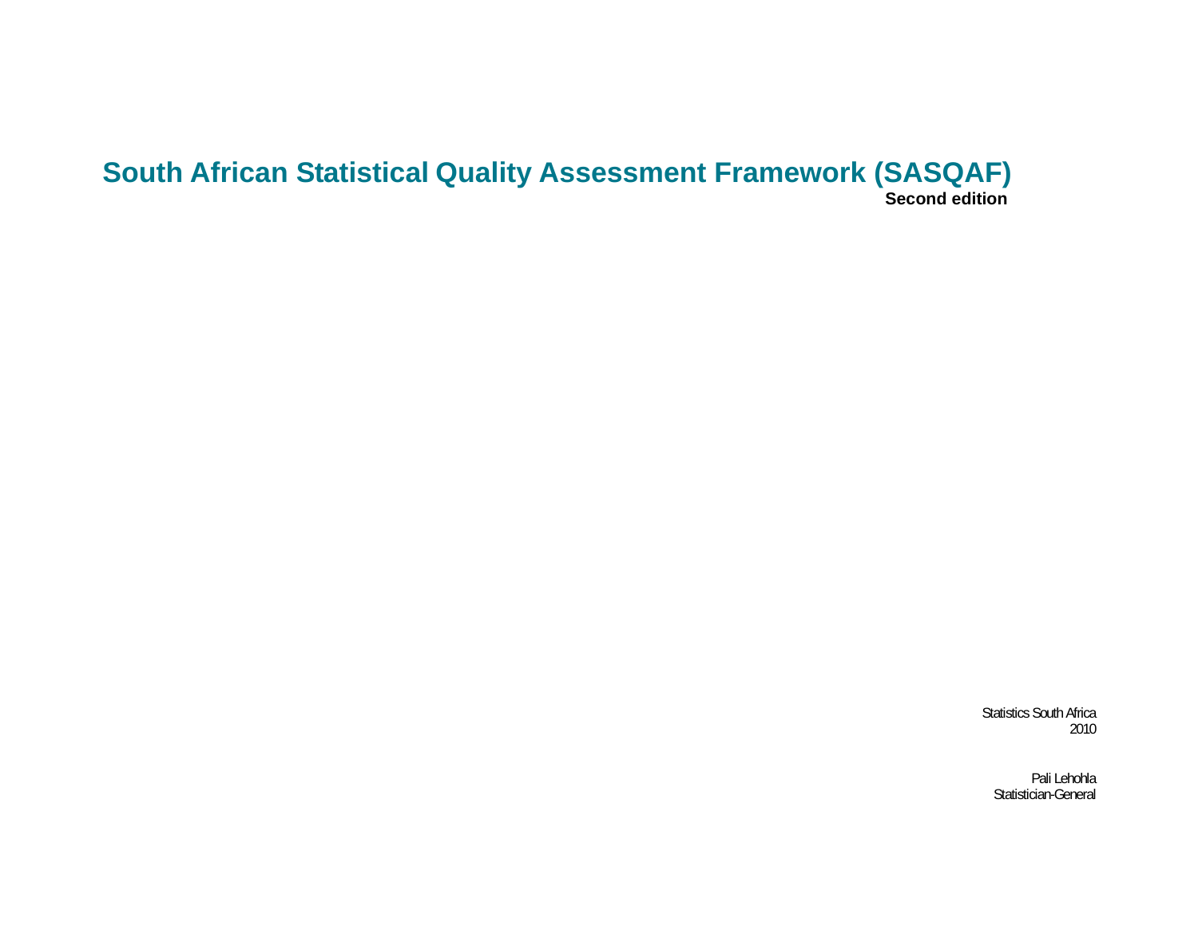# South African Statistical Quality Assessment Framework (SASQAF)

**Second edition**

Statistics South Africa
2010

Pali Lehohla
Statistician-General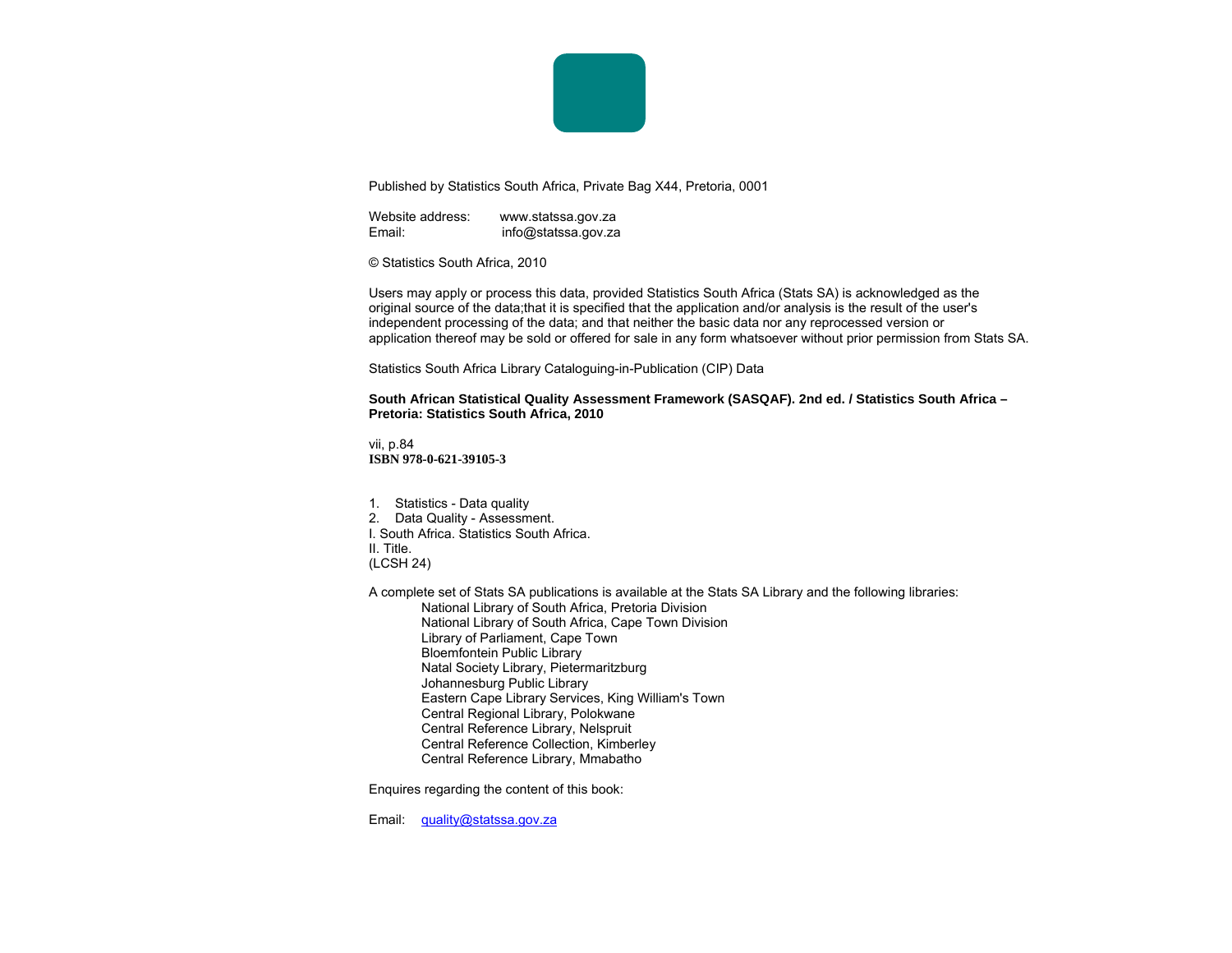Published by Statistics South Africa, Private Bag X44, Pretoria, 0001

Website address: www.statssa.gov.za
Email: info@statssa.gov.za

© Statistics South Africa, 2010

Users may apply or process this data, provided Statistics South Africa (Stats SA) is acknowledged as the original source of the data;that it is specified that the application and/or analysis is the result of the user's independent processing of the data; and that neither the basic data nor any reprocessed version or application thereof may be sold or offered for sale in any form whatsoever without prior permission from Stats SA.

Statistics South Africa Library Cataloguing-in-Publication (CIP) Data

**South African Statistical Quality Assessment Framework (SASQAF). 2nd ed. / Statistics South Africa – Pretoria: Statistics South Africa, 2010**

vii, p.84
**ISBN 978-0-621-39105-3**

1. Statistics - Data quality
2. Data Quality - Assessment.

I. South Africa. Statistics South Africa.
II. Title.
(LCSH 24)

A complete set of Stats SA publications is available at the Stats SA Library and the following libraries:

- National Library of South Africa, Pretoria Division
- National Library of South Africa, Cape Town Division
- Library of Parliament, Cape Town
- Bloemfontein Public Library
- Natal Society Library, Pietermaritzburg
- Johannesburg Public Library
- Eastern Cape Library Services, King William's Town
- Central Regional Library, Polokwane
- Central Reference Library, Nelspruit
- Central Reference Collection, Kimberley
- Central Reference Library, Mmabatho

Enquires regarding the content of this book:

Email: quality@statssa.gov.za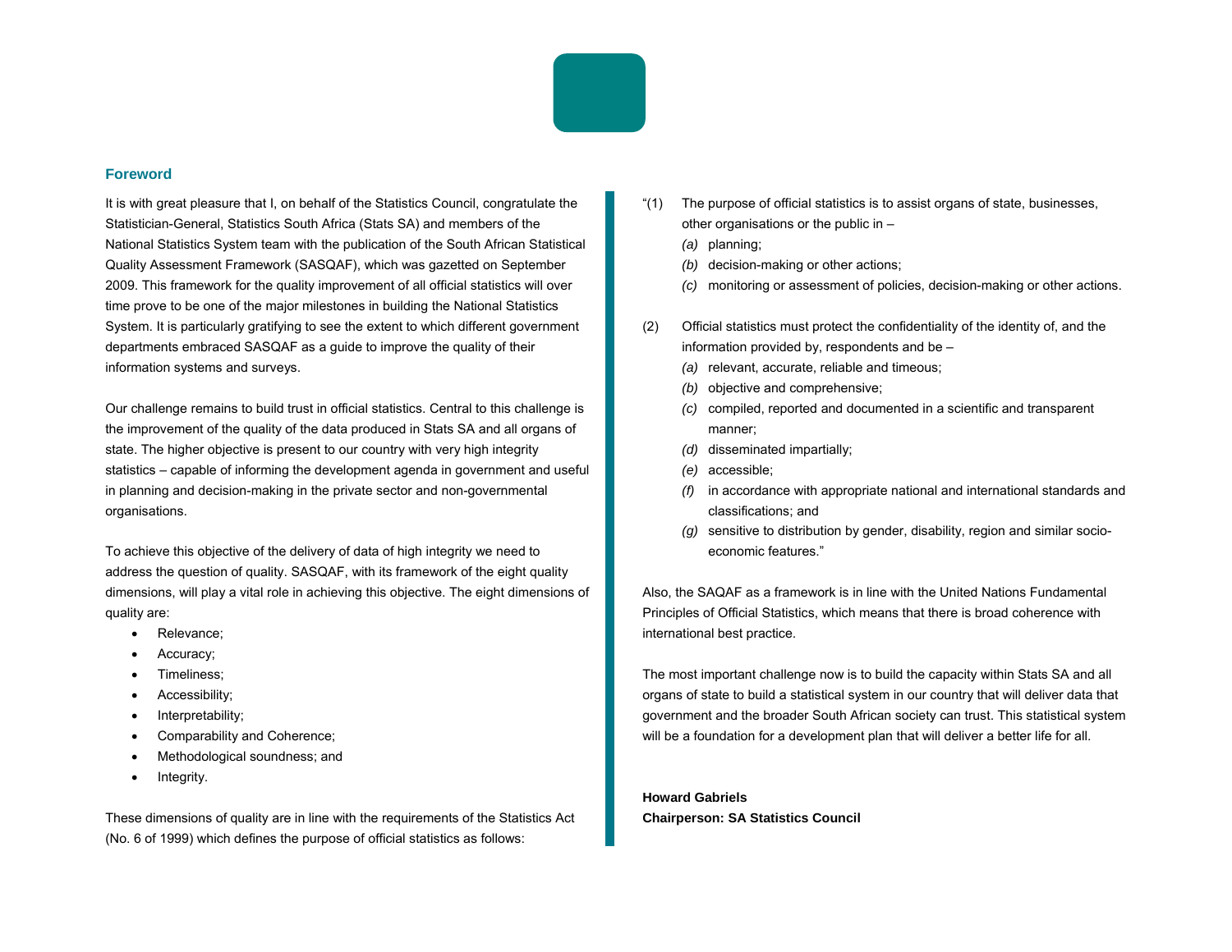## Foreword

It is with great pleasure that I, on behalf of the Statistics Council, congratulate the Statistician-General, Statistics South Africa (Stats SA) and members of the National Statistics System team with the publication of the South African Statistical Quality Assessment Framework (SASQAF), which was gazetted on September 2009. This framework for the quality improvement of all official statistics will over time prove to be one of the major milestones in building the National Statistics System. It is particularly gratifying to see the extent to which different government departments embraced SASQAF as a guide to improve the quality of their information systems and surveys.

Our challenge remains to build trust in official statistics. Central to this challenge is the improvement of the quality of the data produced in Stats SA and all organs of state. The higher objective is present to our country with very high integrity statistics – capable of informing the development agenda in government and useful in planning and decision-making in the private sector and non-governmental organisations.

To achieve this objective of the delivery of data of high integrity we need to address the question of quality. SASQAF, with its framework of the eight quality dimensions, will play a vital role in achieving this objective. The eight dimensions of quality are:

- Relevance;
- Accuracy;
- Timeliness;
- Accessibility;
- Interpretability;
- Comparability and Coherence;
- Methodological soundness; and
- Integrity.

These dimensions of quality are in line with the requirements of the Statistics Act (No. 6 of 1999) which defines the purpose of official statistics as follows:

"(1) The purpose of official statistics is to assist organs of state, businesses, other organisations or the public in –
  *(a)* planning;
  *(b)* decision-making or other actions;
  *(c)* monitoring or assessment of policies, decision-making or other actions.

(2) Official statistics must protect the confidentiality of the identity of, and the information provided by, respondents and be –
  *(a)* relevant, accurate, reliable and timeous;
  *(b)* objective and comprehensive;
  *(c)* compiled, reported and documented in a scientific and transparent manner;
  *(d)* disseminated impartially;
  *(e)* accessible;
  *(f)* in accordance with appropriate national and international standards and classifications; and
  *(g)* sensitive to distribution by gender, disability, region and similar socio-economic features."

Also, the SAQAF as a framework is in line with the United Nations Fundamental Principles of Official Statistics, which means that there is broad coherence with international best practice.

The most important challenge now is to build the capacity within Stats SA and all organs of state to build a statistical system in our country that will deliver data that government and the broader South African society can trust. This statistical system will be a foundation for a development plan that will deliver a better life for all.

**Howard Gabriels**
**Chairperson: SA Statistics Council**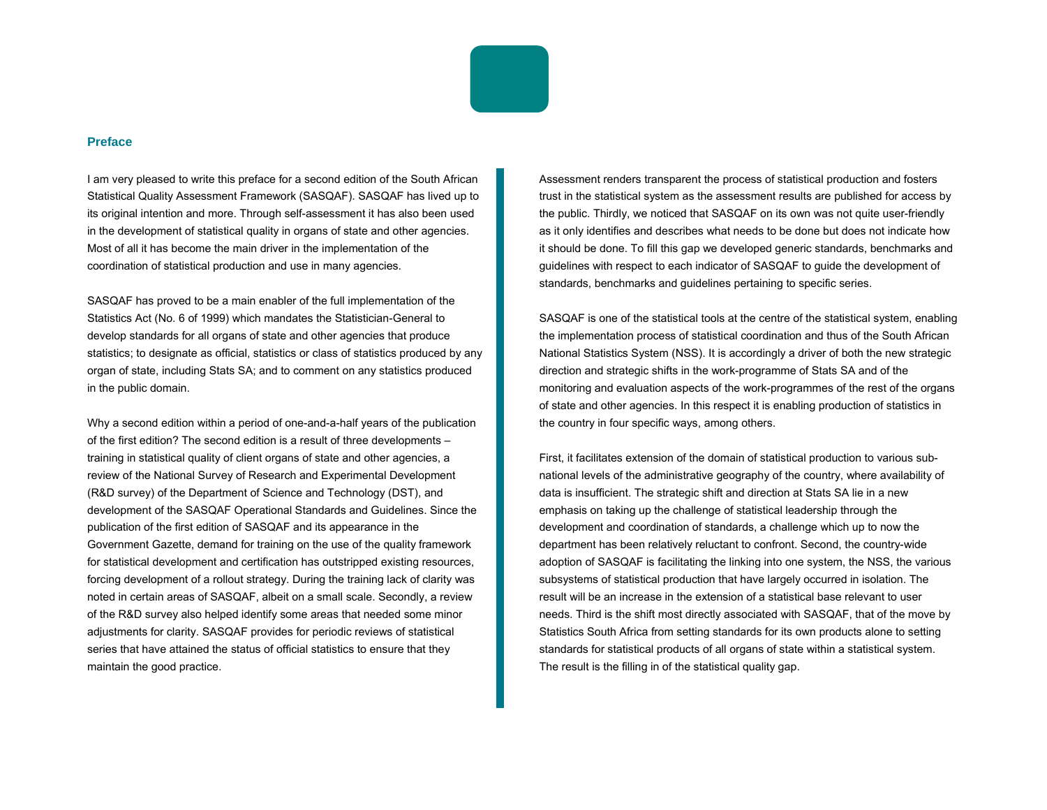## Preface

I am very pleased to write this preface for a second edition of the South African Statistical Quality Assessment Framework (SASQAF). SASQAF has lived up to its original intention and more. Through self-assessment it has also been used in the development of statistical quality in organs of state and other agencies. Most of all it has become the main driver in the implementation of the coordination of statistical production and use in many agencies.

SASQAF has proved to be a main enabler of the full implementation of the Statistics Act (No. 6 of 1999) which mandates the Statistician-General to develop standards for all organs of state and other agencies that produce statistics; to designate as official, statistics or class of statistics produced by any organ of state, including Stats SA; and to comment on any statistics produced in the public domain.

Why a second edition within a period of one-and-a-half years of the publication of the first edition? The second edition is a result of three developments – training in statistical quality of client organs of state and other agencies, a review of the National Survey of Research and Experimental Development (R&D survey) of the Department of Science and Technology (DST), and development of the SASQAF Operational Standards and Guidelines. Since the publication of the first edition of SASQAF and its appearance in the Government Gazette, demand for training on the use of the quality framework for statistical development and certification has outstripped existing resources, forcing development of a rollout strategy. During the training lack of clarity was noted in certain areas of SASQAF, albeit on a small scale. Secondly, a review of the R&D survey also helped identify some areas that needed some minor adjustments for clarity. SASQAF provides for periodic reviews of statistical series that have attained the status of official statistics to ensure that they maintain the good practice.

Assessment renders transparent the process of statistical production and fosters trust in the statistical system as the assessment results are published for access by the public. Thirdly, we noticed that SASQAF on its own was not quite user-friendly as it only identifies and describes what needs to be done but does not indicate how it should be done. To fill this gap we developed generic standards, benchmarks and guidelines with respect to each indicator of SASQAF to guide the development of standards, benchmarks and guidelines pertaining to specific series.

SASQAF is one of the statistical tools at the centre of the statistical system, enabling the implementation process of statistical coordination and thus of the South African National Statistics System (NSS). It is accordingly a driver of both the new strategic direction and strategic shifts in the work-programme of Stats SA and of the monitoring and evaluation aspects of the work-programmes of the rest of the organs of state and other agencies. In this respect it is enabling production of statistics in the country in four specific ways, among others.

First, it facilitates extension of the domain of statistical production to various sub-national levels of the administrative geography of the country, where availability of data is insufficient. The strategic shift and direction at Stats SA lie in a new emphasis on taking up the challenge of statistical leadership through the development and coordination of standards, a challenge which up to now the department has been relatively reluctant to confront. Second, the country-wide adoption of SASQAF is facilitating the linking into one system, the NSS, the various subsystems of statistical production that have largely occurred in isolation. The result will be an increase in the extension of a statistical base relevant to user needs. Third is the shift most directly associated with SASQAF, that of the move by Statistics South Africa from setting standards for its own products alone to setting standards for statistical products of all organs of state within a statistical system. The result is the filling in of the statistical quality gap.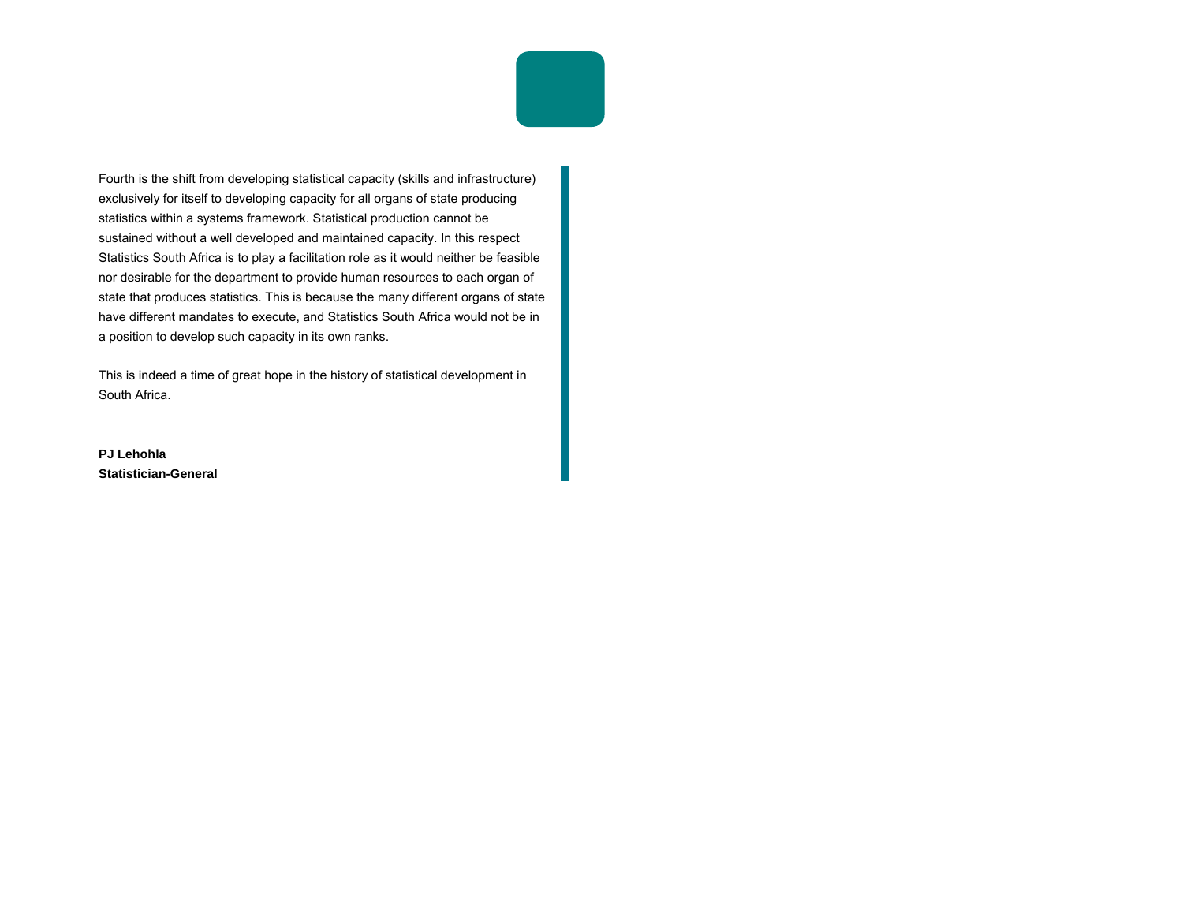Fourth is the shift from developing statistical capacity (skills and infrastructure) exclusively for itself to developing capacity for all organs of state producing statistics within a systems framework. Statistical production cannot be sustained without a well developed and maintained capacity. In this respect Statistics South Africa is to play a facilitation role as it would neither be feasible nor desirable for the department to provide human resources to each organ of state that produces statistics. This is because the many different organs of state have different mandates to execute, and Statistics South Africa would not be in a position to develop such capacity in its own ranks.

This is indeed a time of great hope in the history of statistical development in South Africa.

**PJ Lehohla**
**Statistician-General**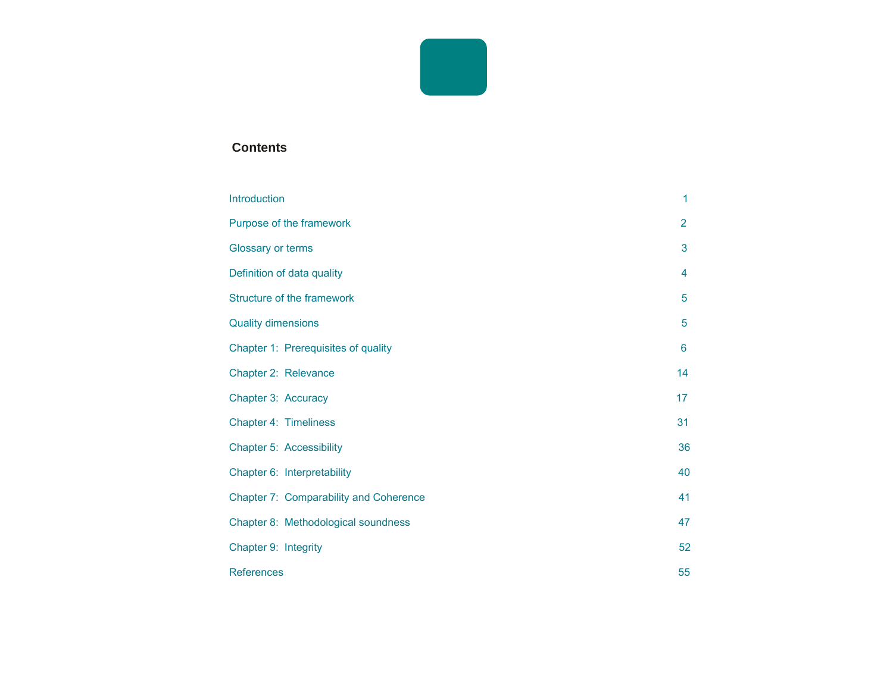## Contents

| | |
|---|---|
| Introduction | 1 |
| Purpose of the framework | 2 |
| Glossary or terms | 3 |
| Definition of data quality | 4 |
| Structure of the framework | 5 |
| Quality dimensions | 5 |
| Chapter 1: Prerequisites of quality | 6 |
| Chapter 2: Relevance | 14 |
| Chapter 3: Accuracy | 17 |
| Chapter 4: Timeliness | 31 |
| Chapter 5: Accessibility | 36 |
| Chapter 6: Interpretability | 40 |
| Chapter 7: Comparability and Coherence | 41 |
| Chapter 8: Methodological soundness | 47 |
| Chapter 9: Integrity | 52 |
| References | 55 |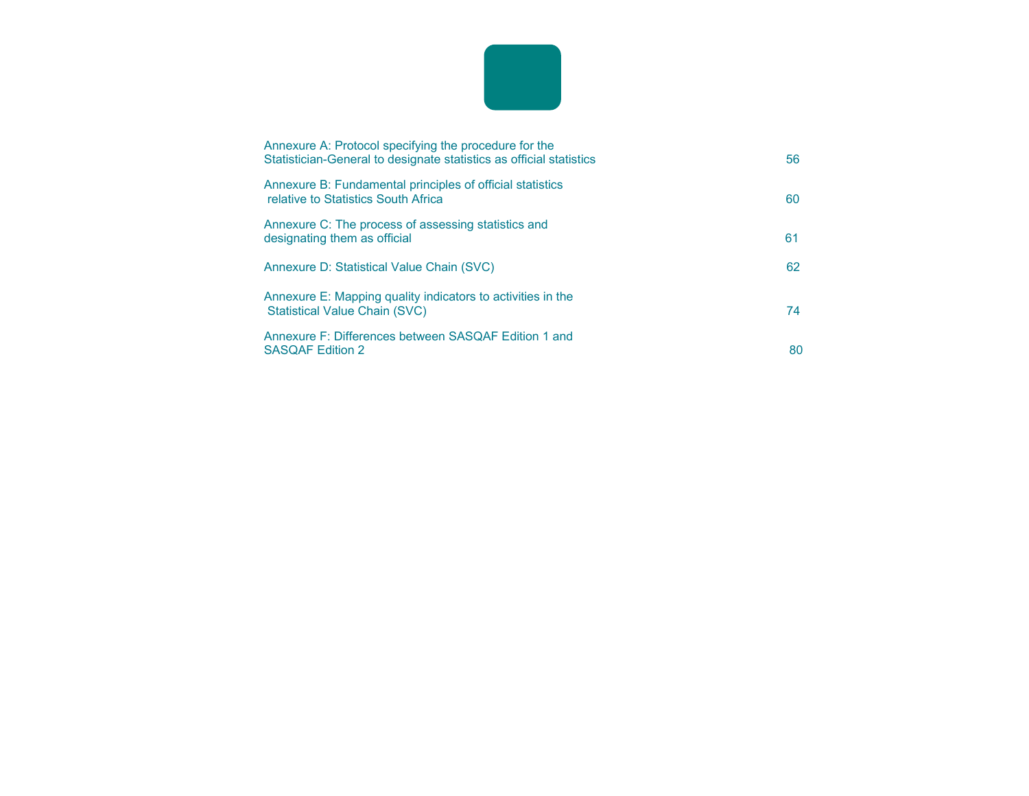| | |
|---|---|
| Annexure A: Protocol specifying the procedure for the Statistician-General to designate statistics as official statistics | 56 |
| Annexure B: Fundamental principles of official statistics relative to Statistics South Africa | 60 |
| Annexure C: The process of assessing statistics and designating them as official | 61 |
| Annexure D: Statistical Value Chain (SVC) | 62 |
| Annexure E: Mapping quality indicators to activities in the Statistical Value Chain (SVC) | 74 |
| Annexure F: Differences between SASQAF Edition 1 and SASQAF Edition 2 | 80 |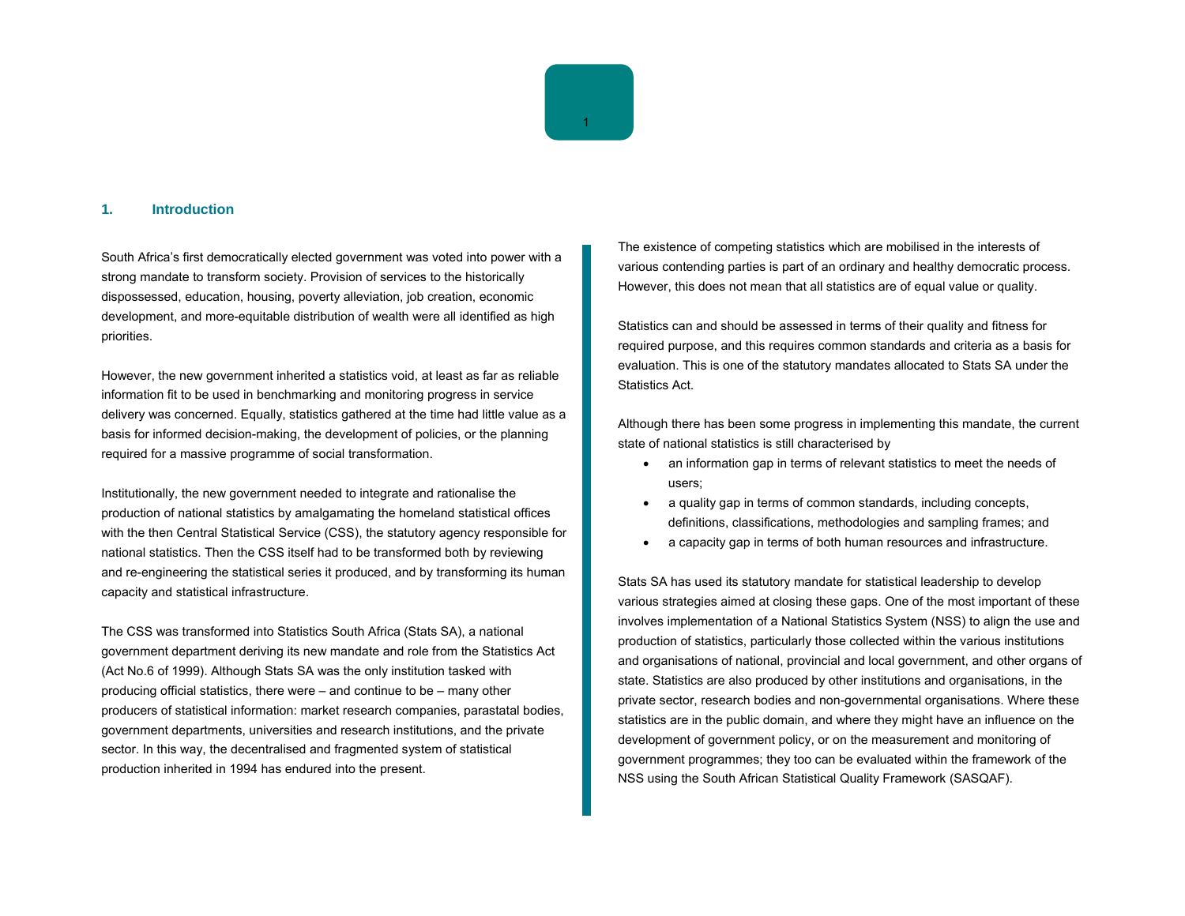## 1. Introduction

South Africa's first democratically elected government was voted into power with a strong mandate to transform society. Provision of services to the historically dispossessed, education, housing, poverty alleviation, job creation, economic development, and more-equitable distribution of wealth were all identified as high priorities.

However, the new government inherited a statistics void, at least as far as reliable information fit to be used in benchmarking and monitoring progress in service delivery was concerned. Equally, statistics gathered at the time had little value as a basis for informed decision-making, the development of policies, or the planning required for a massive programme of social transformation.

Institutionally, the new government needed to integrate and rationalise the production of national statistics by amalgamating the homeland statistical offices with the then Central Statistical Service (CSS), the statutory agency responsible for national statistics. Then the CSS itself had to be transformed both by reviewing and re-engineering the statistical series it produced, and by transforming its human capacity and statistical infrastructure.

The CSS was transformed into Statistics South Africa (Stats SA), a national government department deriving its new mandate and role from the Statistics Act (Act No.6 of 1999). Although Stats SA was the only institution tasked with producing official statistics, there were – and continue to be – many other producers of statistical information: market research companies, parastatal bodies, government departments, universities and research institutions, and the private sector. In this way, the decentralised and fragmented system of statistical production inherited in 1994 has endured into the present.

The existence of competing statistics which are mobilised in the interests of various contending parties is part of an ordinary and healthy democratic process. However, this does not mean that all statistics are of equal value or quality.

Statistics can and should be assessed in terms of their quality and fitness for required purpose, and this requires common standards and criteria as a basis for evaluation. This is one of the statutory mandates allocated to Stats SA under the Statistics Act.

Although there has been some progress in implementing this mandate, the current state of national statistics is still characterised by

- an information gap in terms of relevant statistics to meet the needs of users;
- a quality gap in terms of common standards, including concepts, definitions, classifications, methodologies and sampling frames; and
- a capacity gap in terms of both human resources and infrastructure.

Stats SA has used its statutory mandate for statistical leadership to develop various strategies aimed at closing these gaps. One of the most important of these involves implementation of a National Statistics System (NSS) to align the use and production of statistics, particularly those collected within the various institutions and organisations of national, provincial and local government, and other organs of state. Statistics are also produced by other institutions and organisations, in the private sector, research bodies and non-governmental organisations. Where these statistics are in the public domain, and where they might have an influence on the development of government policy, or on the measurement and monitoring of government programmes; they too can be evaluated within the framework of the NSS using the South African Statistical Quality Framework (SASQAF).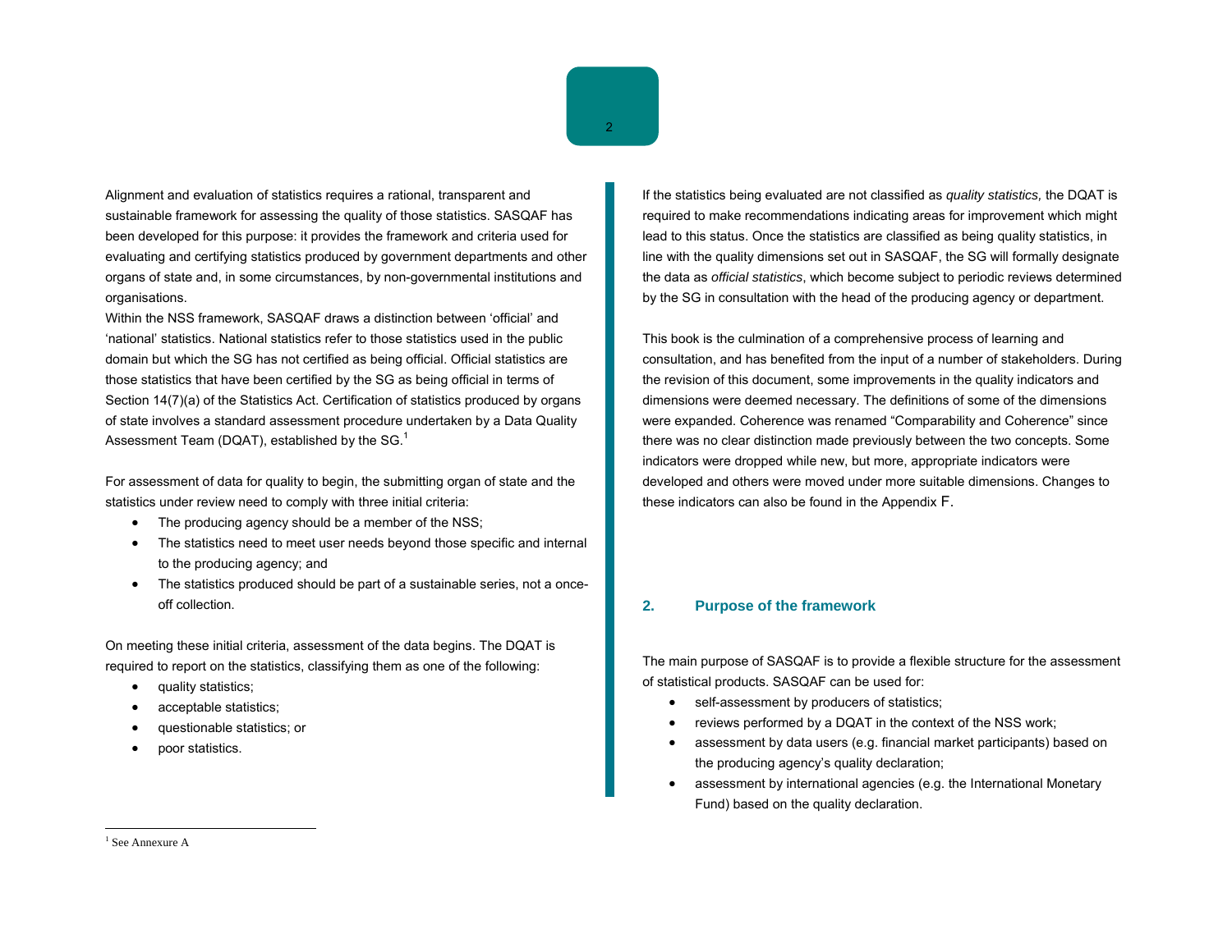Alignment and evaluation of statistics requires a rational, transparent and sustainable framework for assessing the quality of those statistics. SASQAF has been developed for this purpose: it provides the framework and criteria used for evaluating and certifying statistics produced by government departments and other organs of state and, in some circumstances, by non-governmental institutions and organisations.

Within the NSS framework, SASQAF draws a distinction between 'official' and 'national' statistics. National statistics refer to those statistics used in the public domain but which the SG has not certified as being official. Official statistics are those statistics that have been certified by the SG as being official in terms of Section 14(7)(a) of the Statistics Act. Certification of statistics produced by organs of state involves a standard assessment procedure undertaken by a Data Quality Assessment Team (DQAT), established by the SG.[1]

For assessment of data for quality to begin, the submitting organ of state and the statistics under review need to comply with three initial criteria:

- The producing agency should be a member of the NSS;
- The statistics need to meet user needs beyond those specific and internal to the producing agency; and
- The statistics produced should be part of a sustainable series, not a once-off collection.

On meeting these initial criteria, assessment of the data begins. The DQAT is required to report on the statistics, classifying them as one of the following:

- quality statistics;
- acceptable statistics;
- questionable statistics; or
- poor statistics.

If the statistics being evaluated are not classified as *quality statistics,* the DQAT is required to make recommendations indicating areas for improvement which might lead to this status. Once the statistics are classified as being quality statistics, in line with the quality dimensions set out in SASQAF, the SG will formally designate the data as *official statistics*, which become subject to periodic reviews determined by the SG in consultation with the head of the producing agency or department.

This book is the culmination of a comprehensive process of learning and consultation, and has benefited from the input of a number of stakeholders. During the revision of this document, some improvements in the quality indicators and dimensions were deemed necessary. The definitions of some of the dimensions were expanded. Coherence was renamed "Comparability and Coherence" since there was no clear distinction made previously between the two concepts. Some indicators were dropped while new, but more, appropriate indicators were developed and others were moved under more suitable dimensions. Changes to these indicators can also be found in the Appendix F.

## 2. Purpose of the framework

The main purpose of SASQAF is to provide a flexible structure for the assessment of statistical products. SASQAF can be used for:

- self-assessment by producers of statistics;
- reviews performed by a DQAT in the context of the NSS work;
- assessment by data users (e.g. financial market participants) based on the producing agency's quality declaration;
- assessment by international agencies (e.g. the International Monetary Fund) based on the quality declaration.

[1] See Annexure A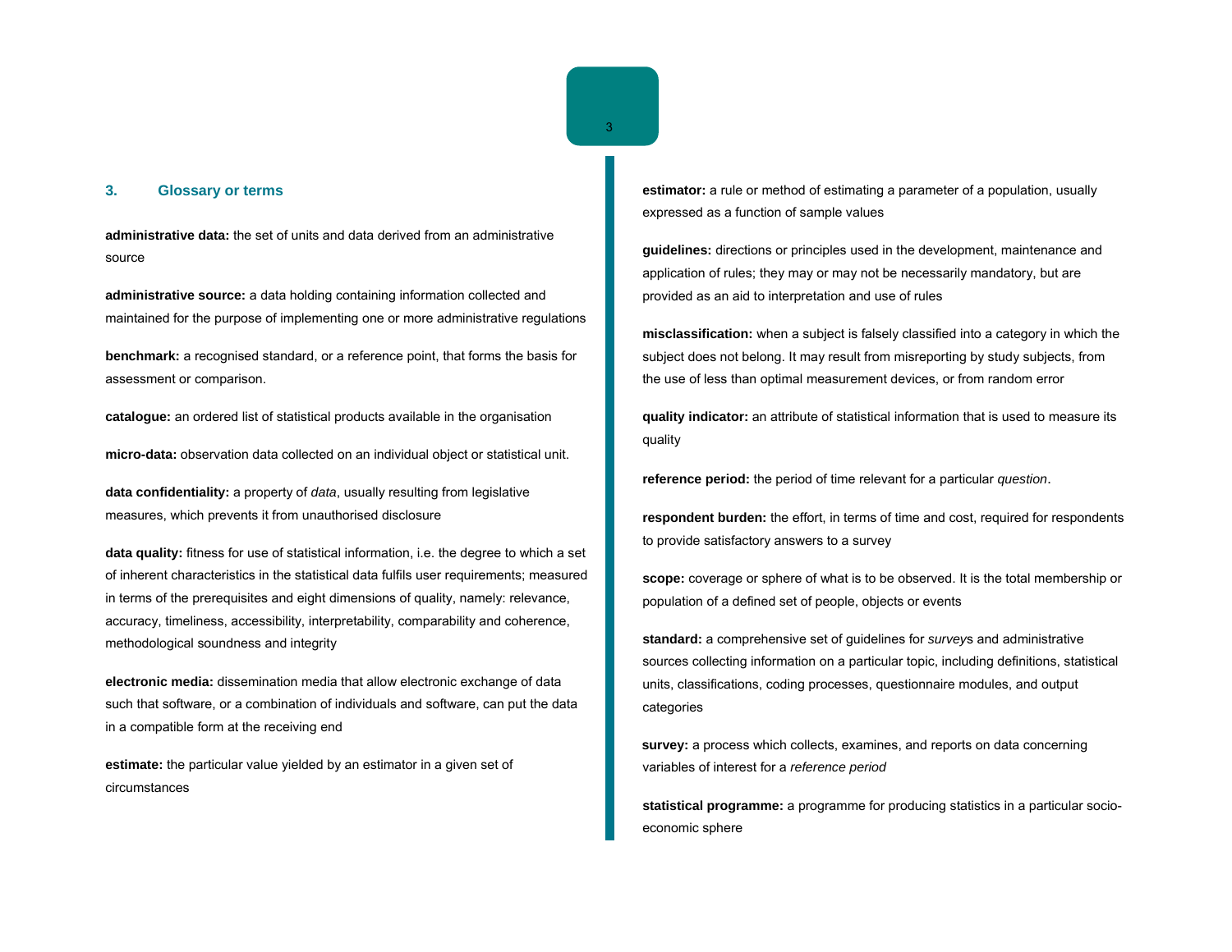## 3. Glossary or terms

**administrative data:** the set of units and data derived from an administrative source

**administrative source:** a data holding containing information collected and maintained for the purpose of implementing one or more administrative regulations

**benchmark:** a recognised standard, or a reference point, that forms the basis for assessment or comparison.

**catalogue:** an ordered list of statistical products available in the organisation

**micro-data:** observation data collected on an individual object or statistical unit.

**data confidentiality:** a property of *data*, usually resulting from legislative measures, which prevents it from unauthorised disclosure

**data quality:** fitness for use of statistical information, i.e. the degree to which a set of inherent characteristics in the statistical data fulfils user requirements; measured in terms of the prerequisites and eight dimensions of quality, namely: relevance, accuracy, timeliness, accessibility, interpretability, comparability and coherence, methodological soundness and integrity

**electronic media:** dissemination media that allow electronic exchange of data such that software, or a combination of individuals and software, can put the data in a compatible form at the receiving end

**estimate:** the particular value yielded by an estimator in a given set of circumstances

**estimator:** a rule or method of estimating a parameter of a population, usually expressed as a function of sample values

**guidelines:** directions or principles used in the development, maintenance and application of rules; they may or may not be necessarily mandatory, but are provided as an aid to interpretation and use of rules

**misclassification:** when a subject is falsely classified into a category in which the subject does not belong. It may result from misreporting by study subjects, from the use of less than optimal measurement devices, or from random error

**quality indicator:** an attribute of statistical information that is used to measure its quality

**reference period:** the period of time relevant for a particular *question*.

**respondent burden:** the effort, in terms of time and cost, required for respondents to provide satisfactory answers to a survey

**scope:** coverage or sphere of what is to be observed. It is the total membership or population of a defined set of people, objects or events

**standard:** a comprehensive set of guidelines for *survey*s and administrative sources collecting information on a particular topic, including definitions, statistical units, classifications, coding processes, questionnaire modules, and output categories

**survey:** a process which collects, examines, and reports on data concerning variables of interest for a *reference period*

**statistical programme:** a programme for producing statistics in a particular socio-economic sphere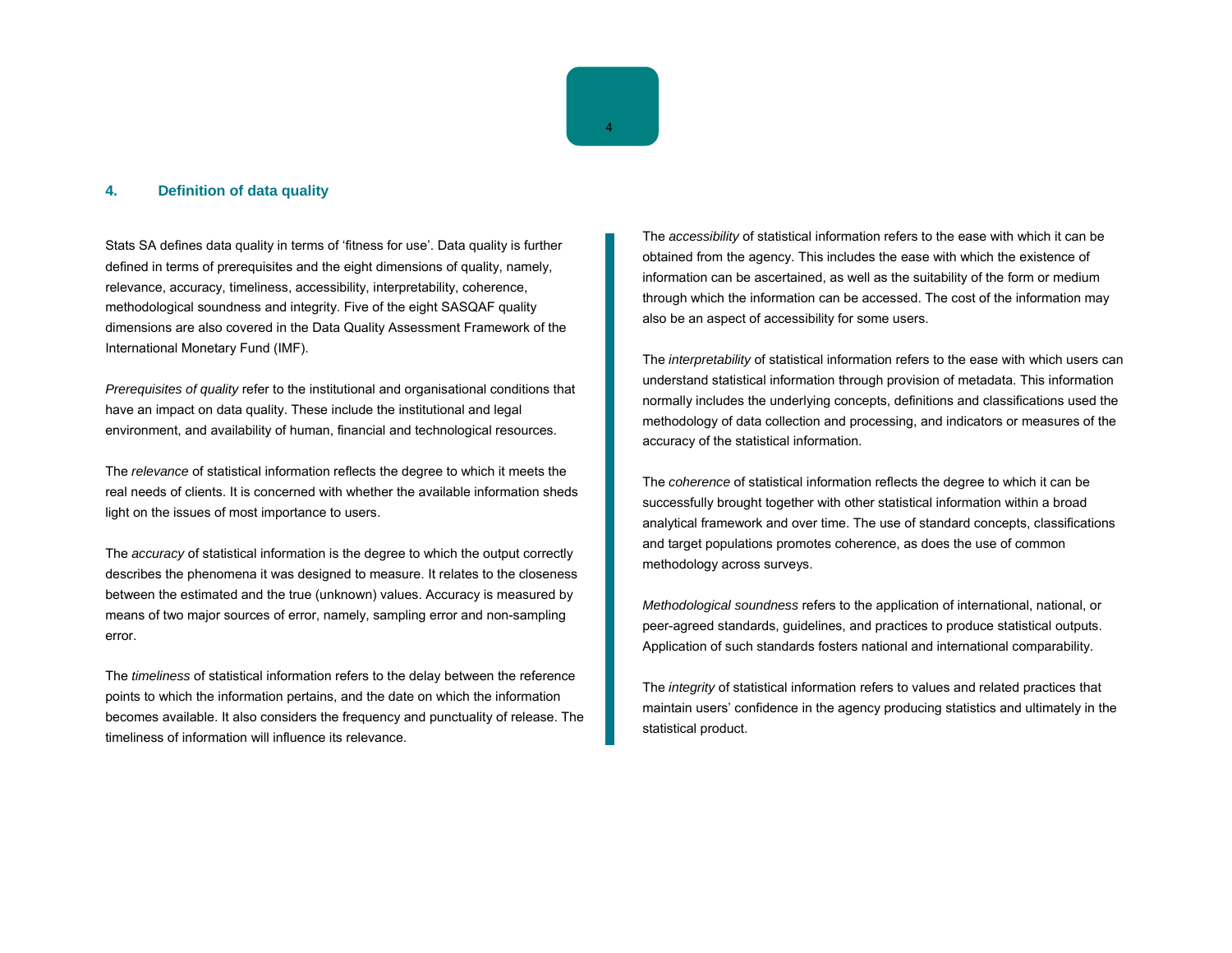## 4. Definition of data quality

Stats SA defines data quality in terms of 'fitness for use'. Data quality is further defined in terms of prerequisites and the eight dimensions of quality, namely, relevance, accuracy, timeliness, accessibility, interpretability, coherence, methodological soundness and integrity. Five of the eight SASQAF quality dimensions are also covered in the Data Quality Assessment Framework of the International Monetary Fund (IMF).

*Prerequisites of quality* refer to the institutional and organisational conditions that have an impact on data quality. These include the institutional and legal environment, and availability of human, financial and technological resources.

The *relevance* of statistical information reflects the degree to which it meets the real needs of clients. It is concerned with whether the available information sheds light on the issues of most importance to users.

The *accuracy* of statistical information is the degree to which the output correctly describes the phenomena it was designed to measure. It relates to the closeness between the estimated and the true (unknown) values. Accuracy is measured by means of two major sources of error, namely, sampling error and non-sampling error.

The *timeliness* of statistical information refers to the delay between the reference points to which the information pertains, and the date on which the information becomes available. It also considers the frequency and punctuality of release. The timeliness of information will influence its relevance.

The *accessibility* of statistical information refers to the ease with which it can be obtained from the agency. This includes the ease with which the existence of information can be ascertained, as well as the suitability of the form or medium through which the information can be accessed. The cost of the information may also be an aspect of accessibility for some users.

The *interpretability* of statistical information refers to the ease with which users can understand statistical information through provision of metadata. This information normally includes the underlying concepts, definitions and classifications used the methodology of data collection and processing, and indicators or measures of the accuracy of the statistical information.

The *coherence* of statistical information reflects the degree to which it can be successfully brought together with other statistical information within a broad analytical framework and over time. The use of standard concepts, classifications and target populations promotes coherence, as does the use of common methodology across surveys.

*Methodological soundness* refers to the application of international, national, or peer-agreed standards, guidelines, and practices to produce statistical outputs. Application of such standards fosters national and international comparability.

The *integrity* of statistical information refers to values and related practices that maintain users' confidence in the agency producing statistics and ultimately in the statistical product.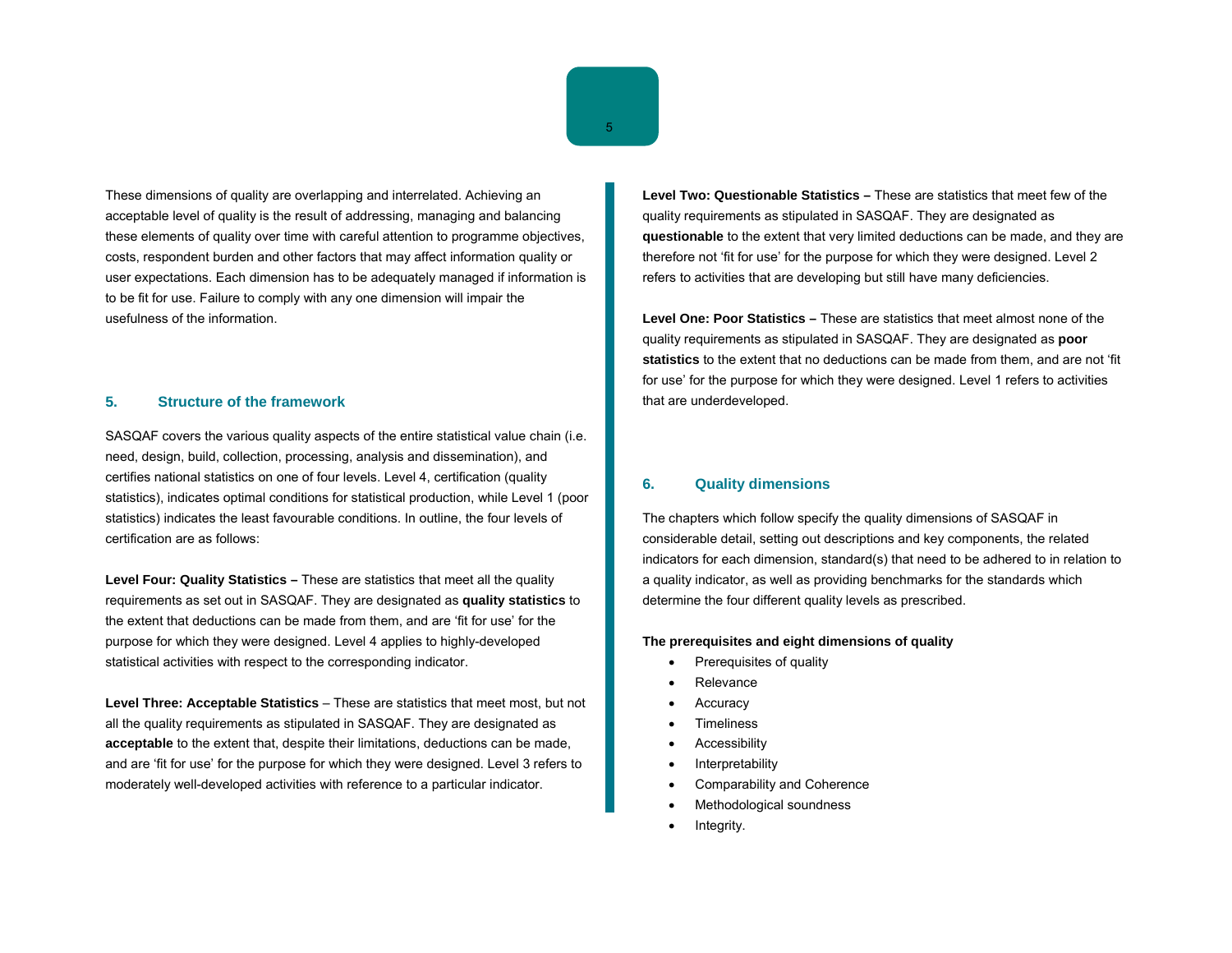These dimensions of quality are overlapping and interrelated. Achieving an acceptable level of quality is the result of addressing, managing and balancing these elements of quality over time with careful attention to programme objectives, costs, respondent burden and other factors that may affect information quality or user expectations. Each dimension has to be adequately managed if information is to be fit for use. Failure to comply with any one dimension will impair the usefulness of the information.

## 5. Structure of the framework

SASQAF covers the various quality aspects of the entire statistical value chain (i.e. need, design, build, collection, processing, analysis and dissemination), and certifies national statistics on one of four levels. Level 4, certification (quality statistics), indicates optimal conditions for statistical production, while Level 1 (poor statistics) indicates the least favourable conditions. In outline, the four levels of certification are as follows:

**Level Four: Quality Statistics –** These are statistics that meet all the quality requirements as set out in SASQAF. They are designated as **quality statistics** to the extent that deductions can be made from them, and are 'fit for use' for the purpose for which they were designed. Level 4 applies to highly-developed statistical activities with respect to the corresponding indicator.

**Level Three: Acceptable Statistics** – These are statistics that meet most, but not all the quality requirements as stipulated in SASQAF. They are designated as **acceptable** to the extent that, despite their limitations, deductions can be made, and are 'fit for use' for the purpose for which they were designed. Level 3 refers to moderately well-developed activities with reference to a particular indicator.

**Level Two: Questionable Statistics –** These are statistics that meet few of the quality requirements as stipulated in SASQAF. They are designated as **questionable** to the extent that very limited deductions can be made, and they are therefore not 'fit for use' for the purpose for which they were designed. Level 2 refers to activities that are developing but still have many deficiencies.

**Level One: Poor Statistics –** These are statistics that meet almost none of the quality requirements as stipulated in SASQAF. They are designated as **poor statistics** to the extent that no deductions can be made from them, and are not 'fit for use' for the purpose for which they were designed. Level 1 refers to activities that are underdeveloped.

## 6. Quality dimensions

The chapters which follow specify the quality dimensions of SASQAF in considerable detail, setting out descriptions and key components, the related indicators for each dimension, standard(s) that need to be adhered to in relation to a quality indicator, as well as providing benchmarks for the standards which determine the four different quality levels as prescribed.

**The prerequisites and eight dimensions of quality**

- Prerequisites of quality
- Relevance
- Accuracy
- Timeliness
- Accessibility
- Interpretability
- Comparability and Coherence
- Methodological soundness
- Integrity.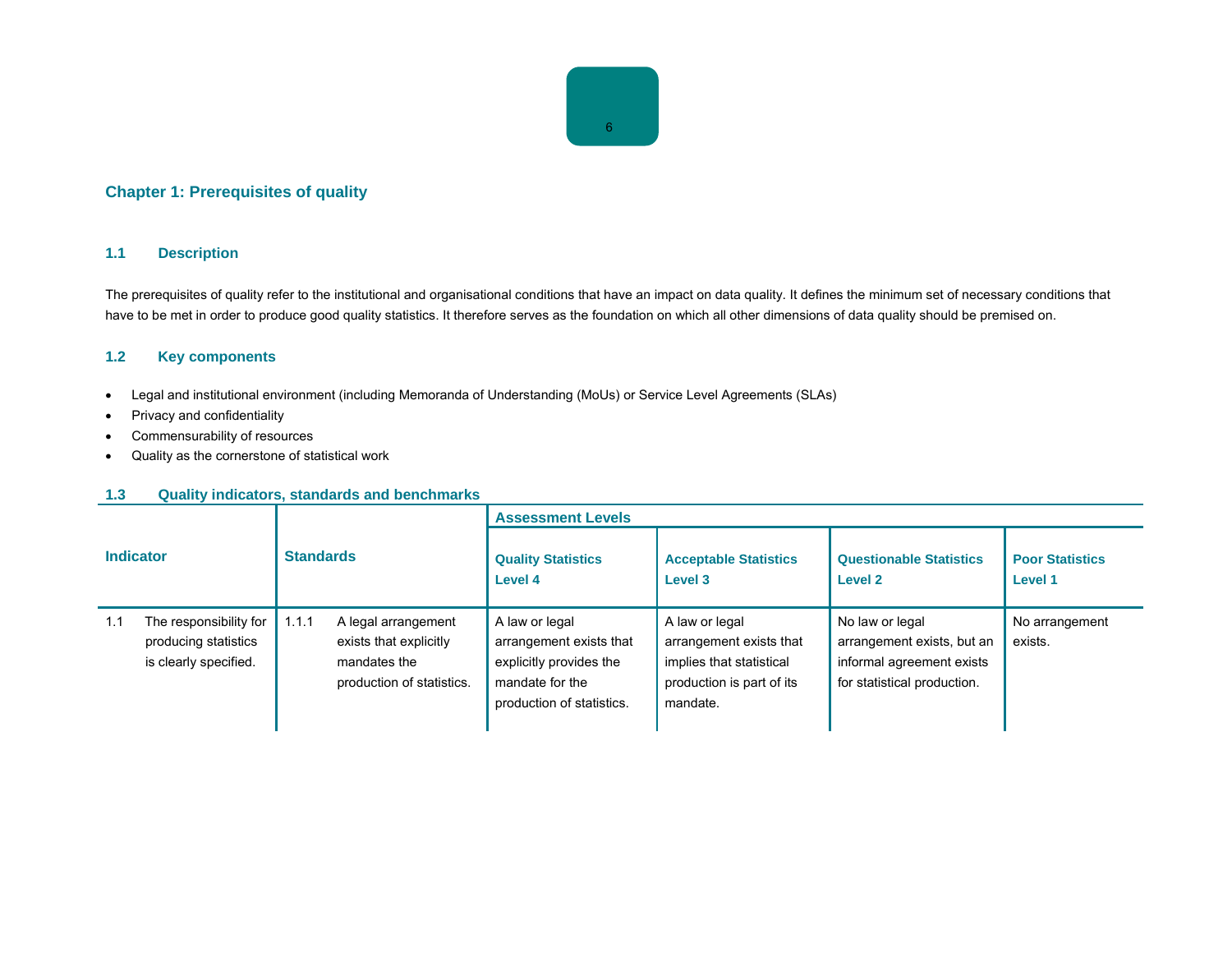## Chapter 1: Prerequisites of quality

### 1.1 Description

The prerequisites of quality refer to the institutional and organisational conditions that have an impact on data quality. It defines the minimum set of necessary conditions that have to be met in order to produce good quality statistics. It therefore serves as the foundation on which all other dimensions of data quality should be premised on.

### 1.2 Key components

- Legal and institutional environment (including Memoranda of Understanding (MoUs) or Service Level Agreements (SLAs)
- Privacy and confidentiality
- Commensurability of resources
- Quality as the cornerstone of statistical work

### 1.3 Quality indicators, standards and benchmarks

| Indicator | | Standards | | Assessment Levels | | | |
|---|---|---|---|---|---|---|---|
| | | | | Quality Statistics Level 4 | Acceptable Statistics Level 3 | Questionable Statistics Level 2 | Poor Statistics Level 1 |
| 1.1 | The responsibility for producing statistics is clearly specified. | 1.1.1 | A legal arrangement exists that explicitly mandates the production of statistics. | A law or legal arrangement exists that explicitly provides the mandate for the production of statistics. | A law or legal arrangement exists that implies that statistical production is part of its mandate. | No law or legal arrangement exists, but an informal agreement exists for statistical production. | No arrangement exists. |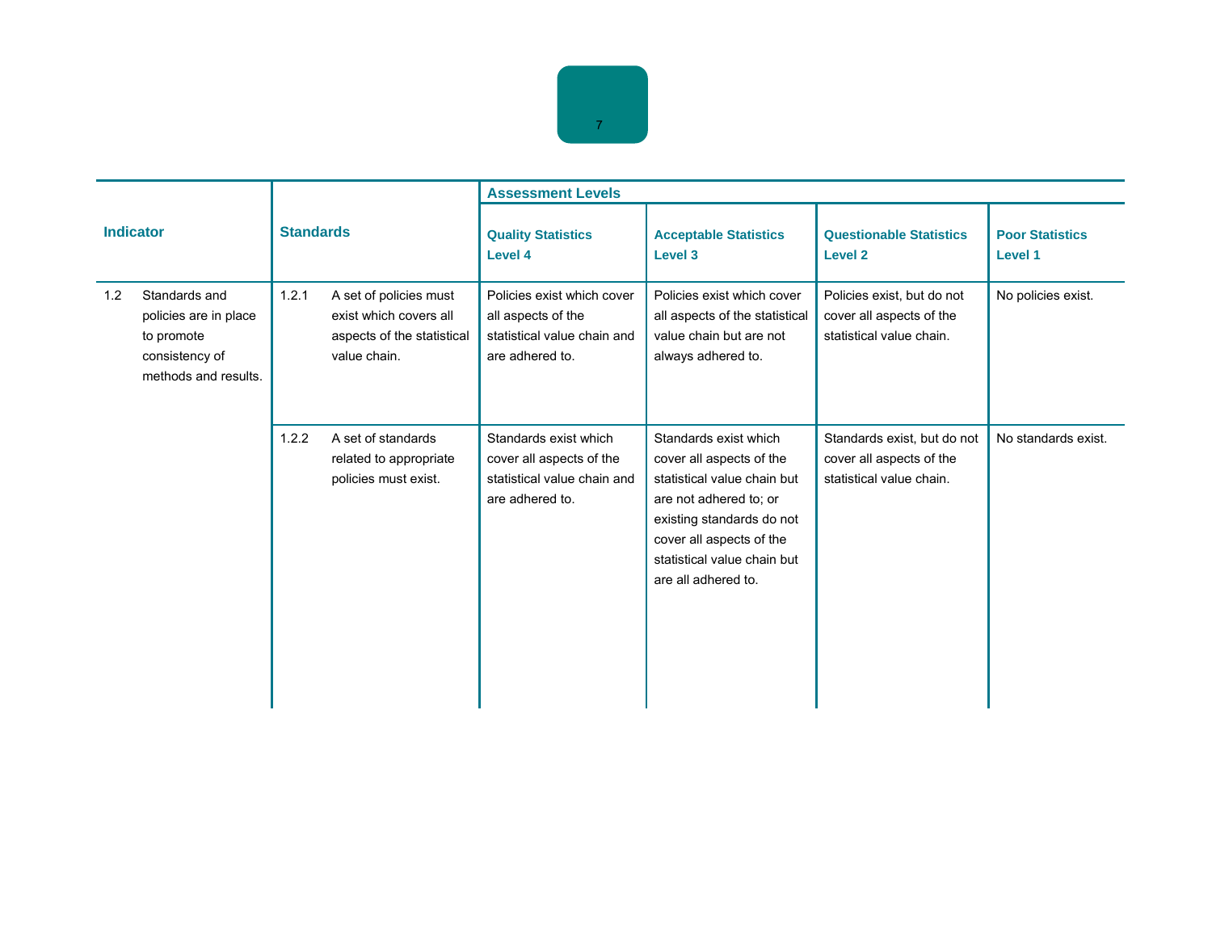| Indicator | Standards | Assessment Levels | | | |
|---|---|---|---|---|---|
| | | Quality Statistics Level 4 | Acceptable Statistics Level 3 | Questionable Statistics Level 2 | Poor Statistics Level 1 |
| 1.2 Standards and policies are in place to promote consistency of methods and results. | 1.2.1 A set of policies must exist which covers all aspects of the statistical value chain. | Policies exist which cover all aspects of the statistical value chain and are adhered to. | Policies exist which cover all aspects of the statistical value chain but are not always adhered to. | Policies exist, but do not cover all aspects of the statistical value chain. | No policies exist. |
| | 1.2.2 A set of standards related to appropriate policies must exist. | Standards exist which cover all aspects of the statistical value chain and are adhered to. | Standards exist which cover all aspects of the statistical value chain but are not adhered to; or existing standards do not cover all aspects of the statistical value chain but are all adhered to. | Standards exist, but do not cover all aspects of the statistical value chain. | No standards exist. |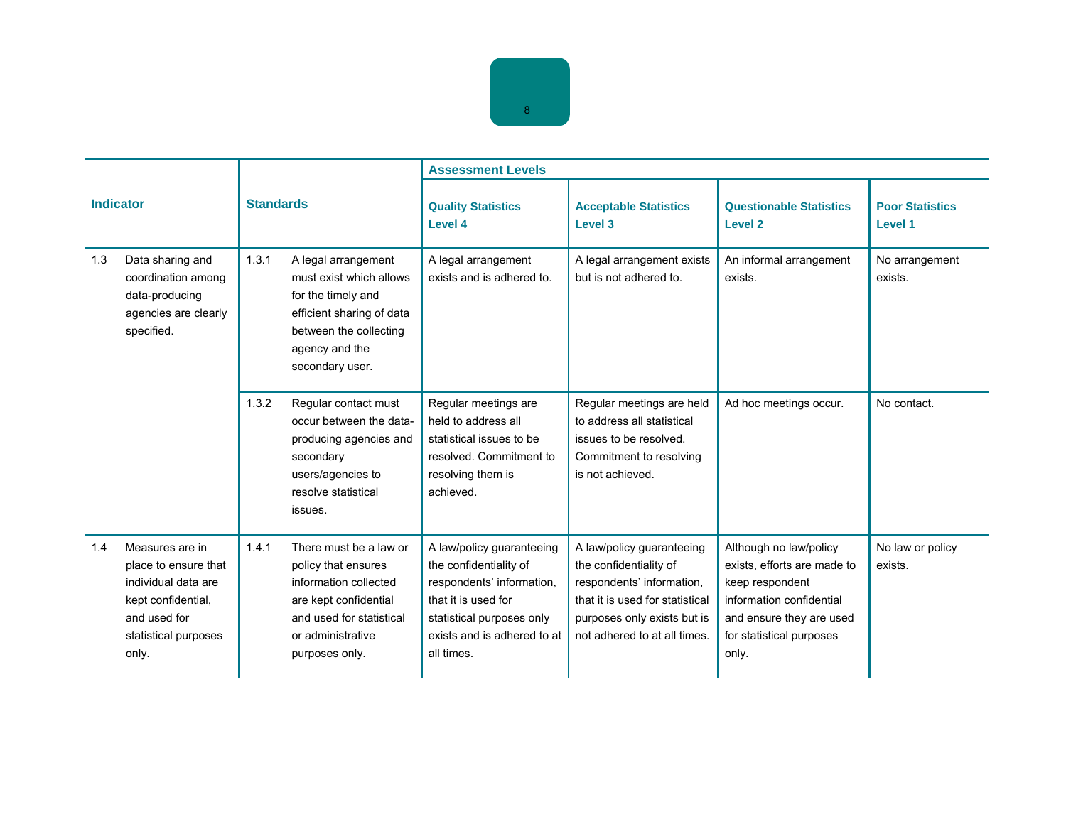| Indicator | Standards | Assessment Levels | | | |
|---|---|---|---|---|---|
| | | Quality Statistics Level 4 | Acceptable Statistics Level 3 | Questionable Statistics Level 2 | Poor Statistics Level 1 |
| 1.3 Data sharing and coordination among data-producing agencies are clearly specified. | 1.3.1 A legal arrangement must exist which allows for the timely and efficient sharing of data between the collecting agency and the secondary user. | A legal arrangement exists and is adhered to. | A legal arrangement exists but is not adhered to. | An informal arrangement exists. | No arrangement exists. |
| | 1.3.2 Regular contact must occur between the data-producing agencies and secondary users/agencies to resolve statistical issues. | Regular meetings are held to address all statistical issues to be resolved. Commitment to resolving them is achieved. | Regular meetings are held to address all statistical issues to be resolved. Commitment to resolving is not achieved. | Ad hoc meetings occur. | No contact. |
| 1.4 Measures are in place to ensure that individual data are kept confidential, and used for statistical purposes only. | 1.4.1 There must be a law or policy that ensures information collected are kept confidential and used for statistical or administrative purposes only. | A law/policy guaranteeing the confidentiality of respondents' information, that it is used for statistical purposes only exists and is adhered to at all times. | A law/policy guaranteeing the confidentiality of respondents' information, that it is used for statistical purposes only exists but is not adhered to at all times. | Although no law/policy exists, efforts are made to keep respondent information confidential and ensure they are used for statistical purposes only. | No law or policy exists. |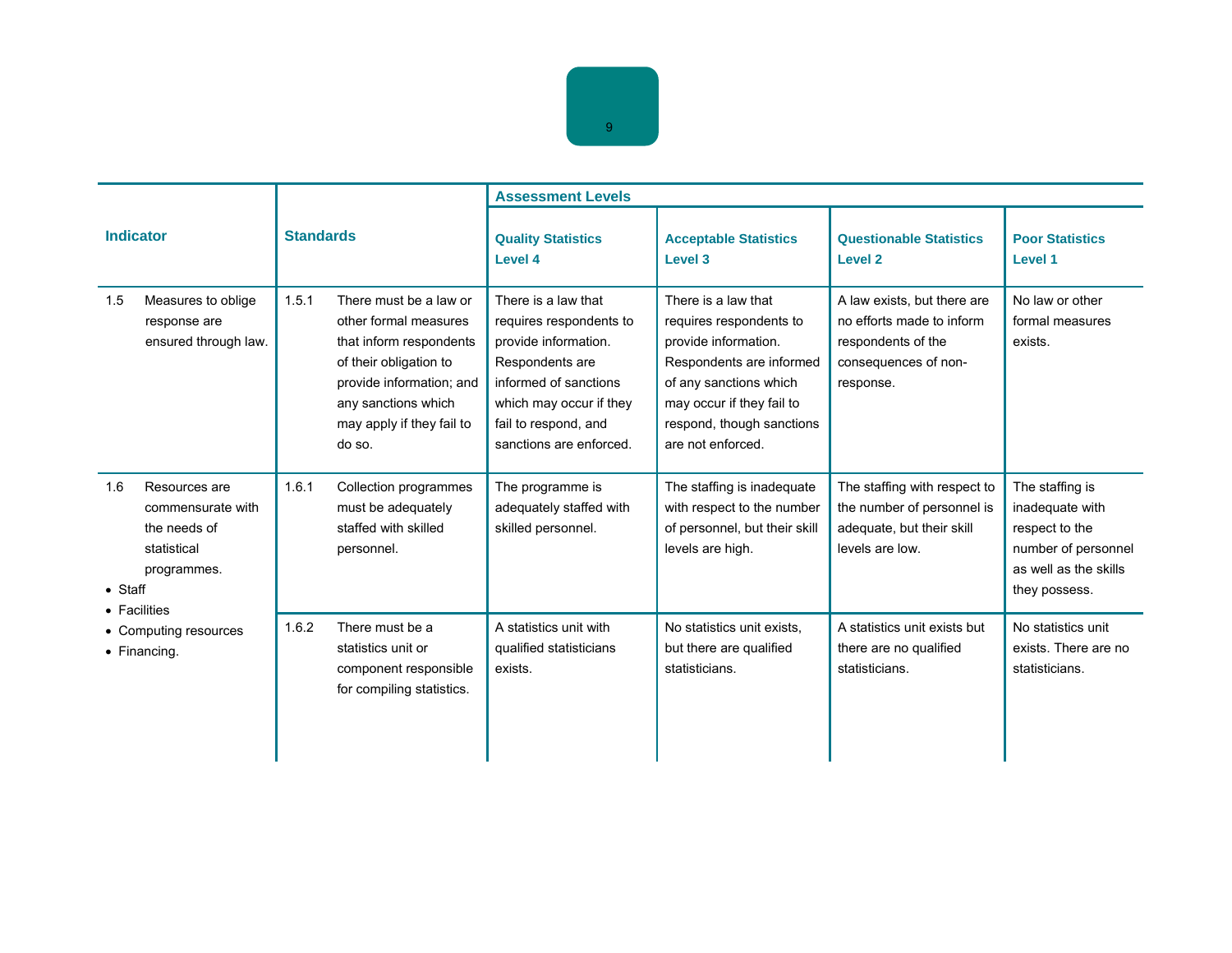| Indicator | Standards | Assessment Levels | | | |
|---|---|---|---|---|---|
| | | **Quality Statistics Level 4** | **Acceptable Statistics Level 3** | **Questionable Statistics Level 2** | **Poor Statistics Level 1** |
| 1.5 Measures to oblige response are ensured through law. | 1.5.1 There must be a law or other formal measures that inform respondents of their obligation to provide information; and any sanctions which may apply if they fail to do so. | There is a law that requires respondents to provide information. Respondents are informed of sanctions which may occur if they fail to respond, and sanctions are enforced. | There is a law that requires respondents to provide information. Respondents are informed of any sanctions which may occur if they fail to respond, though sanctions are not enforced. | A law exists, but there are no efforts made to inform respondents of the consequences of non-response. | No law or other formal measures exists. |
| 1.6 Resources are commensurate with the needs of statistical programmes. <br>• Staff <br>• Facilities <br>• Computing resources <br>• Financing. | 1.6.1 Collection programmes must be adequately staffed with skilled personnel. | The programme is adequately staffed with skilled personnel. | The staffing is inadequate with respect to the number of personnel, but their skill levels are high. | The staffing with respect to the number of personnel is adequate, but their skill levels are low. | The staffing is inadequate with respect to the number of personnel as well as the skills they possess. |
| | 1.6.2 There must be a statistics unit or component responsible for compiling statistics. | A statistics unit with qualified statisticians exists. | No statistics unit exists, but there are qualified statisticians. | A statistics unit exists but there are no qualified statisticians. | No statistics unit exists. There are no statisticians. |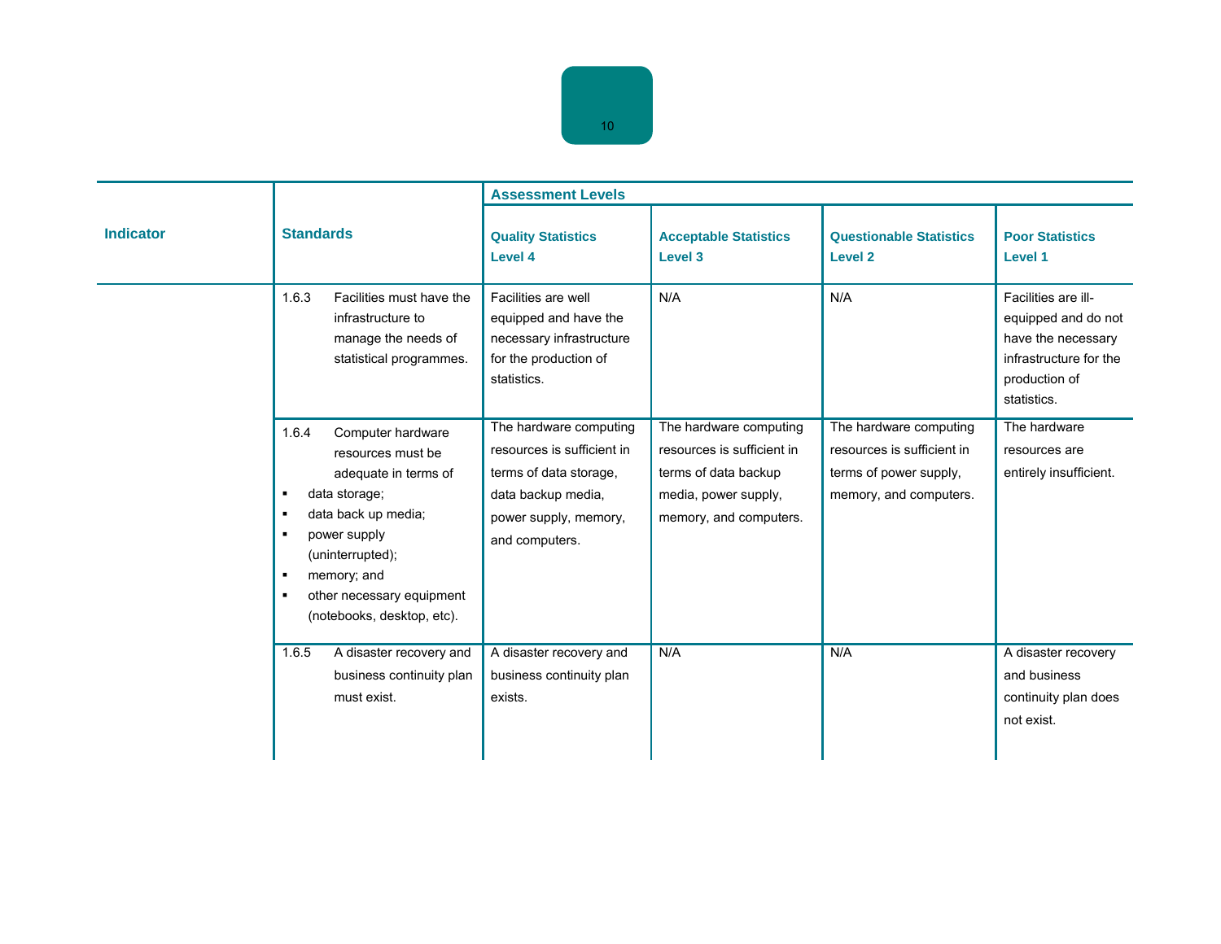| Indicator | Standards | Assessment Levels | | | |
|---|---|---|---|---|---|
| | | Quality Statistics Level 4 | Acceptable Statistics Level 3 | Questionable Statistics Level 2 | Poor Statistics Level 1 |
| | 1.6.3 Facilities must have the infrastructure to manage the needs of statistical programmes. | Facilities are well equipped and have the necessary infrastructure for the production of statistics. | N/A | N/A | Facilities are ill-equipped and do not have the necessary infrastructure for the production of statistics. |
| | 1.6.4 Computer hardware resources must be adequate in terms of<br>▪ data storage;<br>▪ data back up media;<br>▪ power supply (uninterrupted);<br>▪ memory; and<br>▪ other necessary equipment (notebooks, desktop, etc). | The hardware computing resources is sufficient in terms of data storage, data backup media, power supply, memory, and computers. | The hardware computing resources is sufficient in terms of data backup media, power supply, memory, and computers. | The hardware computing resources is sufficient in terms of power supply, memory, and computers. | The hardware resources are entirely insufficient. |
| | 1.6.5 A disaster recovery and business continuity plan must exist. | A disaster recovery and business continuity plan exists. | N/A | N/A | A disaster recovery and business continuity plan does not exist. |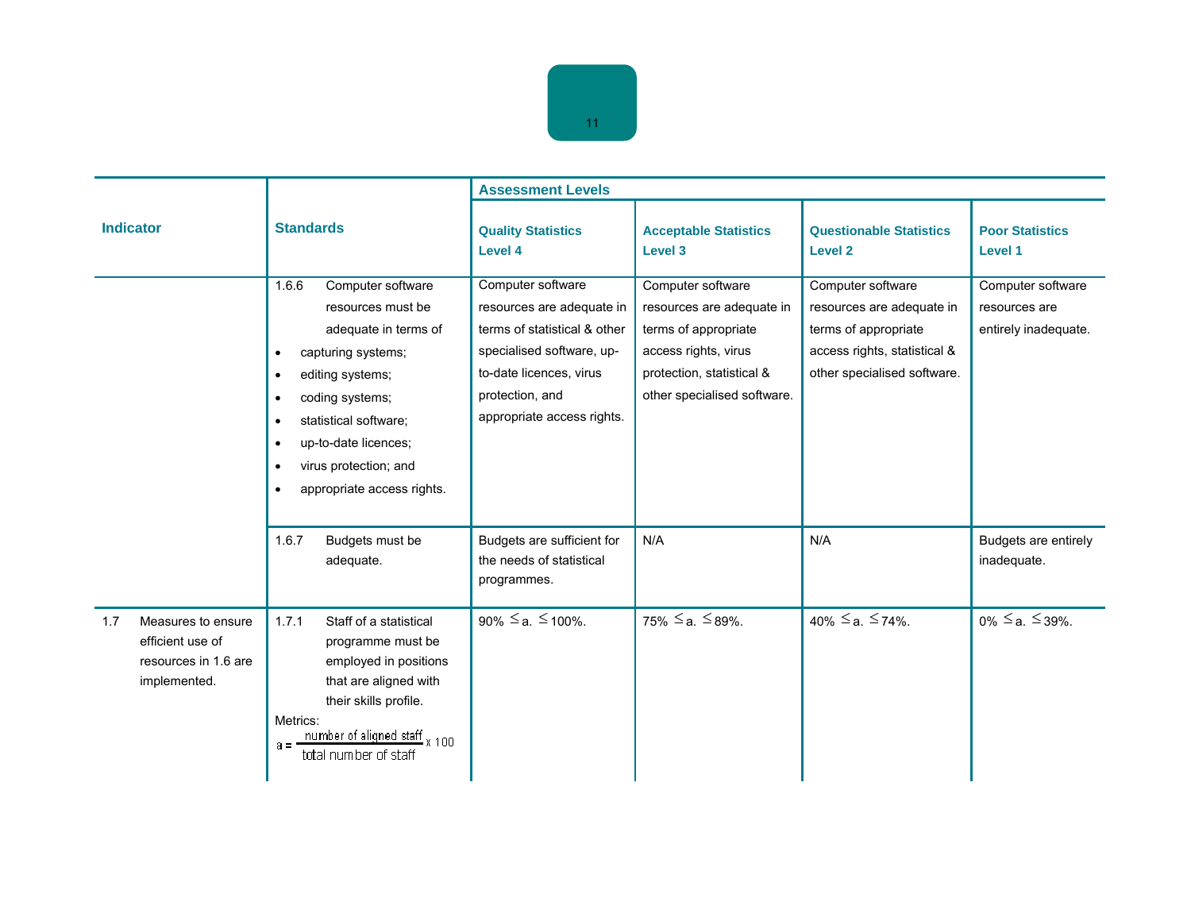| Indicator | Standards | Assessment Levels | | | |
|---|---|---|---|---|---|
| | | Quality Statistics Level 4 | Acceptable Statistics Level 3 | Questionable Statistics Level 2 | Poor Statistics Level 1 |
| | 1.6.6 Computer software resources must be adequate in terms of <br>• capturing systems; <br>• editing systems; <br>• coding systems; <br>• statistical software; <br>• up-to-date licences; <br>• virus protection; and <br>• appropriate access rights. | Computer software resources are adequate in terms of statistical & other specialised software, up-to-date licences, virus protection, and appropriate access rights. | Computer software resources are adequate in terms of appropriate access rights, virus protection, statistical & other specialised software. | Computer software resources are adequate in terms of appropriate access rights, statistical & other specialised software. | Computer software resources are entirely inadequate. |
| | 1.6.7 Budgets must be adequate. | Budgets are sufficient for the needs of statistical programmes. | N/A | N/A | Budgets are entirely inadequate. |
| 1.7 Measures to ensure efficient use of resources in 1.6 are implemented. | 1.7.1 Staff of a statistical programme must be employed in positions that are aligned with their skills profile. <br>Metrics: <br>$a = \frac{\text{number of aligned staff}}{\text{total number of staff}} \times 100$ | 90% $\leq$ a. $\leq$ 100%. | 75% $\leq$ a. $\leq$ 89%. | 40% $\leq$ a. $\leq$ 74%. | 0% $\leq$ a. $\leq$ 39%. |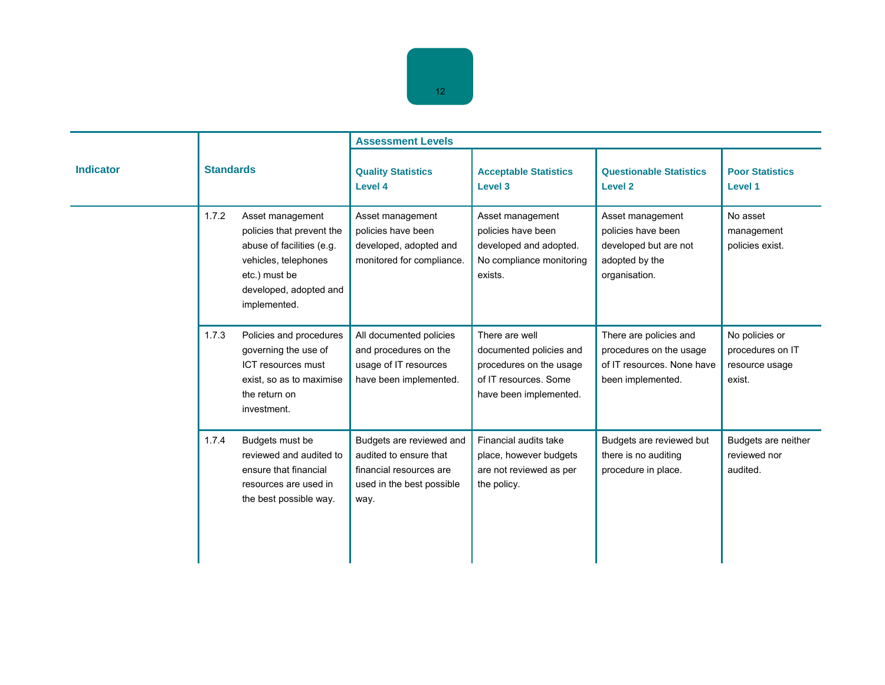| Indicator | Standards | | Assessment Levels | | | |
|---|---|---|---|---|---|---|
| | | | Quality Statistics Level 4 | Acceptable Statistics Level 3 | Questionable Statistics Level 2 | Poor Statistics Level 1 |
| | 1.7.2 | Asset management policies that prevent the abuse of facilities (e.g. vehicles, telephones etc.) must be developed, adopted and implemented. | Asset management policies have been developed, adopted and monitored for compliance. | Asset management policies have been developed and adopted. No compliance monitoring exists. | Asset management policies have been developed but are not adopted by the organisation. | No asset management policies exist. |
| | 1.7.3 | Policies and procedures governing the use of ICT resources must exist, so as to maximise the return on investment. | All documented policies and procedures on the usage of IT resources have been implemented. | There are well documented policies and procedures on the usage of IT resources. Some have been implemented. | There are policies and procedures on the usage of IT resources. None have been implemented. | No policies or procedures on IT resource usage exist. |
| | 1.7.4 | Budgets must be reviewed and audited to ensure that financial resources are used in the best possible way. | Budgets are reviewed and audited to ensure that financial resources are used in the best possible way. | Financial audits take place, however budgets are not reviewed as per the policy. | Budgets are reviewed but there is no auditing procedure in place. | Budgets are neither reviewed nor audited. |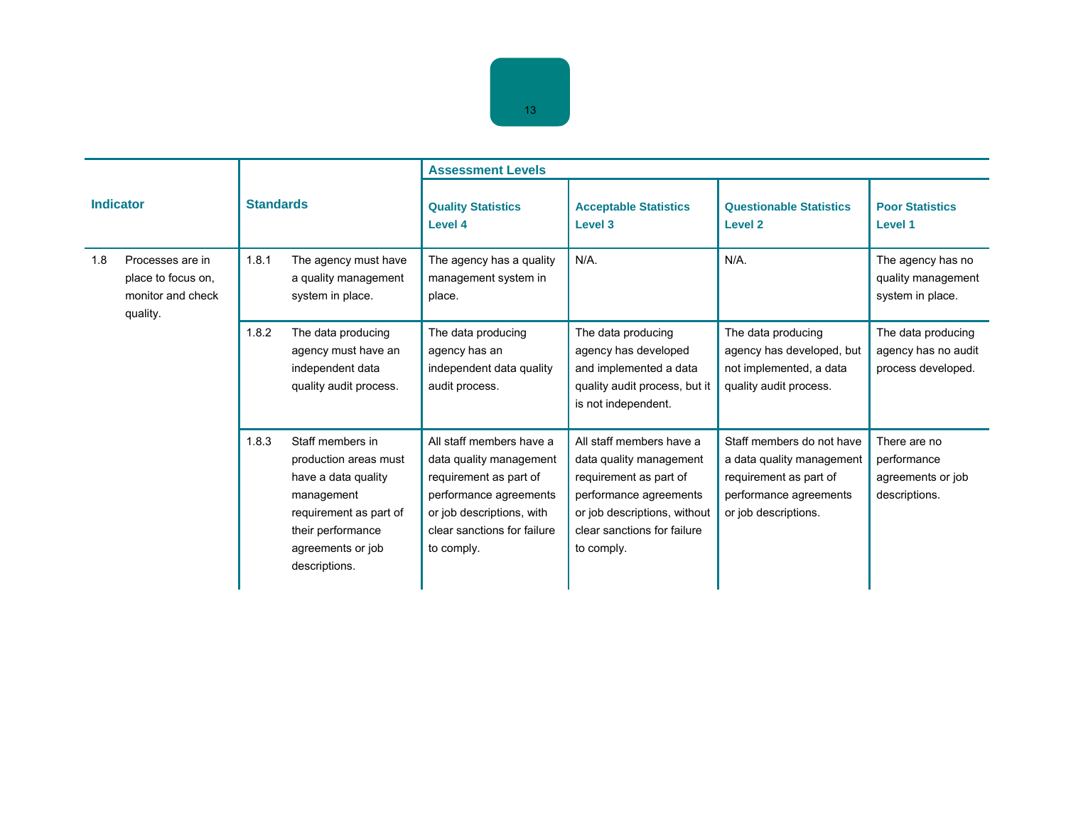| Indicator | | Standards | | Assessment Levels | | | |
|---|---|---|---|---|---|---|---|
| | | | | Quality Statistics Level 4 | Acceptable Statistics Level 3 | Questionable Statistics Level 2 | Poor Statistics Level 1 |
| 1.8 | Processes are in place to focus on, monitor and check quality. | 1.8.1 | The agency must have a quality management system in place. | The agency has a quality management system in place. | N/A. | N/A. | The agency has no quality management system in place. |
| | | 1.8.2 | The data producing agency must have an independent data quality audit process. | The data producing agency has an independent data quality audit process. | The data producing agency has developed and implemented a data quality audit process, but it is not independent. | The data producing agency has developed, but not implemented, a data quality audit process. | The data producing agency has no audit process developed. |
| | | 1.8.3 | Staff members in production areas must have a data quality management requirement as part of their performance agreements or job descriptions. | All staff members have a data quality management requirement as part of performance agreements or job descriptions, with clear sanctions for failure to comply. | All staff members have a data quality management requirement as part of performance agreements or job descriptions, without clear sanctions for failure to comply. | Staff members do not have a data quality management requirement as part of performance agreements or job descriptions. | There are no performance agreements or job descriptions. |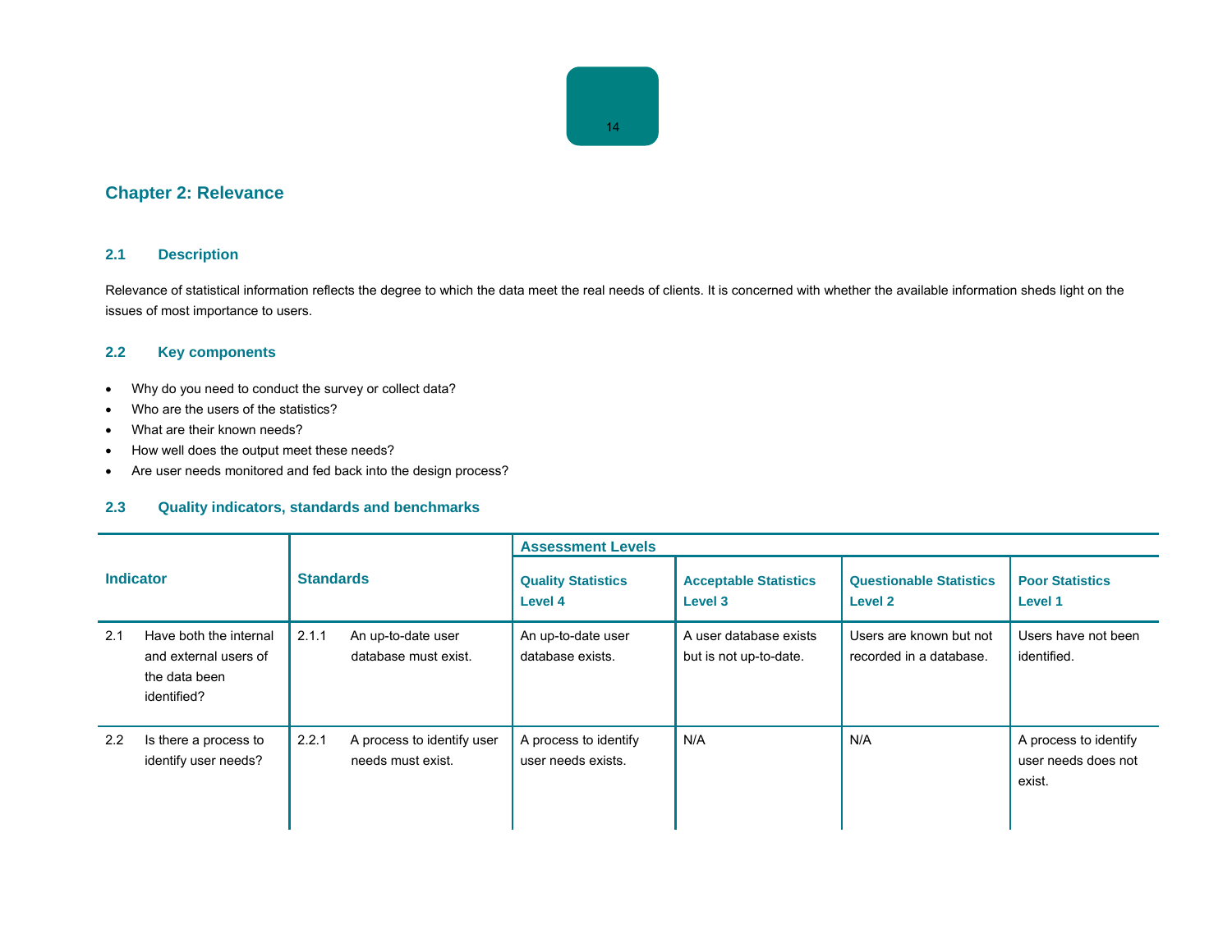## Chapter 2: Relevance

### 2.1 Description

Relevance of statistical information reflects the degree to which the data meet the real needs of clients. It is concerned with whether the available information sheds light on the issues of most importance to users.

### 2.2 Key components

- Why do you need to conduct the survey or collect data?
- Who are the users of the statistics?
- What are their known needs?
- How well does the output meet these needs?
- Are user needs monitored and fed back into the design process?

### 2.3 Quality indicators, standards and benchmarks

| Indicator | Standards | Assessment Levels | | | |
|---|---|---|---|---|---|
| | | Quality Statistics Level 4 | Acceptable Statistics Level 3 | Questionable Statistics Level 2 | Poor Statistics Level 1 |
| 2.1 Have both the internal and external users of the data been identified? | 2.1.1 An up-to-date user database must exist. | An up-to-date user database exists. | A user database exists but is not up-to-date. | Users are known but not recorded in a database. | Users have not been identified. |
| 2.2 Is there a process to identify user needs? | 2.2.1 A process to identify user needs must exist. | A process to identify user needs exists. | N/A | N/A | A process to identify user needs does not exist. |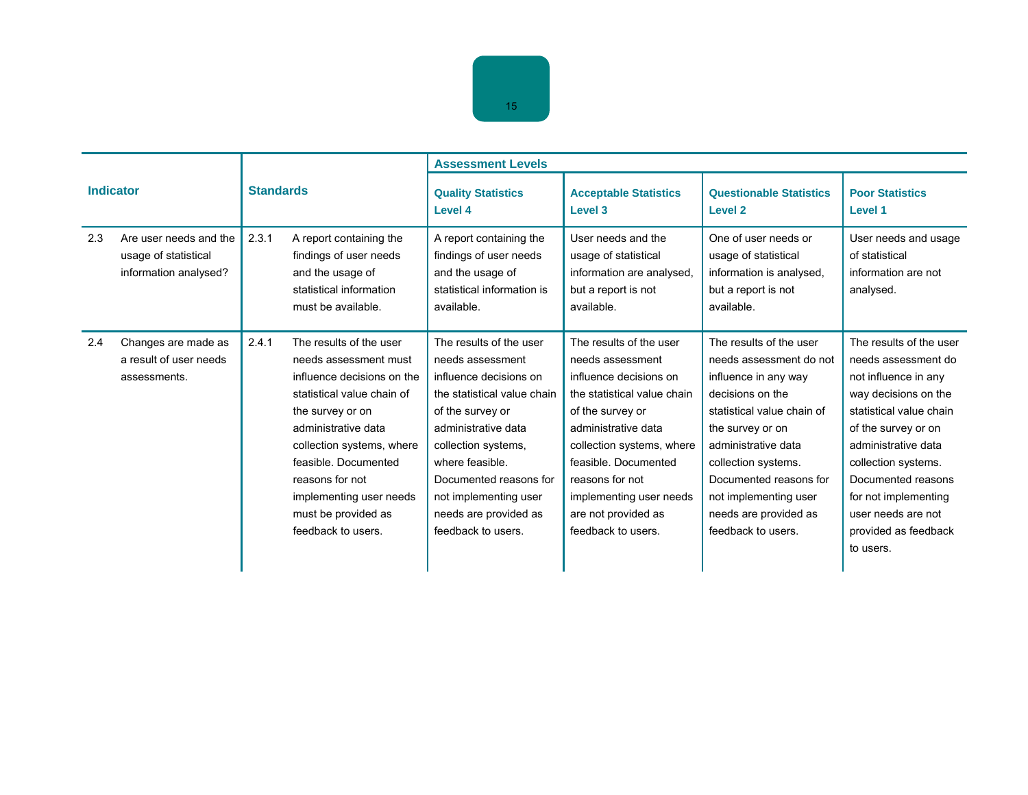| Indicator | | Standards | | Assessment Levels | | | |
|---|---|---|---|---|---|---|---|
| | | | | Quality Statistics Level 4 | Acceptable Statistics Level 3 | Questionable Statistics Level 2 | Poor Statistics Level 1 |
| 2.3 | Are user needs and the usage of statistical information analysed? | 2.3.1 | A report containing the findings of user needs and the usage of statistical information must be available. | A report containing the findings of user needs and the usage of statistical information is available. | User needs and the usage of statistical information are analysed, but a report is not available. | One of user needs or usage of statistical information is analysed, but a report is not available. | User needs and usage of statistical information are not analysed. |
| 2.4 | Changes are made as a result of user needs assessments. | 2.4.1 | The results of the user needs assessment must influence decisions on the statistical value chain of the survey or on administrative data collection systems, where feasible. Documented reasons for not implementing user needs must be provided as feedback to users. | The results of the user needs assessment influence decisions on the statistical value chain of the survey or administrative data collection systems, where feasible. Documented reasons for not implementing user needs are provided as feedback to users. | The results of the user needs assessment influence decisions on the statistical value chain of the survey or administrative data collection systems, where feasible. Documented reasons for not implementing user needs are not provided as feedback to users. | The results of the user needs assessment do not influence in any way decisions on the statistical value chain of the survey or on administrative data collection systems. Documented reasons for not implementing user needs are provided as feedback to users. | The results of the user needs assessment do not influence in any way decisions on the statistical value chain of the survey or on administrative data collection systems. Documented reasons for not implementing user needs are not provided as feedback to users. |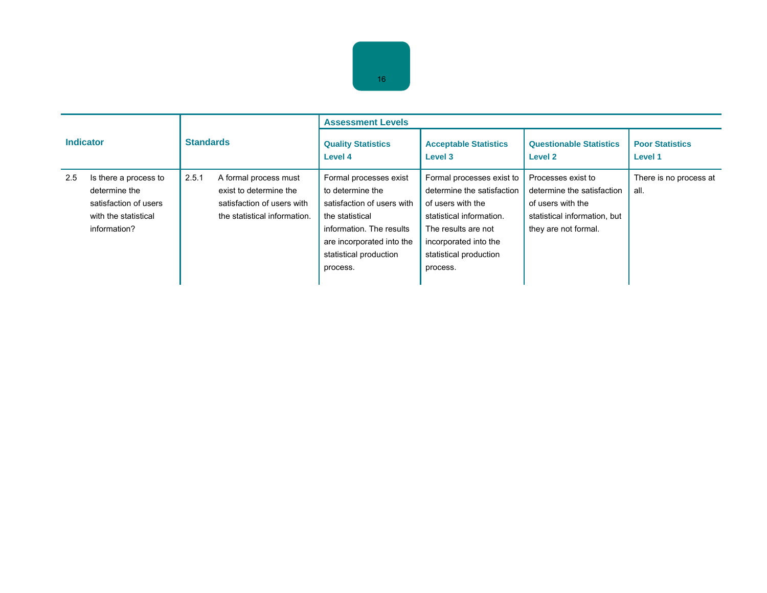| Indicator | | Standards | | Assessment Levels | | | |
|---|---|---|---|---|---|---|---|
| | | | | Quality Statistics Level 4 | Acceptable Statistics Level 3 | Questionable Statistics Level 2 | Poor Statistics Level 1 |
| 2.5 | Is there a process to determine the satisfaction of users with the statistical information? | 2.5.1 | A formal process must exist to determine the satisfaction of users with the statistical information. | Formal processes exist to determine the satisfaction of users with the statistical information. The results are incorporated into the statistical production process. | Formal processes exist to determine the satisfaction of users with the statistical information. The results are not incorporated into the statistical production process. | Processes exist to determine the satisfaction of users with the statistical information, but they are not formal. | There is no process at all. |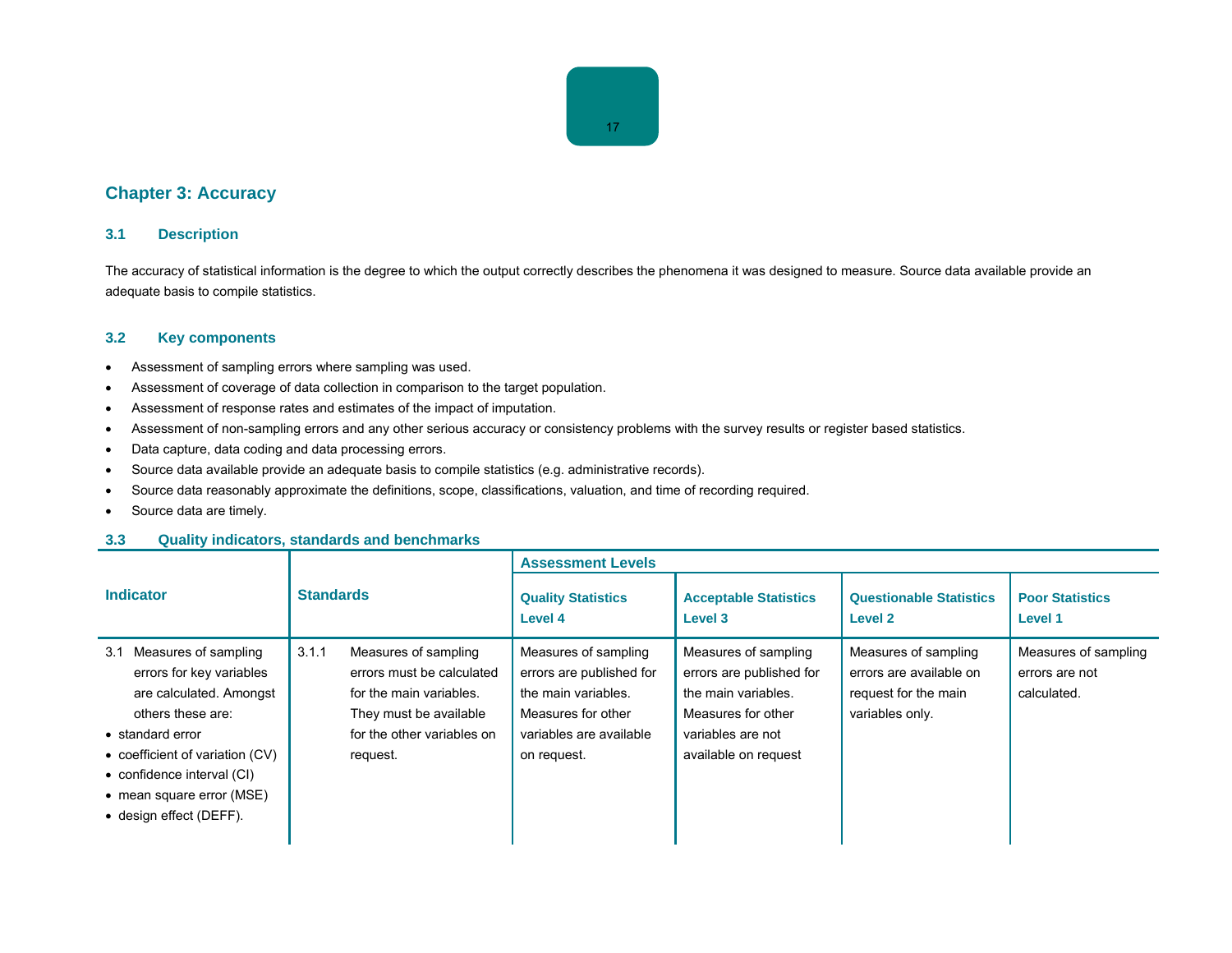## Chapter 3: Accuracy

### 3.1 Description

The accuracy of statistical information is the degree to which the output correctly describes the phenomena it was designed to measure. Source data available provide an adequate basis to compile statistics.

### 3.2 Key components

- Assessment of sampling errors where sampling was used.
- Assessment of coverage of data collection in comparison to the target population.
- Assessment of response rates and estimates of the impact of imputation.
- Assessment of non-sampling errors and any other serious accuracy or consistency problems with the survey results or register based statistics.
- Data capture, data coding and data processing errors.
- Source data available provide an adequate basis to compile statistics (e.g. administrative records).
- Source data reasonably approximate the definitions, scope, classifications, valuation, and time of recording required.
- Source data are timely.

### 3.3 Quality indicators, standards and benchmarks

| Indicator | Standards | Assessment Levels | | | |
|---|---|---|---|---|---|
| | | **Quality Statistics Level 4** | **Acceptable Statistics Level 3** | **Questionable Statistics Level 2** | **Poor Statistics Level 1** |
| 3.1 Measures of sampling errors for key variables are calculated. Amongst others these are: <br>• standard error <br>• coefficient of variation (CV) <br>• confidence interval (CI) <br>• mean square error (MSE) <br>• design effect (DEFF). | 3.1.1 Measures of sampling errors must be calculated for the main variables. They must be available for the other variables on request. | Measures of sampling errors are published for the main variables. Measures for other variables are available on request. | Measures of sampling errors are published for the main variables. Measures for other variables are not available on request | Measures of sampling errors are available on request for the main variables only. | Measures of sampling errors are not calculated. |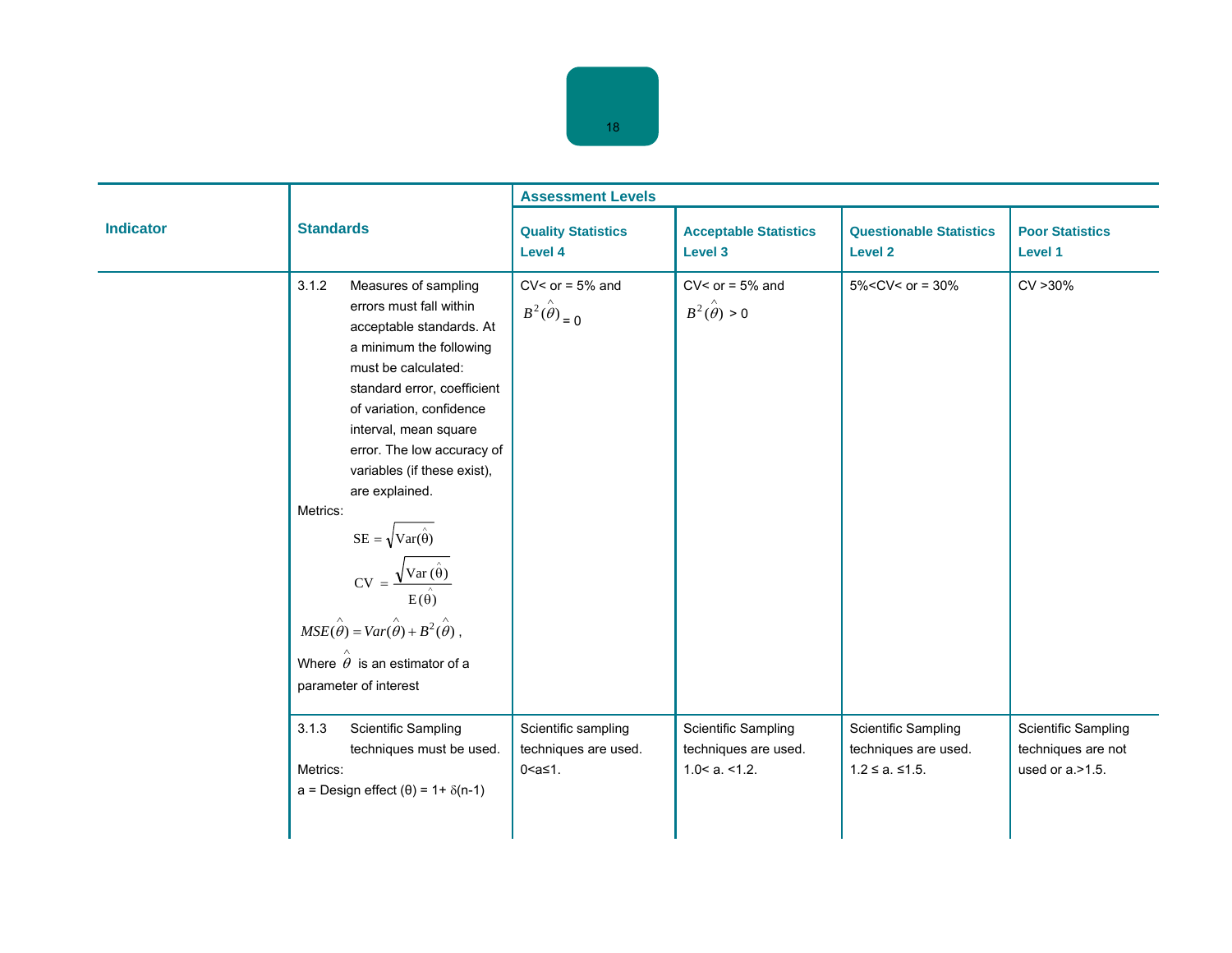| Indicator | Standards | Assessment Levels | | | |
|---|---|---|---|---|---|
| | | Quality Statistics Level 4 | Acceptable Statistics Level 3 | Questionable Statistics Level 2 | Poor Statistics Level 1 |
| | 3.1.2 Measures of sampling errors must fall within acceptable standards. At a minimum the following must be calculated: standard error, coefficient of variation, confidence interval, mean square error. The low accuracy of variables (if these exist), are explained. Metrics: $SE = \sqrt{Var(\hat{\theta})}$ $CV = \frac{\sqrt{Var(\hat{\theta})}}{E(\hat{\theta})}$ $MSE(\hat{\theta}) = Var(\hat{\theta}) + B^2(\hat{\theta})$, Where $\hat{\theta}$ is an estimator of a parameter of interest | CV< or = 5% and $B^2(\hat{\theta}) = 0$ | CV< or = 5% and $B^2(\hat{\theta}) > 0$ | 5%<CV< or = 30% | CV >30% |
| | 3.1.3 Scientific Sampling techniques must be used. Metrics: a = Design effect (θ) = 1+ δ(n-1) | Scientific sampling techniques are used. 0<a≤1. | Scientific Sampling techniques are used. 1.0< a. <1.2. | Scientific Sampling techniques are used. 1.2 ≤ a. ≤1.5. | Scientific Sampling techniques are not used or a.>1.5. |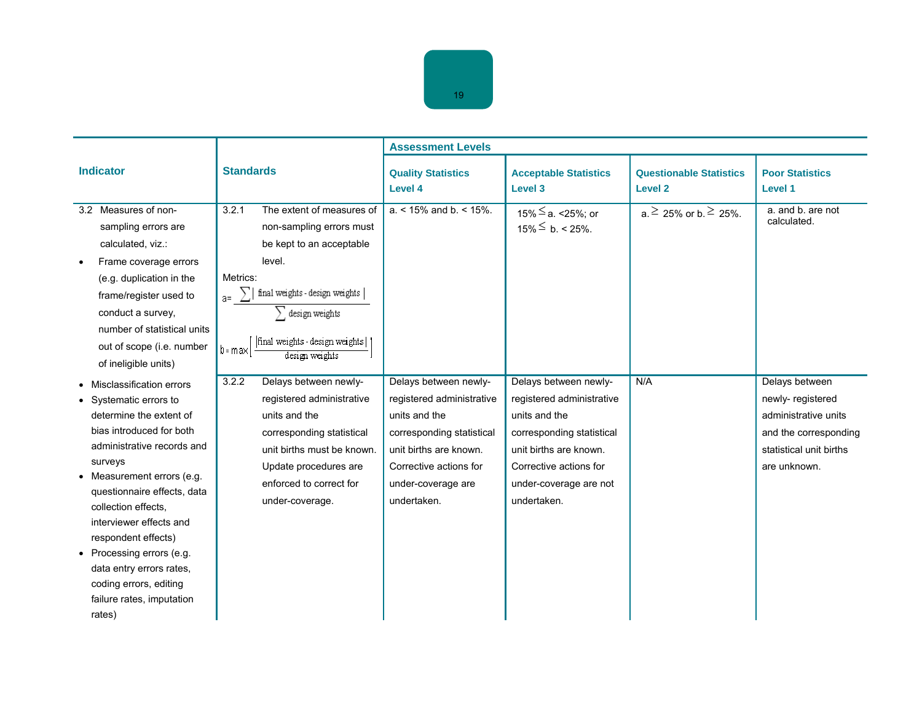| Indicator | Standards | Assessment Levels | | | |
|---|---|---|---|---|---|
| | | Quality Statistics Level 4 | Acceptable Statistics Level 3 | Questionable Statistics Level 2 | Poor Statistics Level 1 |
| 3.2 Measures of non-sampling errors are calculated, viz.: <br>• Frame coverage errors (e.g. duplication in the frame/register used to conduct a survey, number of statistical units out of scope (i.e. number of ineligible units) | 3.2.1 The extent of measures of non-sampling errors must be kept to an acceptable level. <br>Metrics: <br>$a = \frac{\sum \lvert \text{final weights - design weights} \rvert}{\sum \text{design weights}}$ <br>$b = \max\left[\frac{\lvert \text{final weights - design weights} \rvert}{\text{design weights}}\right]$ | a. < 15% and b. < 15%. | 15% $\leq$ a. <25%; or 15% $\leq$ b. < 25%. | a. $\geq$ 25% or b. $\geq$ 25%. | a. and b. are not calculated. |
| • Misclassification errors <br>• Systematic errors to determine the extent of bias introduced for both administrative records and surveys <br>• Measurement errors (e.g. questionnaire effects, data collection effects, interviewer effects and respondent effects) <br>• Processing errors (e.g. data entry errors rates, coding errors, editing failure rates, imputation rates) | 3.2.2 Delays between newly-registered administrative units and the corresponding statistical unit births must be known. Update procedures are enforced to correct for under-coverage. | Delays between newly-registered administrative units and the corresponding statistical unit births are known. Corrective actions for under-coverage are undertaken. | Delays between newly-registered administrative units and the corresponding statistical unit births are known. Corrective actions for under-coverage are not undertaken. | N/A | Delays between newly- registered administrative units and the corresponding statistical unit births are unknown. |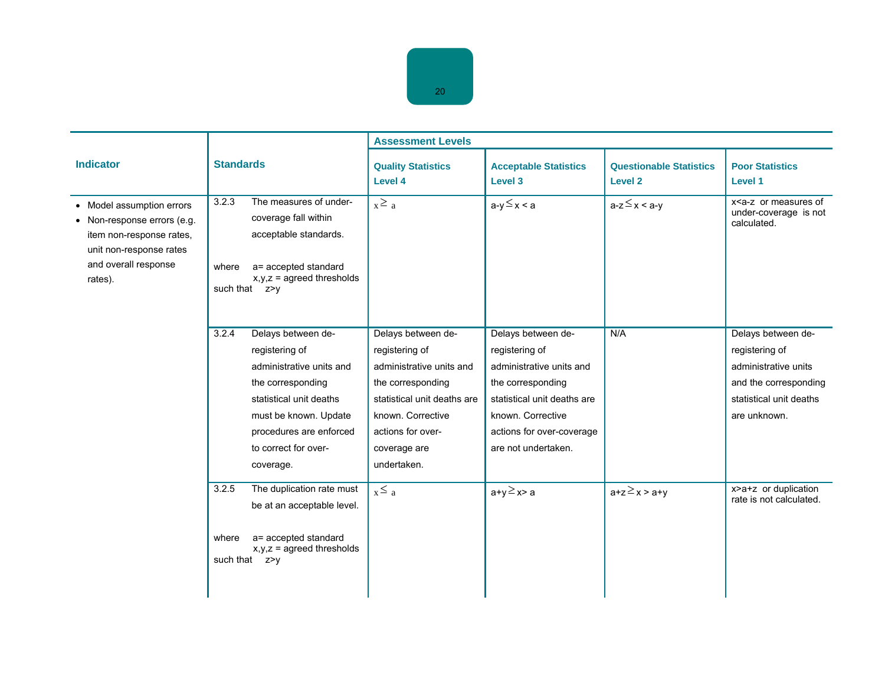| Indicator | Standards | Assessment Levels | | | |
|---|---|---|---|---|---|
| | | Quality Statistics Level 4 | Acceptable Statistics Level 3 | Questionable Statistics Level 2 | Poor Statistics Level 1 |
| • Model assumption errors<br>• Non-response errors (e.g. item non-response rates, unit non-response rates and overall response rates). | 3.2.3 The measures of under-coverage fall within acceptable standards.<br><br>where a= accepted standard<br>x,y,z = agreed thresholds<br>such that z>y | $x \geq a$ | $a-y \leq x < a$ | $a-z \leq x < a-y$ | $x<a-z$ or measures of under-coverage is not calculated. |
| | 3.2.4 Delays between de-registering of administrative units and the corresponding statistical unit deaths must be known. Update procedures are enforced to correct for over-coverage. | Delays between de-registering of administrative units and the corresponding statistical unit deaths are known. Corrective actions for over-coverage are undertaken. | Delays between de-registering of administrative units and the corresponding statistical unit deaths are known. Corrective actions for over-coverage are not undertaken. | N/A | Delays between de-registering of administrative units and the corresponding statistical unit deaths are unknown. |
| | 3.2.5 The duplication rate must be at an acceptable level.<br><br>where a= accepted standard<br>x,y,z = agreed thresholds<br>such that z>y | $x \leq a$ | $a+y \geq x > a$ | $a+z \geq x > a+y$ | $x>a+z$ or duplication rate is not calculated. |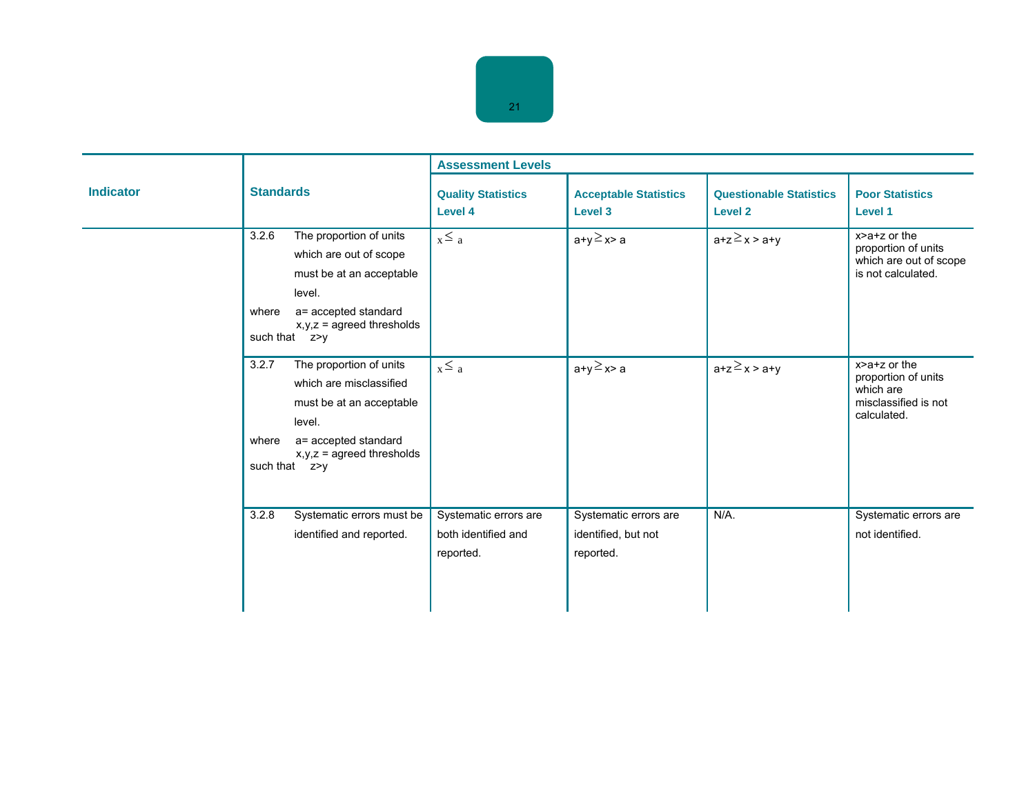| Indicator | Standards | Assessment Levels | | | |
|---|---|---|---|---|---|
| | | Quality Statistics Level 4 | Acceptable Statistics Level 3 | Questionable Statistics Level 2 | Poor Statistics Level 1 |
| | 3.2.6 The proportion of units which are out of scope must be at an acceptable level. where a= accepted standard x,y,z = agreed thresholds such that z>y | $x \leq a$ | $a+y \geq x > a$ | $a+z \geq x > a+y$ | $x > a+z$ or the proportion of units which are out of scope is not calculated. |
| | 3.2.7 The proportion of units which are misclassified must be at an acceptable level. where a= accepted standard x,y,z = agreed thresholds such that z>y | $x \leq a$ | $a+y \geq x > a$ | $a+z \geq x > a+y$ | $x > a+z$ or the proportion of units which are misclassified is not calculated. |
| | 3.2.8 Systematic errors must be identified and reported. | Systematic errors are both identified and reported. | Systematic errors are identified, but not reported. | N/A. | Systematic errors are not identified. |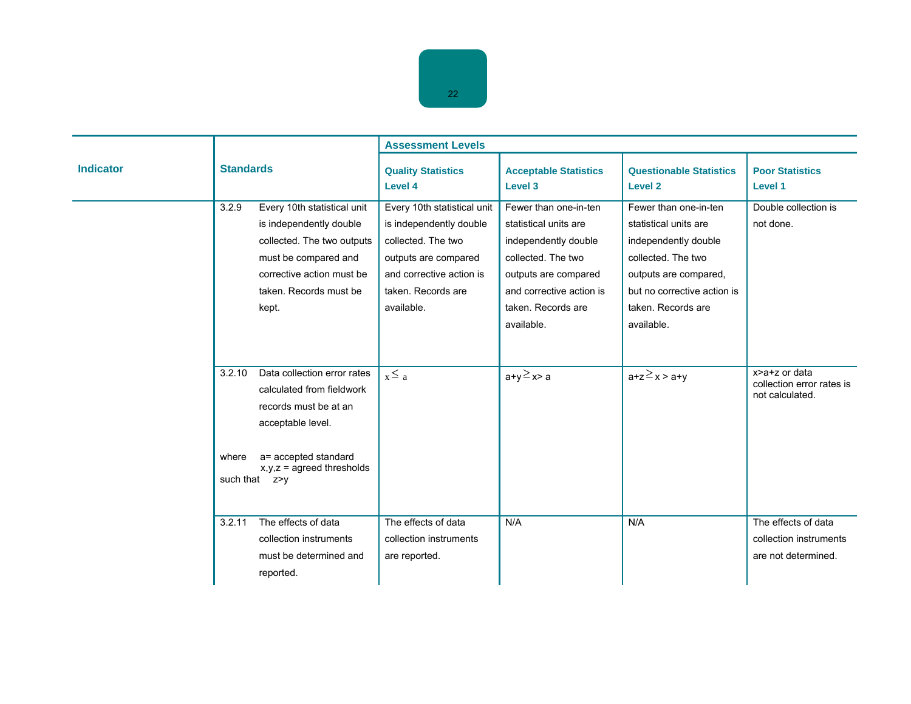| Indicator | Standards | Assessment Levels | | | |
|---|---|---|---|---|---|
| | | Quality Statistics Level 4 | Acceptable Statistics Level 3 | Questionable Statistics Level 2 | Poor Statistics Level 1 |
| | 3.2.9 Every 10th statistical unit is independently double collected. The two outputs must be compared and corrective action must be taken. Records must be kept. | Every 10th statistical unit is independently double collected. The two outputs are compared and corrective action is taken. Records are available. | Fewer than one-in-ten statistical units are independently double collected. The two outputs are compared and corrective action is taken. Records are available. | Fewer than one-in-ten statistical units are independently double collected. The two outputs are compared, but no corrective action is taken. Records are available. | Double collection is not done. |
| | 3.2.10 Data collection error rates calculated from fieldwork records must be at an acceptable level.<br><br>where a= accepted standard<br>x,y,z = agreed thresholds<br>such that z>y | $x \leq a$ | $a+y \geq x > a$ | $a+z \geq x > a+y$ | $x > a+z$ or data collection error rates is not calculated. |
| | 3.2.11 The effects of data collection instruments must be determined and reported. | The effects of data collection instruments are reported. | N/A | N/A | The effects of data collection instruments are not determined. |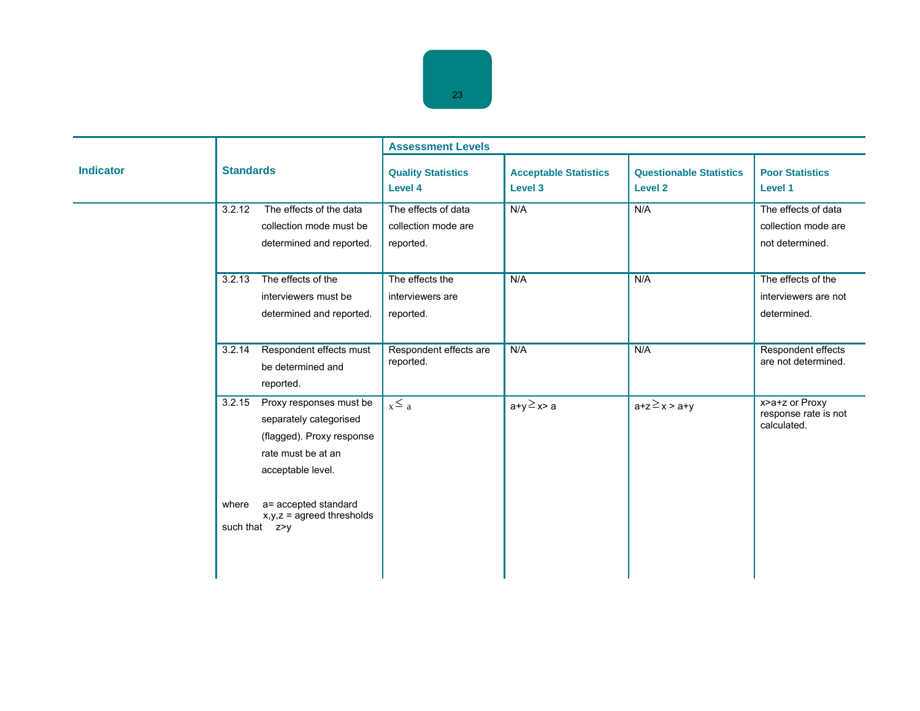| Indicator | Standards | Assessment Levels | | | |
|---|---|---|---|---|---|
| | | Quality Statistics Level 4 | Acceptable Statistics Level 3 | Questionable Statistics Level 2 | Poor Statistics Level 1 |
| | 3.2.12 The effects of the data collection mode must be determined and reported. | The effects of data collection mode are reported. | N/A | N/A | The effects of data collection mode are not determined. |
| | 3.2.13 The effects of the interviewers must be determined and reported. | The effects the interviewers are reported. | N/A | N/A | The effects of the interviewers are not determined. |
| | 3.2.14 Respondent effects must be determined and reported. | Respondent effects are reported. | N/A | N/A | Respondent effects are not determined. |
| | 3.2.15 Proxy responses must be separately categorised (flagged). Proxy response rate must be at an acceptable level.<br><br>where a= accepted standard<br>x,y,z = agreed thresholds<br>such that z>y | $x \leq a$ | $a+y \geq x > a$ | $a+z \geq x > a+y$ | $x > a+z$ or Proxy response rate is not calculated. |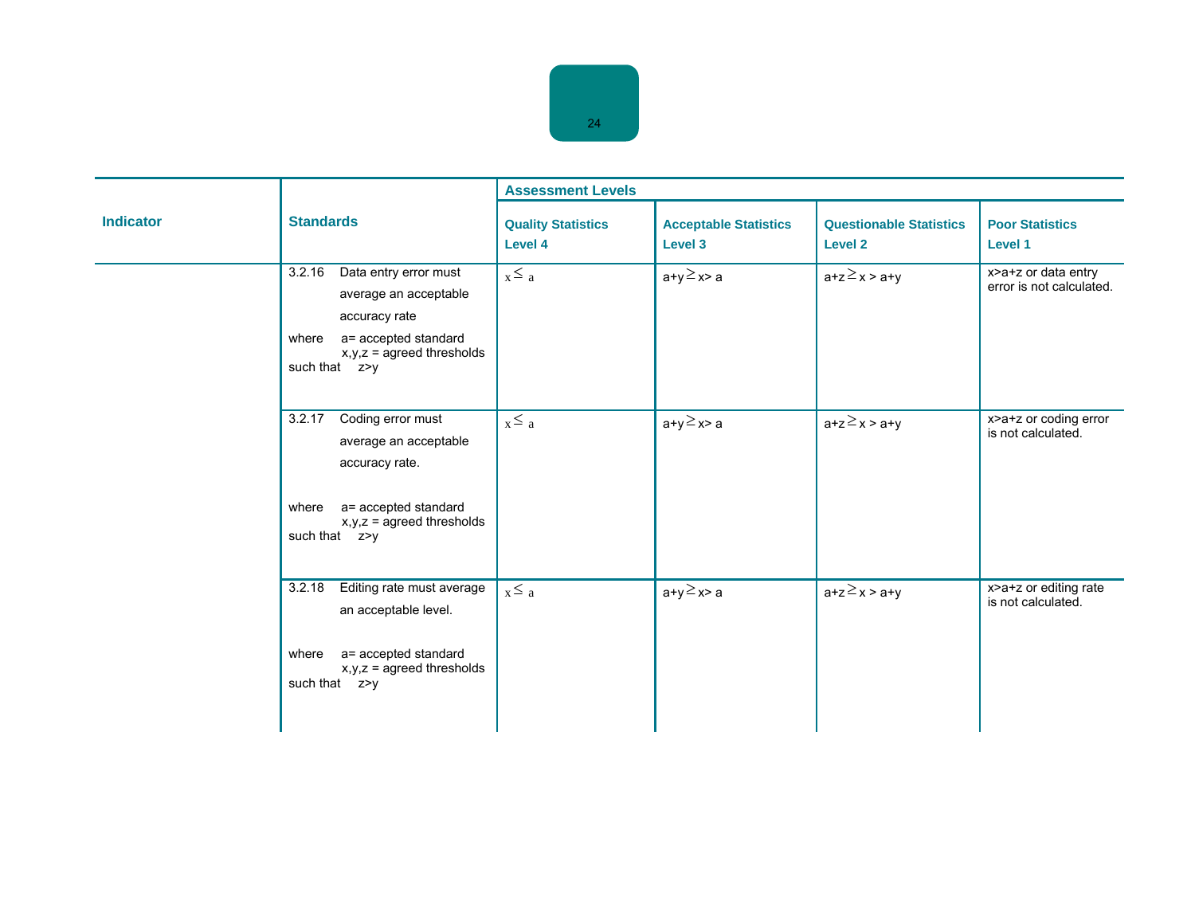| Indicator | Standards | Assessment Levels | | | |
|---|---|---|---|---|---|
| | | Quality Statistics Level 4 | Acceptable Statistics Level 3 | Questionable Statistics Level 2 | Poor Statistics Level 1 |
| | 3.2.16 Data entry error must average an acceptable accuracy rate<br><br>where a= accepted standard<br>x,y,z = agreed thresholds<br>such that z>y | $x \leq a$ | $a+y \geq x > a$ | $a+z \geq x > a+y$ | $x>a+z$ or data entry error is not calculated. |
| | 3.2.17 Coding error must average an acceptable accuracy rate.<br><br>where a= accepted standard<br>x,y,z = agreed thresholds<br>such that z>y | $x \leq a$ | $a+y \geq x > a$ | $a+z \geq x > a+y$ | $x>a+z$ or coding error is not calculated. |
| | 3.2.18 Editing rate must average an acceptable level.<br><br>where a= accepted standard<br>x,y,z = agreed thresholds<br>such that z>y | $x \leq a$ | $a+y \geq x > a$ | $a+z \geq x > a+y$ | $x>a+z$ or editing rate is not calculated. |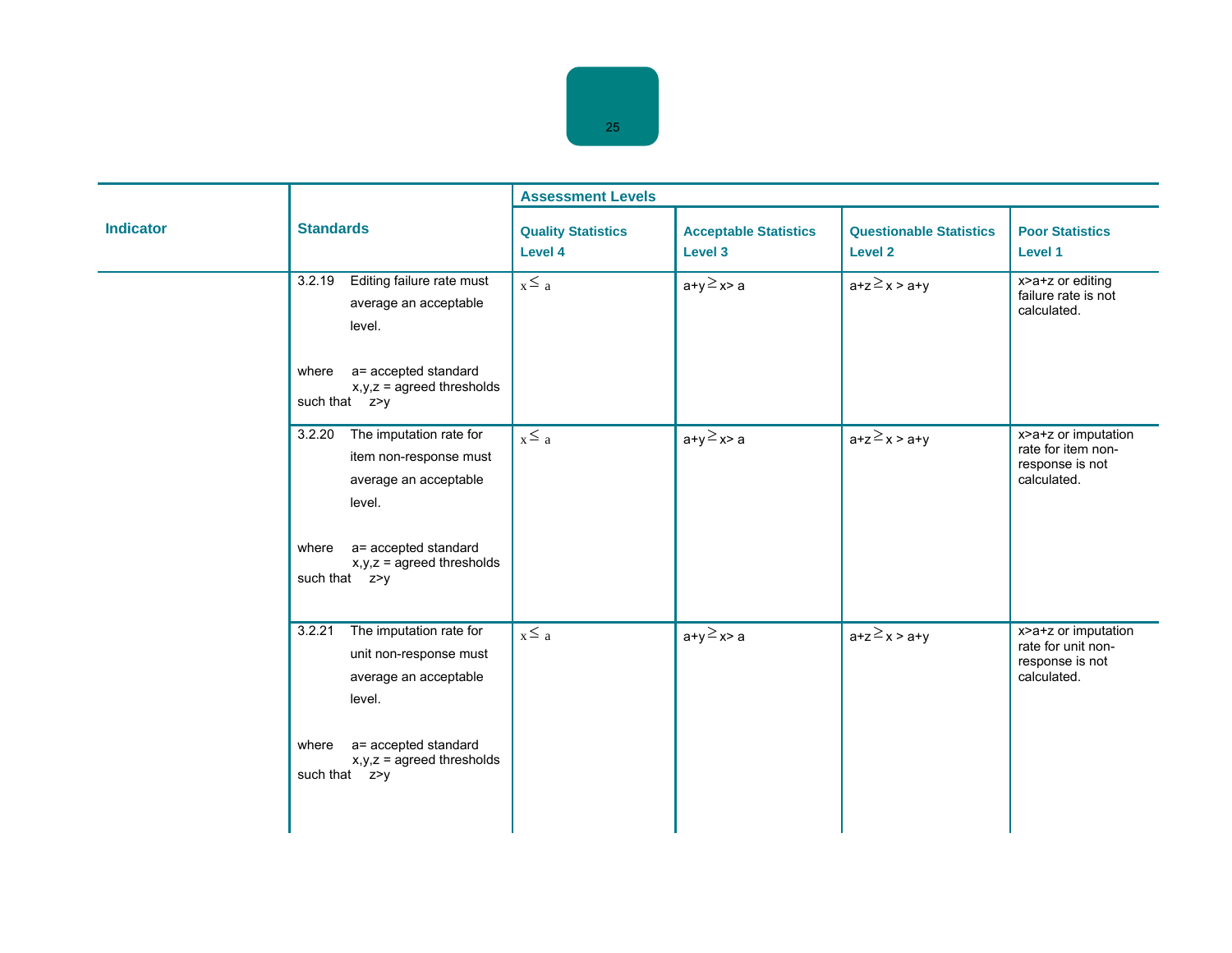| Indicator | Standards | Assessment Levels | | | |
|---|---|---|---|---|---|
| | | Quality Statistics Level 4 | Acceptable Statistics Level 3 | Questionable Statistics Level 2 | Poor Statistics Level 1 |
| | 3.2.19 Editing failure rate must average an acceptable level. <br><br> where a= accepted standard x,y,z = agreed thresholds such that z>y | $x \leq a$ | $a+y \geq x > a$ | $a+z \geq x > a+y$ | $x>a+z$ or editing failure rate is not calculated. |
| | 3.2.20 The imputation rate for item non-response must average an acceptable level. <br><br> where a= accepted standard x,y,z = agreed thresholds such that z>y | $x \leq a$ | $a+y \geq x > a$ | $a+z \geq x > a+y$ | $x>a+z$ or imputation rate for item non-response is not calculated. |
| | 3.2.21 The imputation rate for unit non-response must average an acceptable level. <br><br> where a= accepted standard x,y,z = agreed thresholds such that z>y | $x \leq a$ | $a+y \geq x > a$ | $a+z \geq x > a+y$ | $x>a+z$ or imputation rate for unit non-response is not calculated. |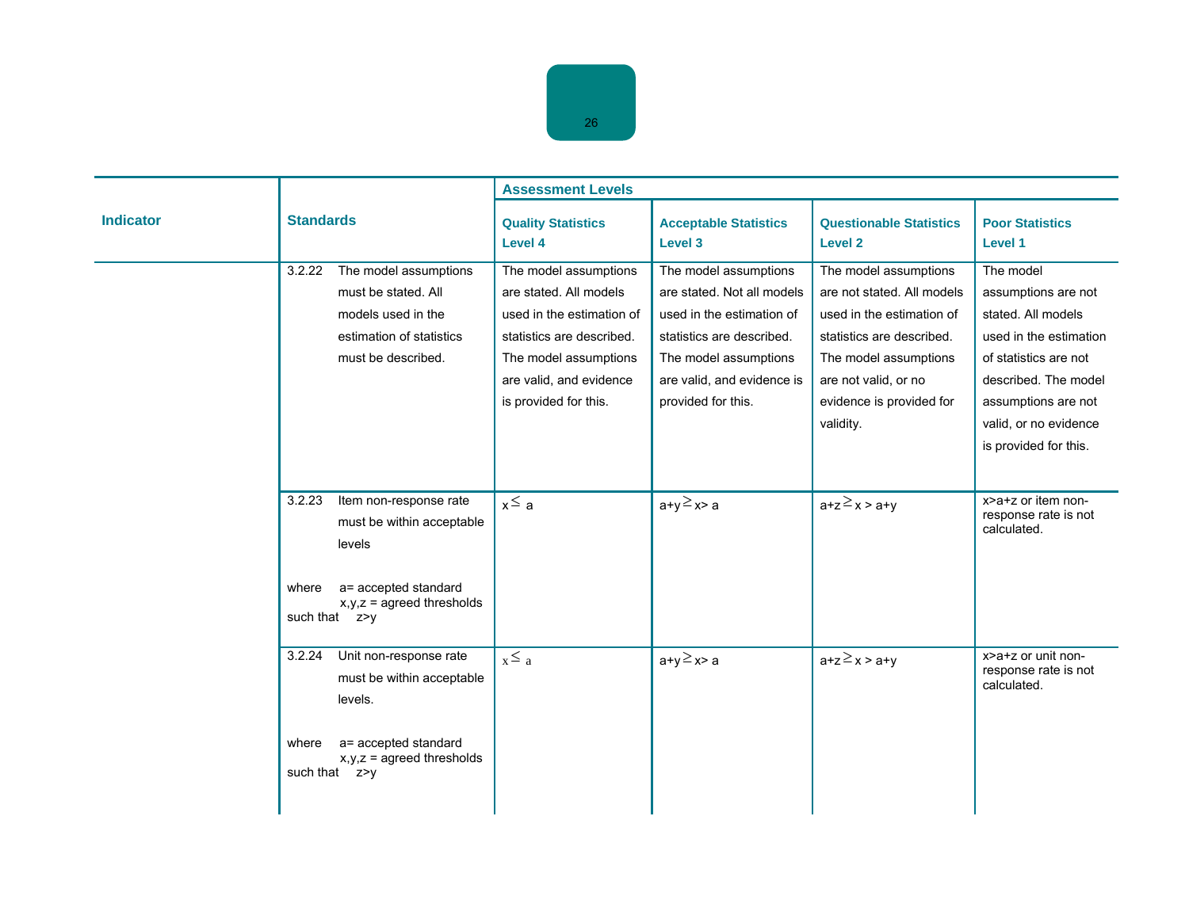| Indicator | Standards | Assessment Levels | | | |
|---|---|---|---|---|---|
| | | Quality Statistics Level 4 | Acceptable Statistics Level 3 | Questionable Statistics Level 2 | Poor Statistics Level 1 |
| | 3.2.22 The model assumptions must be stated. All models used in the estimation of statistics must be described. | The model assumptions are stated. All models used in the estimation of statistics are described. The model assumptions are valid, and evidence is provided for this. | The model assumptions are stated. Not all models used in the estimation of statistics are described. The model assumptions are valid, and evidence is provided for this. | The model assumptions are not stated. All models used in the estimation of statistics are described. The model assumptions are not valid, or no evidence is provided for validity. | The model assumptions are not stated. All models used in the estimation of statistics are not described. The model assumptions are not valid, or no evidence is provided for this. |
| | 3.2.23 Item non-response rate must be within acceptable levels<br><br>where a= accepted standard<br>x,y,z = agreed thresholds<br>such that z>y | $x \leq a$ | $a+y \geq x > a$ | $a+z \geq x > a+y$ | $x > a+z$ or item non-response rate is not calculated. |
| | 3.2.24 Unit non-response rate must be within acceptable levels.<br><br>where a= accepted standard<br>x,y,z = agreed thresholds<br>such that z>y | $x \leq a$ | $a+y \geq x > a$ | $a+z \geq x > a+y$ | $x > a+z$ or unit non-response rate is not calculated. |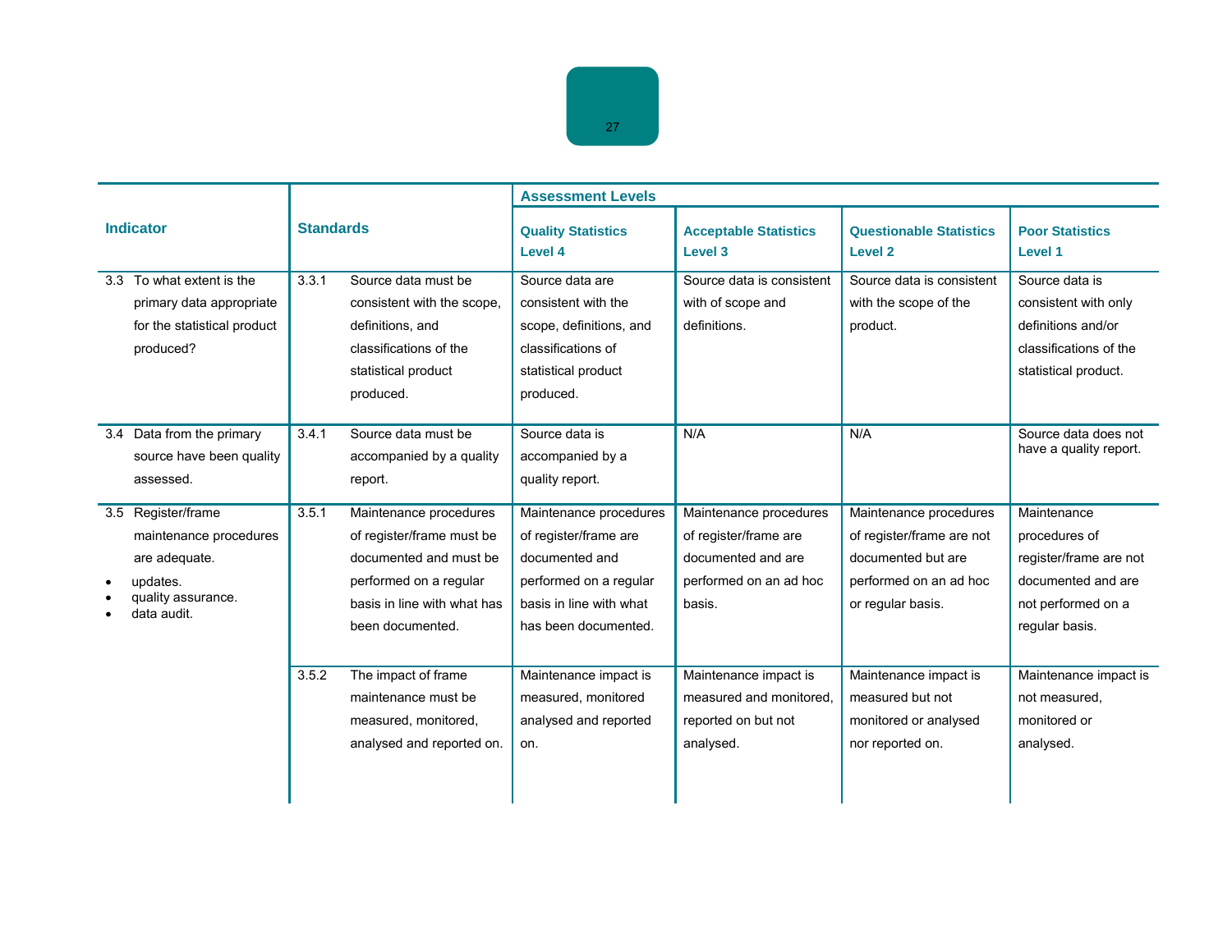| Indicator | Standards | | Assessment Levels | | | |
|---|---|---|---|---|---|---|
| | | | **Quality Statistics Level 4** | **Acceptable Statistics Level 3** | **Questionable Statistics Level 2** | **Poor Statistics Level 1** |
| 3.3 To what extent is the primary data appropriate for the statistical product produced? | 3.3.1 | Source data must be consistent with the scope, definitions, and classifications of the statistical product produced. | Source data are consistent with the scope, definitions, and classifications of statistical product produced. | Source data is consistent with of scope and definitions. | Source data is consistent with the scope of the product. | Source data is consistent with only definitions and/or classifications of the statistical product. |
| 3.4 Data from the primary source have been quality assessed. | 3.4.1 | Source data must be accompanied by a quality report. | Source data is accompanied by a quality report. | N/A | N/A | Source data does not have a quality report. |
| 3.5 Register/frame maintenance procedures are adequate.<br>• updates.<br>• quality assurance.<br>• data audit. | 3.5.1 | Maintenance procedures of register/frame must be documented and must be performed on a regular basis in line with what has been documented. | Maintenance procedures of register/frame are documented and performed on a regular basis in line with what has been documented. | Maintenance procedures of register/frame are documented and are performed on an ad hoc basis. | Maintenance procedures of register/frame are not documented but are performed on an ad hoc or regular basis. | Maintenance procedures of register/frame are not documented and are not performed on a regular basis. |
| | 3.5.2 | The impact of frame maintenance must be measured, monitored, analysed and reported on. | Maintenance impact is measured, monitored analysed and reported on. | Maintenance impact is measured and monitored, reported on but not analysed. | Maintenance impact is measured but not monitored or analysed nor reported on. | Maintenance impact is not measured, monitored or analysed. |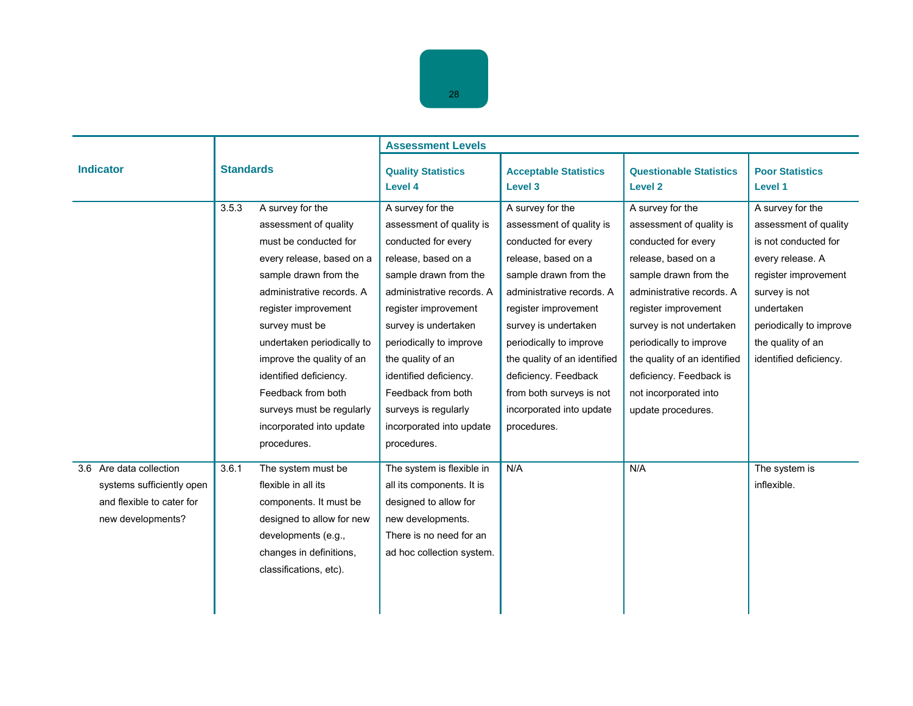| Indicator | Standards | | Assessment Levels | | | |
|---|---|---|---|---|---|---|
| | | | Quality Statistics Level 4 | Acceptable Statistics Level 3 | Questionable Statistics Level 2 | Poor Statistics Level 1 |
| | 3.5.3 | A survey for the assessment of quality must be conducted for every release, based on a sample drawn from the administrative records. A register improvement survey must be undertaken periodically to improve the quality of an identified deficiency. Feedback from both surveys must be regularly incorporated into update procedures. | A survey for the assessment of quality is conducted for every release, based on a sample drawn from the administrative records. A register improvement survey is undertaken periodically to improve the quality of an identified deficiency. Feedback from both surveys is regularly incorporated into update procedures. | A survey for the assessment of quality is conducted for every release, based on a sample drawn from the administrative records. A register improvement survey is undertaken periodically to improve the quality of an identified deficiency. Feedback from both surveys is not incorporated into update procedures. | A survey for the assessment of quality is conducted for every release, based on a sample drawn from the administrative records. A register improvement survey is not undertaken periodically to improve the quality of an identified deficiency. Feedback is not incorporated into update procedures. | A survey for the assessment of quality is not conducted for every release. A register improvement survey is not undertaken periodically to improve the quality of an identified deficiency. |
| 3.6 Are data collection systems sufficiently open and flexible to cater for new developments? | 3.6.1 | The system must be flexible in all its components. It must be designed to allow for new developments (e.g., changes in definitions, classifications, etc). | The system is flexible in all its components. It is designed to allow for new developments. There is no need for an ad hoc collection system. | N/A | N/A | The system is inflexible. |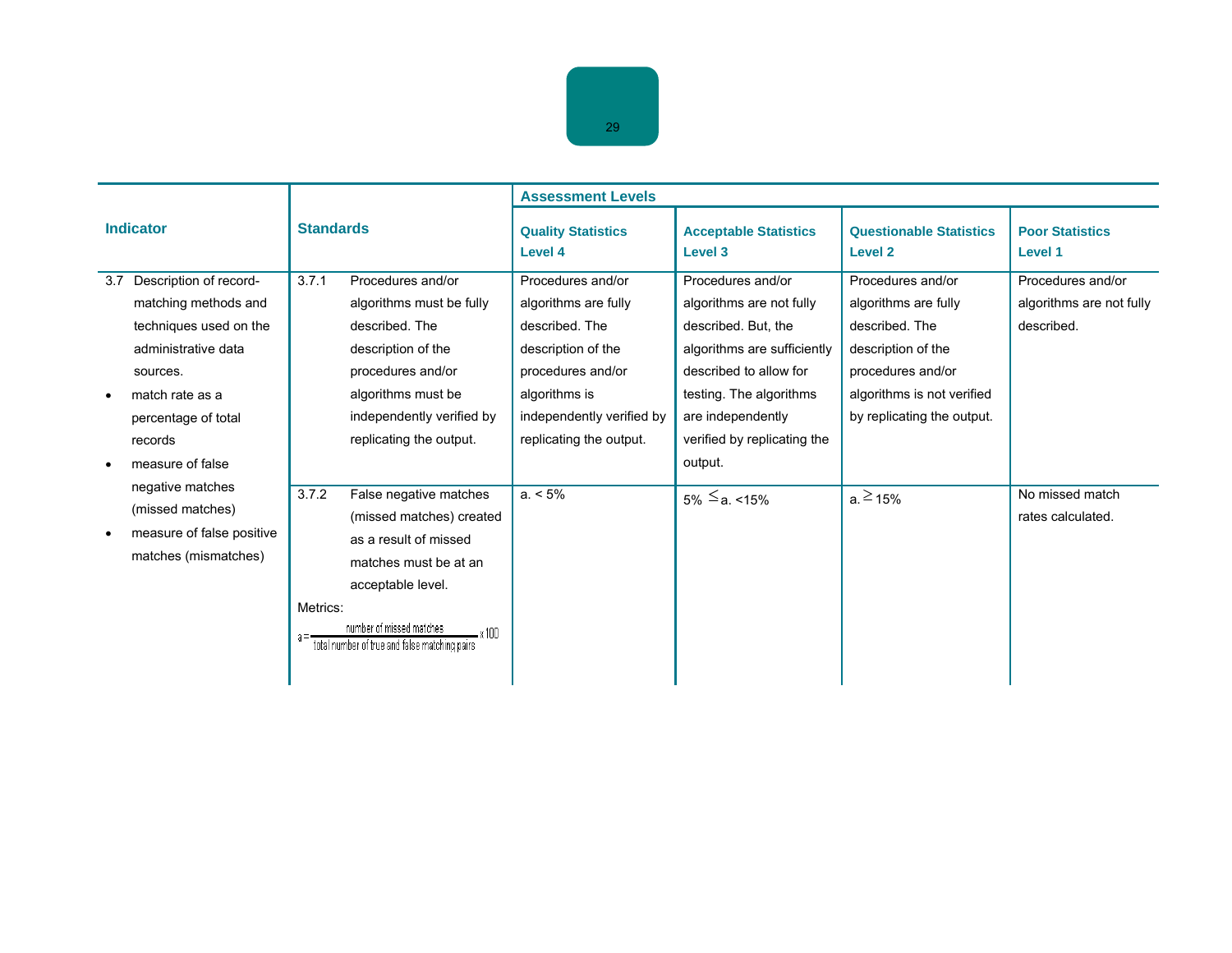| Indicator | Standards | Assessment Levels | | | |
|---|---|---|---|---|---|
| | | Quality Statistics Level 4 | Acceptable Statistics Level 3 | Questionable Statistics Level 2 | Poor Statistics Level 1 |
| 3.7 Description of record-matching methods and techniques used on the administrative data sources. <br>• match rate as a percentage of total records <br>• measure of false negative matches (missed matches) <br>• measure of false positive matches (mismatches) | 3.7.1 Procedures and/or algorithms must be fully described. The description of the procedures and/or algorithms must be independently verified by replicating the output. | Procedures and/or algorithms are fully described. The description of the procedures and/or algorithms is independently verified by replicating the output. | Procedures and/or algorithms are not fully described. But, the algorithms are sufficiently described to allow for testing. The algorithms are independently verified by replicating the output. | Procedures and/or algorithms are fully described. The description of the procedures and/or algorithms is not verified by replicating the output. | Procedures and/or algorithms are not fully described. |
| | 3.7.2 False negative matches (missed matches) created as a result of missed matches must be at an acceptable level. <br>Metrics: <br>$a = \frac{\text{number of missed matches}}{\text{total number of true and false matching pairs}} \times 100$ | a. < 5% | 5% $\leq$ a. <15% | a. $\geq$ 15% | No missed match rates calculated. |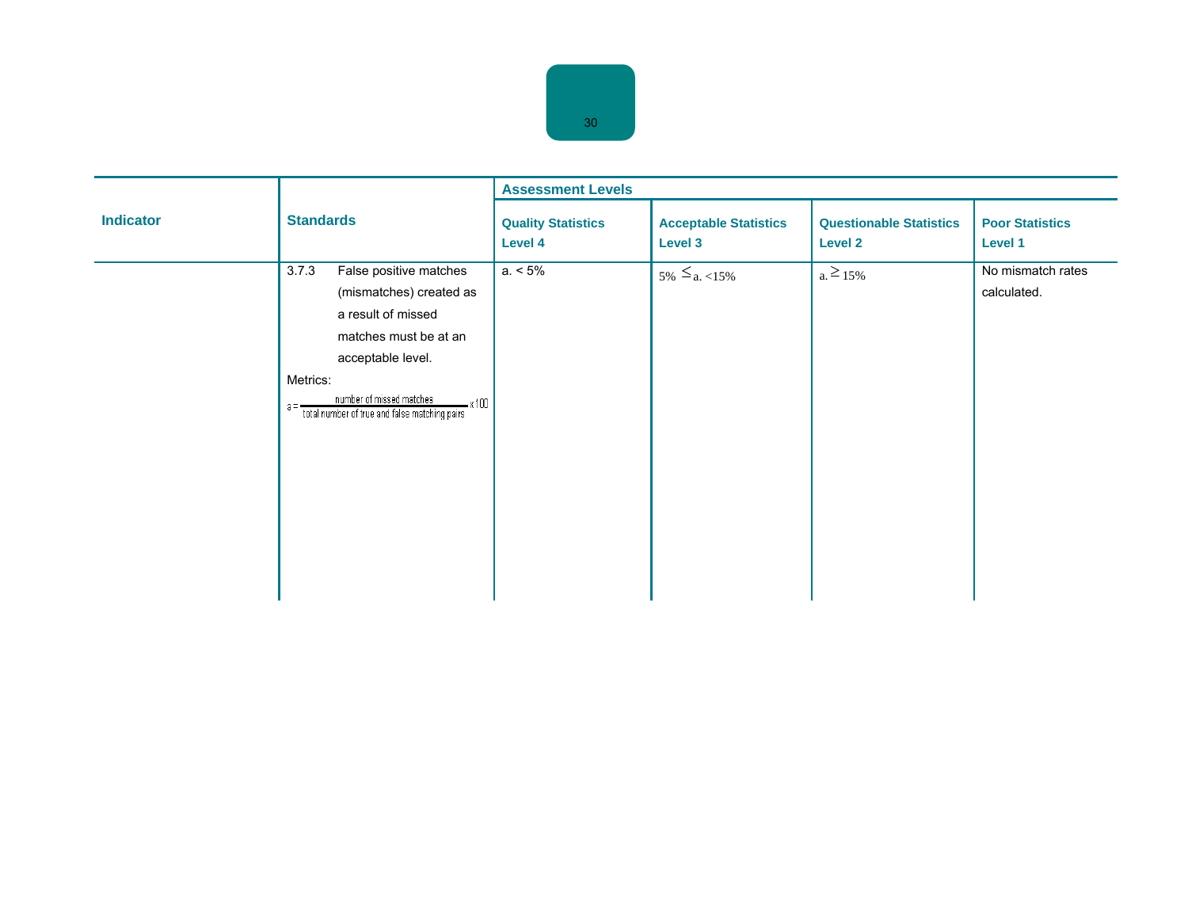| Indicator | Standards | Assessment Levels | | | |
|---|---|---|---|---|---|
| | | Quality Statistics Level 4 | Acceptable Statistics Level 3 | Questionable Statistics Level 2 | Poor Statistics Level 1 |
| | 3.7.3 False positive matches (mismatches) created as a result of missed matches must be at an acceptable level. Metrics: $a = \frac{\text{number of missed matches}}{\text{total number of true and false matching pairs}} \times 100$ | a. < 5% | 5% $\leq$ a. <15% | a. $\geq$ 15% | No mismatch rates calculated. |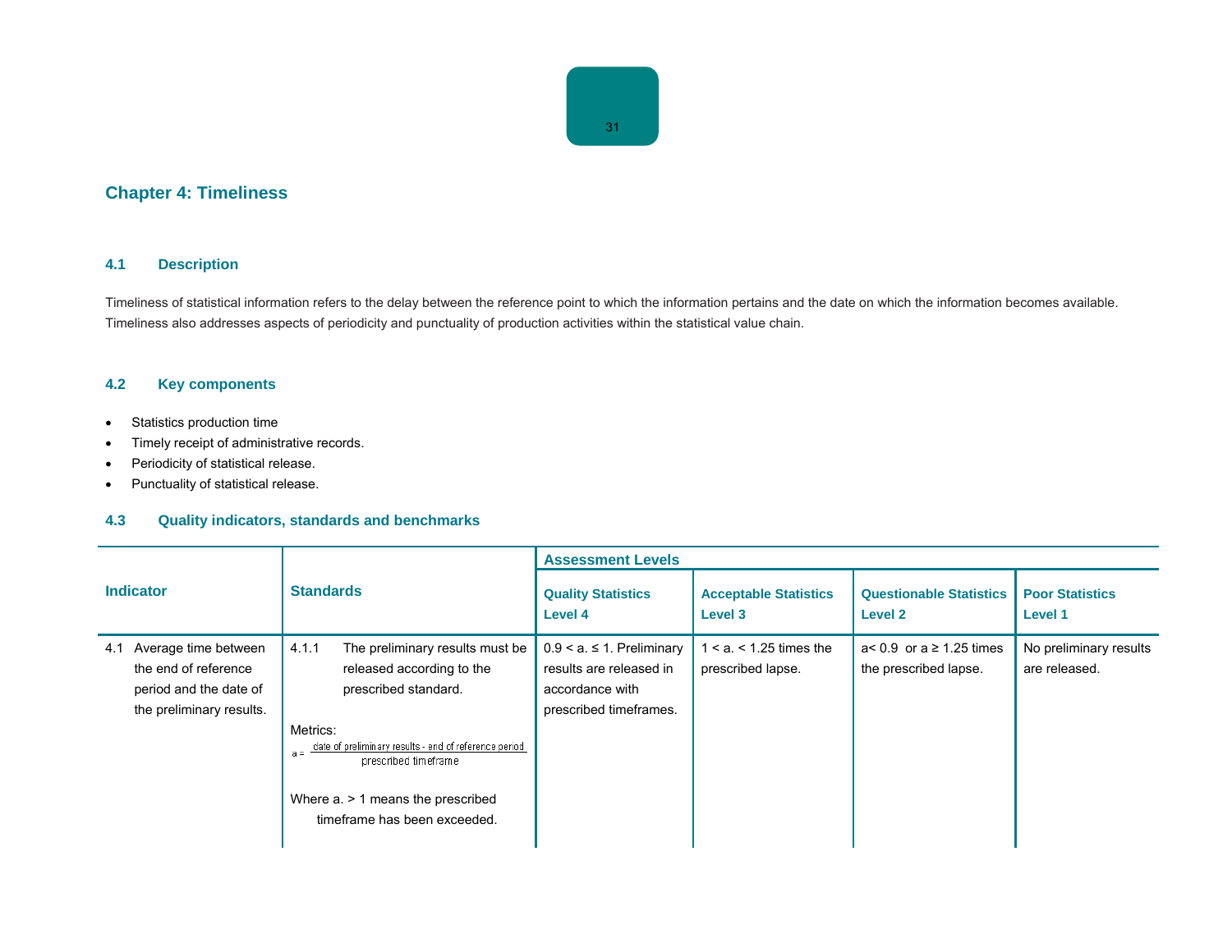## Chapter 4: Timeliness

### 4.1 Description

Timeliness of statistical information refers to the delay between the reference point to which the information pertains and the date on which the information becomes available. Timeliness also addresses aspects of periodicity and punctuality of production activities within the statistical value chain.

### 4.2 Key components

- Statistics production time
- Timely receipt of administrative records.
- Periodicity of statistical release.
- Punctuality of statistical release.

### 4.3 Quality indicators, standards and benchmarks

| Indicator | Standards | Assessment Levels | | | |
|---|---|---|---|---|---|
| | | Quality Statistics Level 4 | Acceptable Statistics Level 3 | Questionable Statistics Level 2 | Poor Statistics Level 1 |
| 4.1 Average time between the end of reference period and the date of the preliminary results. | 4.1.1 The preliminary results must be released according to the prescribed standard.<br><br>Metrics:<br>$a = \frac{\text{date of preliminary results - end of reference period}}{\text{prescribed timeframe}}$<br><br>Where a. > 1 means the prescribed timeframe has been exceeded. | 0.9 < a. ≤ 1. Preliminary results are released in accordance with prescribed timeframes. | 1 < a. < 1.25 times the prescribed lapse. | a< 0.9 or a ≥ 1.25 times the prescribed lapse. | No preliminary results are released. |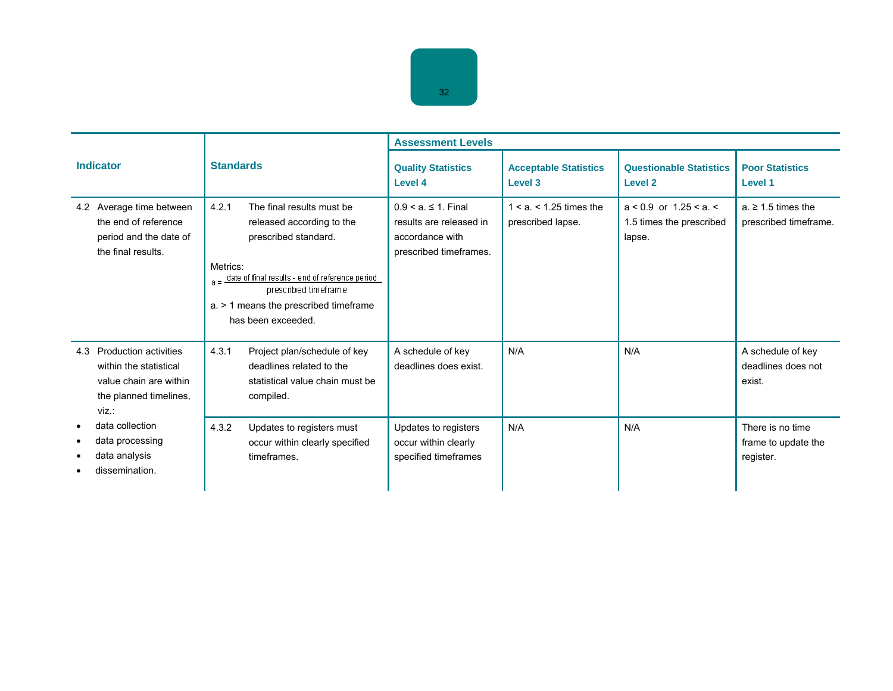| Indicator | Standards | Assessment Levels | | | |
|---|---|---|---|---|---|
| | | Quality Statistics Level 4 | Acceptable Statistics Level 3 | Questionable Statistics Level 2 | Poor Statistics Level 1 |
| 4.2 Average time between the end of reference period and the date of the final results. | 4.2.1 The final results must be released according to the prescribed standard.<br><br>Metrics:<br>$a = \frac{\text{date of final results - end of reference period}}{\text{prescribed timeframe}}$<br>a. > 1 means the prescribed timeframe has been exceeded. | 0.9 < a. ≤ 1. Final results are released in accordance with prescribed timeframes. | 1 < a. < 1.25 times the prescribed lapse. | a < 0.9 or 1.25 < a. < 1.5 times the prescribed lapse. | a. ≥ 1.5 times the prescribed timeframe. |
| 4.3 Production activities within the statistical value chain are within the planned timelines, viz.:<br>• data collection<br>• data processing<br>• data analysis<br>• dissemination. | 4.3.1 Project plan/schedule of key deadlines related to the statistical value chain must be compiled. | A schedule of key deadlines does exist. | N/A | N/A | A schedule of key deadlines does not exist. |
| | 4.3.2 Updates to registers must occur within clearly specified timeframes. | Updates to registers occur within clearly specified timeframes | N/A | N/A | There is no time frame to update the register. |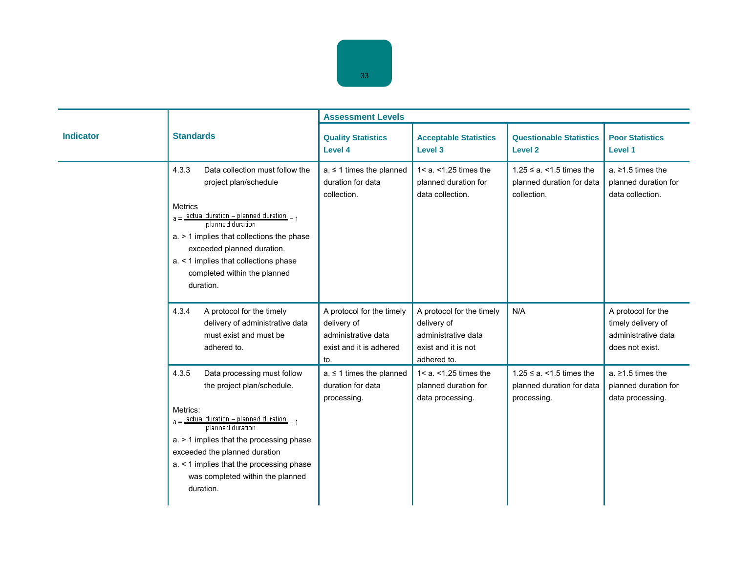| Indicator | Standards | Assessment Levels | | | |
|---|---|---|---|---|---|
| | | Quality Statistics Level 4 | Acceptable Statistics Level 3 | Questionable Statistics Level 2 | Poor Statistics Level 1 |
| | 4.3.3 Data collection must follow the project plan/schedule<br><br>Metrics<br>$a = \frac{\text{actual duration} - \text{planned duration}}{\text{planned duration}} + 1$<br>a. > 1 implies that collections the phase exceeded planned duration.<br>a. < 1 implies that collections phase completed within the planned duration. | a. ≤ 1 times the planned duration for data collection. | 1< a. <1.25 times the planned duration for data collection. | 1.25 ≤ a. <1.5 times the planned duration for data collection. | a. ≥1.5 times the planned duration for data collection. |
| | 4.3.4 A protocol for the timely delivery of administrative data must exist and must be adhered to. | A protocol for the timely delivery of administrative data exist and it is adhered to. | A protocol for the timely delivery of administrative data exist and it is not adhered to. | N/A | A protocol for the timely delivery of administrative data does not exist. |
| | 4.3.5 Data processing must follow the project plan/schedule.<br><br>Metrics:<br>$a = \frac{\text{actual duration} - \text{planned duration}}{\text{planned duration}} + 1$<br>a. > 1 implies that the processing phase exceeded the planned duration<br>a. < 1 implies that the processing phase was completed within the planned duration. | a. ≤ 1 times the planned duration for data processing. | 1< a. <1.25 times the planned duration for data processing. | 1.25 ≤ a. <1.5 times the planned duration for data processing. | a. ≥1.5 times the planned duration for data processing. |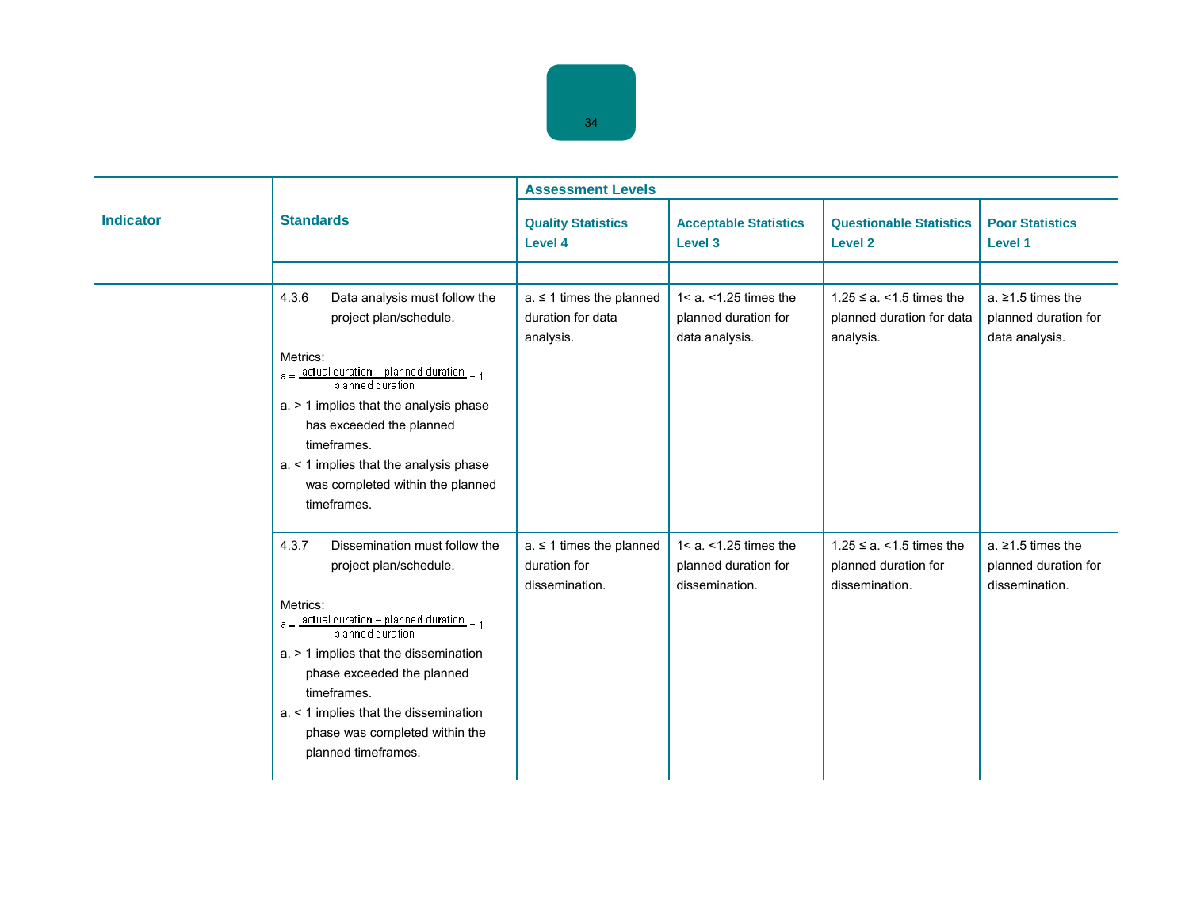| Indicator | Standards | Assessment Levels | | | |
|---|---|---|---|---|---|
| | | Quality Statistics Level 4 | Acceptable Statistics Level 3 | Questionable Statistics Level 2 | Poor Statistics Level 1 |
| | 4.3.6 Data analysis must follow the project plan/schedule.<br><br>Metrics:<br>$a = \frac{\text{actual duration} - \text{planned duration}}{\text{planned duration}} + 1$<br>a. > 1 implies that the analysis phase has exceeded the planned timeframes.<br>a. < 1 implies that the analysis phase was completed within the planned timeframes. | a. ≤ 1 times the planned duration for data analysis. | 1< a. <1.25 times the planned duration for data analysis. | 1.25 ≤ a. <1.5 times the planned duration for data analysis. | a. ≥1.5 times the planned duration for data analysis. |
| | 4.3.7 Dissemination must follow the project plan/schedule.<br><br>Metrics:<br>$a = \frac{\text{actual duration} - \text{planned duration}}{\text{planned duration}} + 1$<br>a. > 1 implies that the dissemination phase exceeded the planned timeframes.<br>a. < 1 implies that the dissemination phase was completed within the planned timeframes. | a. ≤ 1 times the planned duration for dissemination. | 1< a. <1.25 times the planned duration for dissemination. | 1.25 ≤ a. <1.5 times the planned duration for dissemination. | a. ≥1.5 times the planned duration for dissemination. |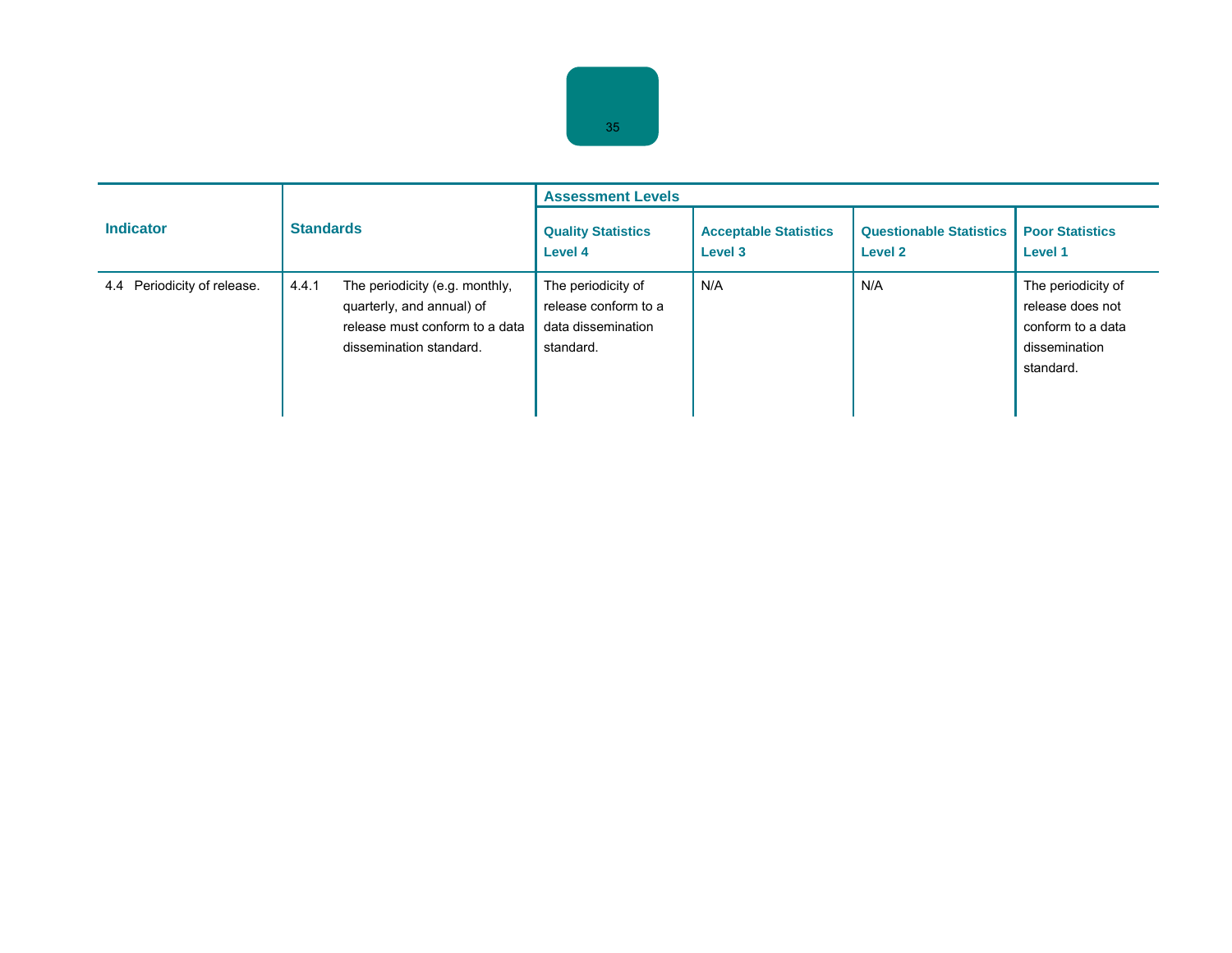| Indicator | Standards | | Assessment Levels | | | |
|---|---|---|---|---|---|---|
| | | | Quality Statistics Level 4 | Acceptable Statistics Level 3 | Questionable Statistics Level 2 | Poor Statistics Level 1 |
| 4.4 Periodicity of release. | 4.4.1 | The periodicity (e.g. monthly, quarterly, and annual) of release must conform to a data dissemination standard. | The periodicity of release conform to a data dissemination standard. | N/A | N/A | The periodicity of release does not conform to a data dissemination standard. |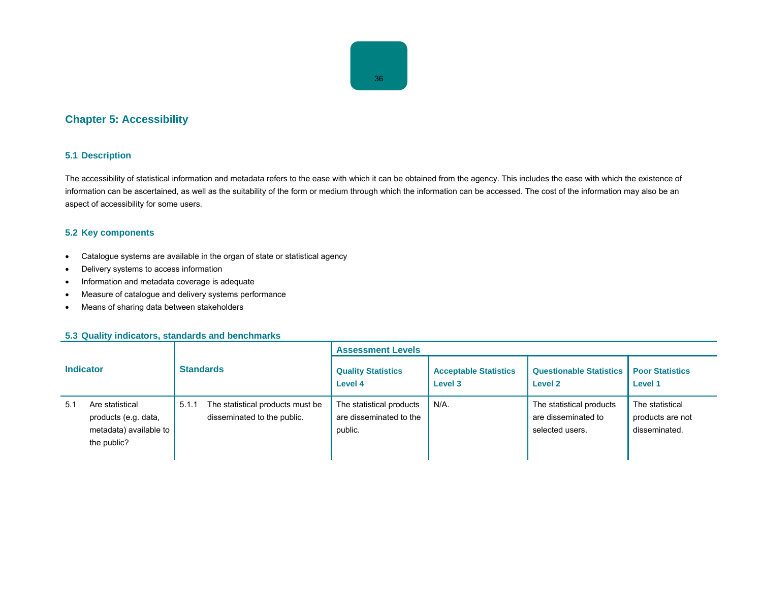## Chapter 5: Accessibility

### 5.1 Description

The accessibility of statistical information and metadata refers to the ease with which it can be obtained from the agency. This includes the ease with which the existence of information can be ascertained, as well as the suitability of the form or medium through which the information can be accessed. The cost of the information may also be an aspect of accessibility for some users.

### 5.2 Key components

- Catalogue systems are available in the organ of state or statistical agency
- Delivery systems to access information
- Information and metadata coverage is adequate
- Measure of catalogue and delivery systems performance
- Means of sharing data between stakeholders

### 5.3 Quality indicators, standards and benchmarks

| Indicator | Standards | Assessment Levels | | | |
|---|---|---|---|---|---|
| | | Quality Statistics Level 4 | Acceptable Statistics Level 3 | Questionable Statistics Level 2 | Poor Statistics Level 1 |
| 5.1 Are statistical products (e.g. data, metadata) available to the public? | 5.1.1 The statistical products must be disseminated to the public. | The statistical products are disseminated to the public. | N/A. | The statistical products are disseminated to selected users. | The statistical products are not disseminated. |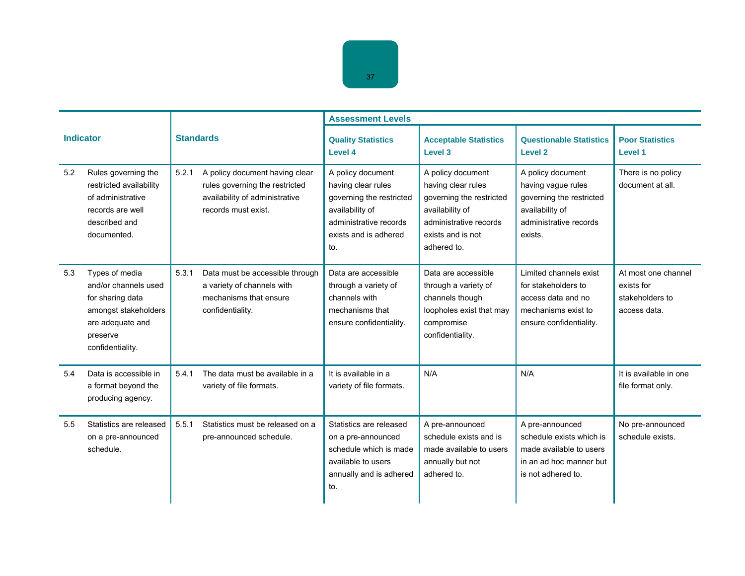| Indicator | | Standards | | Assessment Levels | | | |
|---|---|---|---|---|---|---|---|
| | | | | Quality Statistics Level 4 | Acceptable Statistics Level 3 | Questionable Statistics Level 2 | Poor Statistics Level 1 |
| 5.2 | Rules governing the restricted availability of administrative records are well described and documented. | 5.2.1 | A policy document having clear rules governing the restricted availability of administrative records must exist. | A policy document having clear rules governing the restricted availability of administrative records exists and is adhered to. | A policy document having clear rules governing the restricted availability of administrative records exists and is not adhered to. | A policy document having vague rules governing the restricted availability of administrative records exists. | There is no policy document at all. |
| 5.3 | Types of media and/or channels used for sharing data amongst stakeholders are adequate and preserve confidentiality. | 5.3.1 | Data must be accessible through a variety of channels with mechanisms that ensure confidentiality. | Data are accessible through a variety of channels with mechanisms that ensure confidentiality. | Data are accessible through a variety of channels though loopholes exist that may compromise confidentiality. | Limited channels exist for stakeholders to access data and no mechanisms exist to ensure confidentiality. | At most one channel exists for stakeholders to access data. |
| 5.4 | Data is accessible in a format beyond the producing agency. | 5.4.1 | The data must be available in a variety of file formats. | It is available in a variety of file formats. | N/A | N/A | It is available in one file format only. |
| 5.5 | Statistics are released on a pre-announced schedule. | 5.5.1 | Statistics must be released on a pre-announced schedule. | Statistics are released on a pre-announced schedule which is made available to users annually and is adhered to. | A pre-announced schedule exists and is made available to users annually but not adhered to. | A pre-announced schedule exists which is made available to users in an ad hoc manner but is not adhered to. | No pre-announced schedule exists. |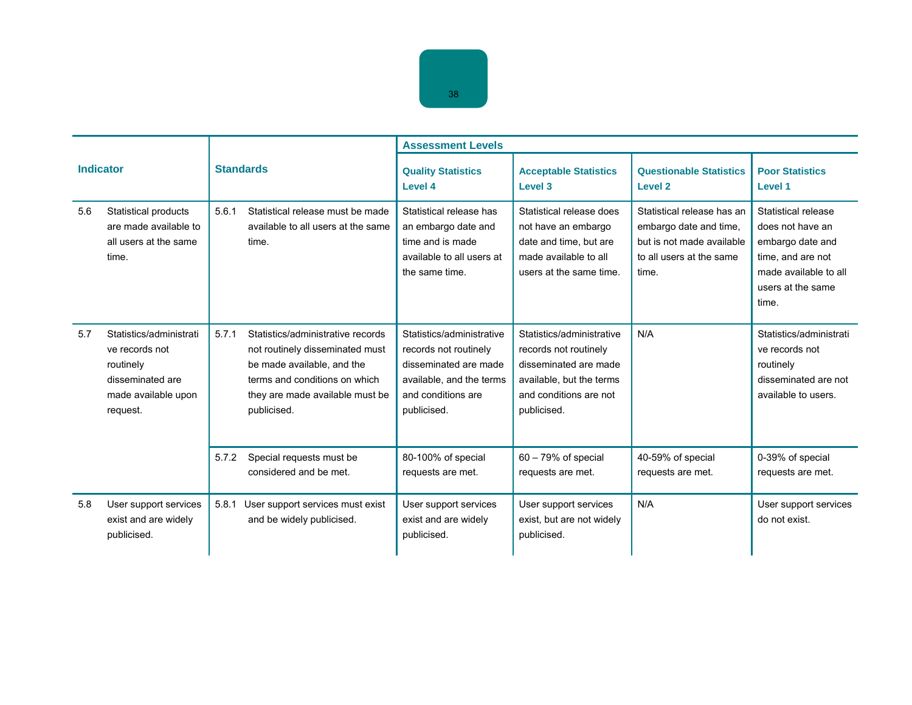| Indicator | | Standards | | Assessment Levels | | | |
|---|---|---|---|---|---|---|---|
| | | | | Quality Statistics Level 4 | Acceptable Statistics Level 3 | Questionable Statistics Level 2 | Poor Statistics Level 1 |
| 5.6 | Statistical products are made available to all users at the same time. | 5.6.1 | Statistical release must be made available to all users at the same time. | Statistical release has an embargo date and time and is made available to all users at the same time. | Statistical release does not have an embargo date and time, but are made available to all users at the same time. | Statistical release has an embargo date and time, but is not made available to all users at the same time. | Statistical release does not have an embargo date and time, and are not made available to all users at the same time. |
| 5.7 | Statistics/administrative records not routinely disseminated are made available upon request. | 5.7.1 | Statistics/administrative records not routinely disseminated must be made available, and the terms and conditions on which they are made available must be publicised. | Statistics/administrative records not routinely disseminated are made available, and the terms and conditions are publicised. | Statistics/administrative records not routinely disseminated are made available, but the terms and conditions are not publicised. | N/A | Statistics/administrative records not routinely disseminated are not available to users. |
| | | 5.7.2 | Special requests must be considered and be met. | 80-100% of special requests are met. | 60 – 79% of special requests are met. | 40-59% of special requests are met. | 0-39% of special requests are met. |
| 5.8 | User support services exist and are widely publicised. | 5.8.1 | User support services must exist and be widely publicised. | User support services exist and are widely publicised. | User support services exist, but are not widely publicised. | N/A | User support services do not exist. |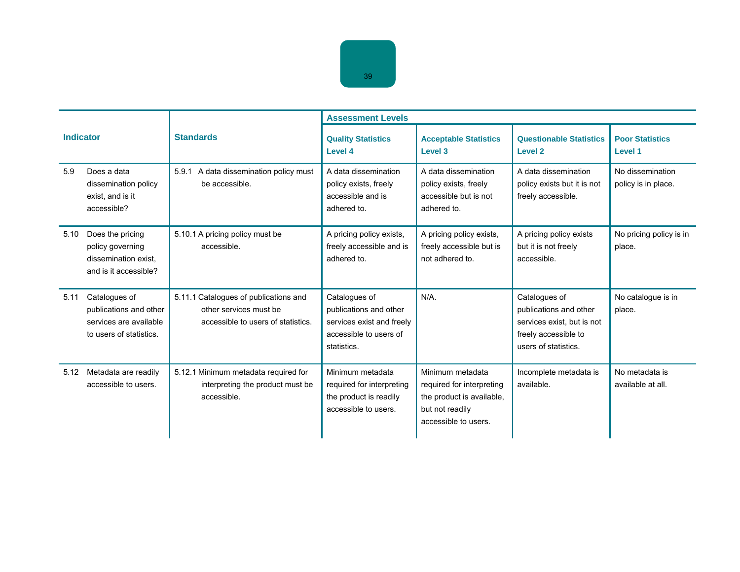| Indicator | Standards | Assessment Levels | | | |
|---|---|---|---|---|---|
| | | Quality Statistics Level 4 | Acceptable Statistics Level 3 | Questionable Statistics Level 2 | Poor Statistics Level 1 |
| 5.9 Does a data dissemination policy exist, and is it accessible? | 5.9.1 A data dissemination policy must be accessible. | A data dissemination policy exists, freely accessible and is adhered to. | A data dissemination policy exists, freely accessible but is not adhered to. | A data dissemination policy exists but it is not freely accessible. | No dissemination policy is in place. |
| 5.10 Does the pricing policy governing dissemination exist, and is it accessible? | 5.10.1 A pricing policy must be accessible. | A pricing policy exists, freely accessible and is adhered to. | A pricing policy exists, freely accessible but is not adhered to. | A pricing policy exists but it is not freely accessible. | No pricing policy is in place. |
| 5.11 Catalogues of publications and other services are available to users of statistics. | 5.11.1 Catalogues of publications and other services must be accessible to users of statistics. | Catalogues of publications and other services exist and freely accessible to users of statistics. | N/A. | Catalogues of publications and other services exist, but is not freely accessible to users of statistics. | No catalogue is in place. |
| 5.12 Metadata are readily accessible to users. | 5.12.1 Minimum metadata required for interpreting the product must be accessible. | Minimum metadata required for interpreting the product is readily accessible to users. | Minimum metadata required for interpreting the product is available, but not readily accessible to users. | Incomplete metadata is available. | No metadata is available at all. |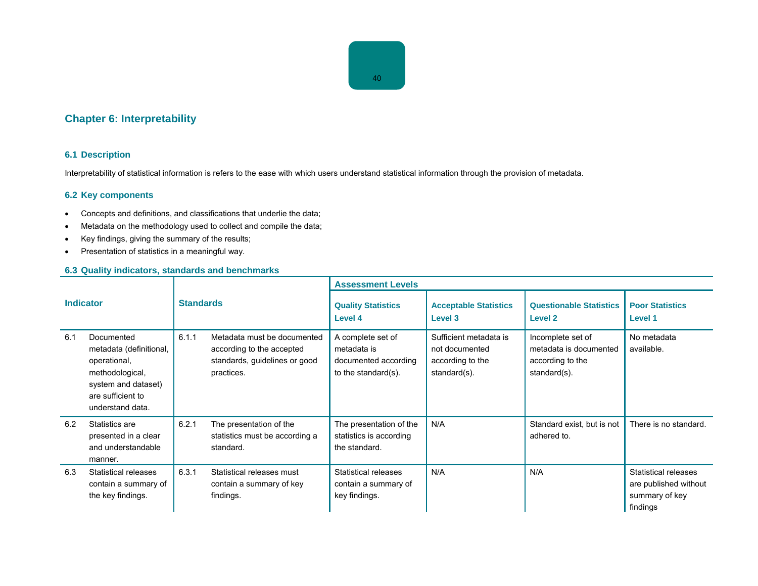## Chapter 6: Interpretability

### 6.1 Description

Interpretability of statistical information is refers to the ease with which users understand statistical information through the provision of metadata.

### 6.2 Key components

- Concepts and definitions, and classifications that underlie the data;
- Metadata on the methodology used to collect and compile the data;
- Key findings, giving the summary of the results;
- Presentation of statistics in a meaningful way.

### 6.3 Quality indicators, standards and benchmarks

| Indicator | | Standards | | Assessment Levels | | | |
|---|---|---|---|---|---|---|---|
| | | | | Quality Statistics Level 4 | Acceptable Statistics Level 3 | Questionable Statistics Level 2 | Poor Statistics Level 1 |
| 6.1 | Documented metadata (definitional, operational, methodological, system and dataset) are sufficient to understand data. | 6.1.1 | Metadata must be documented according to the accepted standards, guidelines or good practices. | A complete set of metadata is documented according to the standard(s). | Sufficient metadata is not documented according to the standard(s). | Incomplete set of metadata is documented according to the standard(s). | No metadata available. |
| 6.2 | Statistics are presented in a clear and understandable manner. | 6.2.1 | The presentation of the statistics must be according a standard. | The presentation of the statistics is according the standard. | N/A | Standard exist, but is not adhered to. | There is no standard. |
| 6.3 | Statistical releases contain a summary of the key findings. | 6.3.1 | Statistical releases must contain a summary of key findings. | Statistical releases contain a summary of key findings. | N/A | N/A | Statistical releases are published without summary of key findings |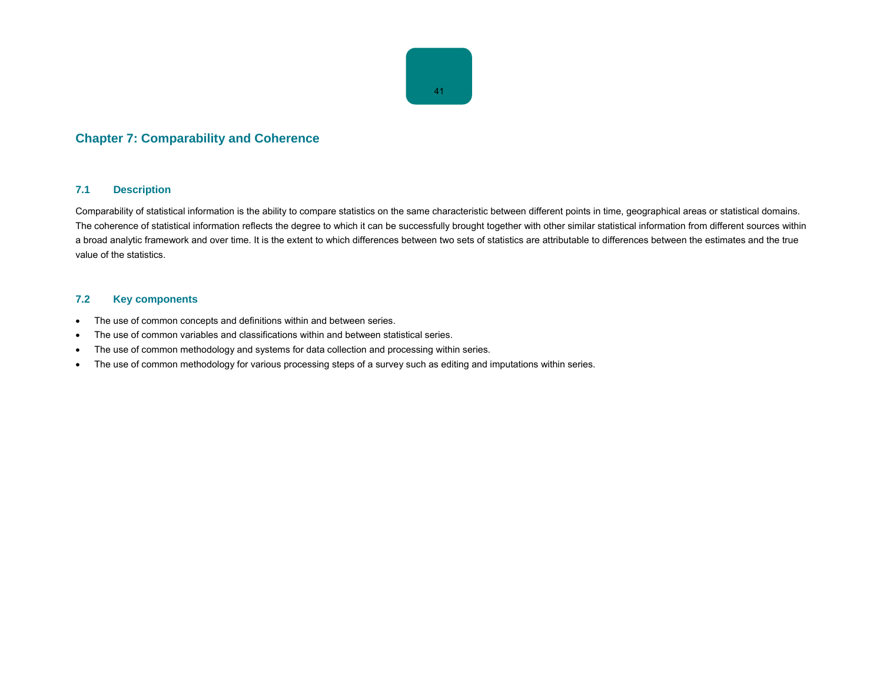## Chapter 7: Comparability and Coherence

### 7.1 Description

Comparability of statistical information is the ability to compare statistics on the same characteristic between different points in time, geographical areas or statistical domains. The coherence of statistical information reflects the degree to which it can be successfully brought together with other similar statistical information from different sources within a broad analytic framework and over time. It is the extent to which differences between two sets of statistics are attributable to differences between the estimates and the true value of the statistics.

### 7.2 Key components

- The use of common concepts and definitions within and between series.
- The use of common variables and classifications within and between statistical series.
- The use of common methodology and systems for data collection and processing within series.
- The use of common methodology for various processing steps of a survey such as editing and imputations within series.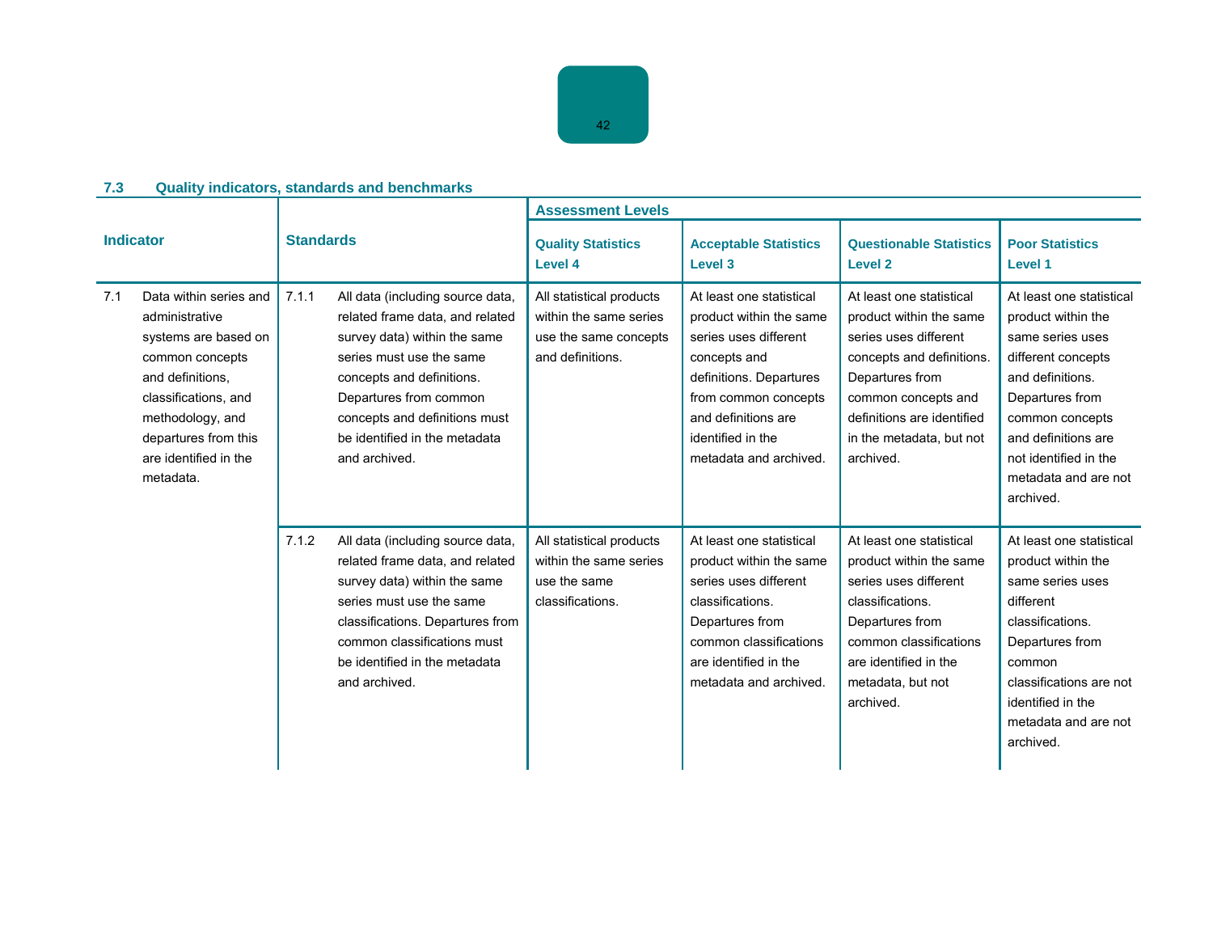## 7.3 Quality indicators, standards and benchmarks

| Indicator | | Standards | | Assessment Levels | | | |
|---|---|---|---|---|---|---|---|
| | | | | **Quality Statistics Level 4** | **Acceptable Statistics Level 3** | **Questionable Statistics Level 2** | **Poor Statistics Level 1** |
| 7.1 | Data within series and administrative systems are based on common concepts and definitions, classifications, and methodology, and departures from this are identified in the metadata. | 7.1.1 | All data (including source data, related frame data, and related survey data) within the same series must use the same concepts and definitions. Departures from common concepts and definitions must be identified in the metadata and archived. | All statistical products within the same series use the same concepts and definitions. | At least one statistical product within the same series uses different concepts and definitions. Departures from common concepts and definitions are identified in the metadata and archived. | At least one statistical product within the same series uses different concepts and definitions. Departures from common concepts and definitions are identified in the metadata, but not archived. | At least one statistical product within the same series uses different concepts and definitions. Departures from common concepts and definitions are not identified in the metadata and are not archived. |
| | | 7.1.2 | All data (including source data, related frame data, and related survey data) within the same series must use the same classifications. Departures from common classifications must be identified in the metadata and archived. | All statistical products within the same series use the same classifications. | At least one statistical product within the same series uses different classifications. Departures from common classifications are identified in the metadata and archived. | At least one statistical product within the same series uses different classifications. Departures from common classifications are identified in the metadata, but not archived. | At least one statistical product within the same series uses different classifications. Departures from common classifications are not identified in the metadata and are not archived. |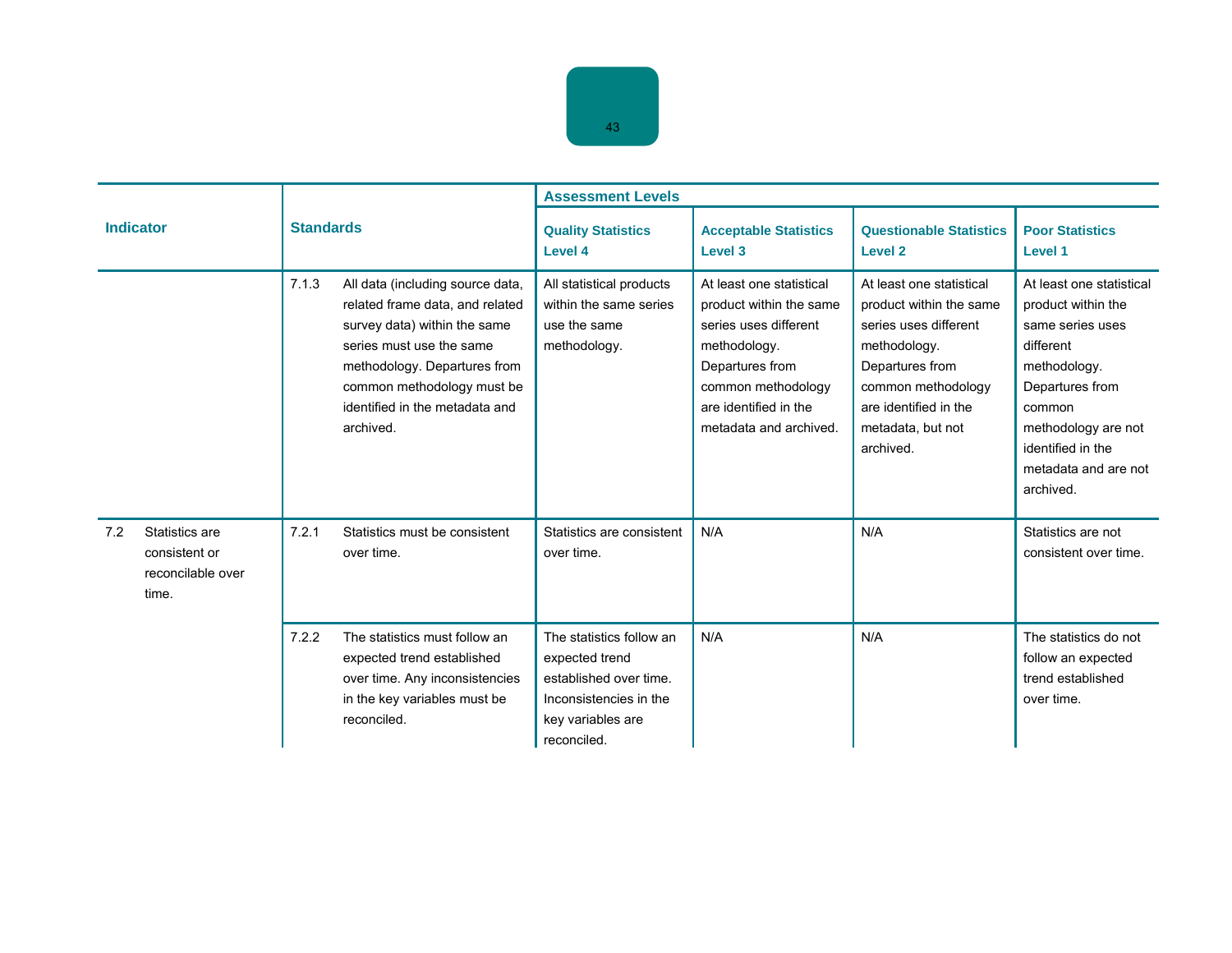| Indicator | Standards | Assessment Levels | | | |
|---|---|---|---|---|---|
| | | Quality Statistics Level 4 | Acceptable Statistics Level 3 | Questionable Statistics Level 2 | Poor Statistics Level 1 |
| | 7.1.3 All data (including source data, related frame data, and related survey data) within the same series must use the same methodology. Departures from common methodology must be identified in the metadata and archived. | All statistical products within the same series use the same methodology. | At least one statistical product within the same series uses different methodology. Departures from common methodology are identified in the metadata and archived. | At least one statistical product within the same series uses different methodology. Departures from common methodology are identified in the metadata, but not archived. | At least one statistical product within the same series uses different methodology. Departures from common methodology are not identified in the metadata and are not archived. |
| 7.2 Statistics are consistent or reconcilable over time. | 7.2.1 Statistics must be consistent over time. | Statistics are consistent over time. | N/A | N/A | Statistics are not consistent over time. |
| | 7.2.2 The statistics must follow an expected trend established over time. Any inconsistencies in the key variables must be reconciled. | The statistics follow an expected trend established over time. Inconsistencies in the key variables are reconciled. | N/A | N/A | The statistics do not follow an expected trend established over time. |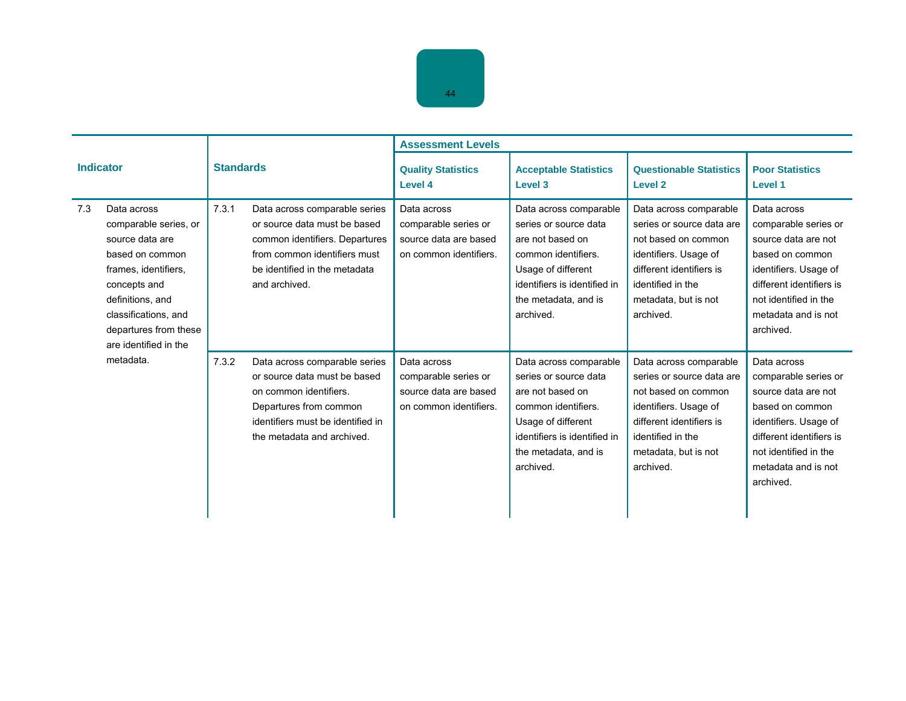| Indicator | | Standards | | Assessment Levels | | | |
|---|---|---|---|---|---|---|---|
| | | | | Quality Statistics Level 4 | Acceptable Statistics Level 3 | Questionable Statistics Level 2 | Poor Statistics Level 1 |
| 7.3 | Data across comparable series, or source data are based on common frames, identifiers, concepts and definitions, and classifications, and departures from these are identified in the metadata. | 7.3.1 | Data across comparable series or source data must be based common identifiers. Departures from common identifiers must be identified in the metadata and archived. | Data across comparable series or source data are based on common identifiers. | Data across comparable series or source data are not based on common identifiers. Usage of different identifiers is identified in the metadata, and is archived. | Data across comparable series or source data are not based on common identifiers. Usage of different identifiers is identified in the metadata, but is not archived. | Data across comparable series or source data are not based on common identifiers. Usage of different identifiers is not identified in the metadata and is not archived. |
| | | 7.3.2 | Data across comparable series or source data must be based on common identifiers. Departures from common identifiers must be identified in the metadata and archived. | Data across comparable series or source data are based on common identifiers. | Data across comparable series or source data are not based on common identifiers. Usage of different identifiers is identified in the metadata, and is archived. | Data across comparable series or source data are not based on common identifiers. Usage of different identifiers is identified in the metadata, but is not archived. | Data across comparable series or source data are not based on common identifiers. Usage of different identifiers is not identified in the metadata and is not archived. |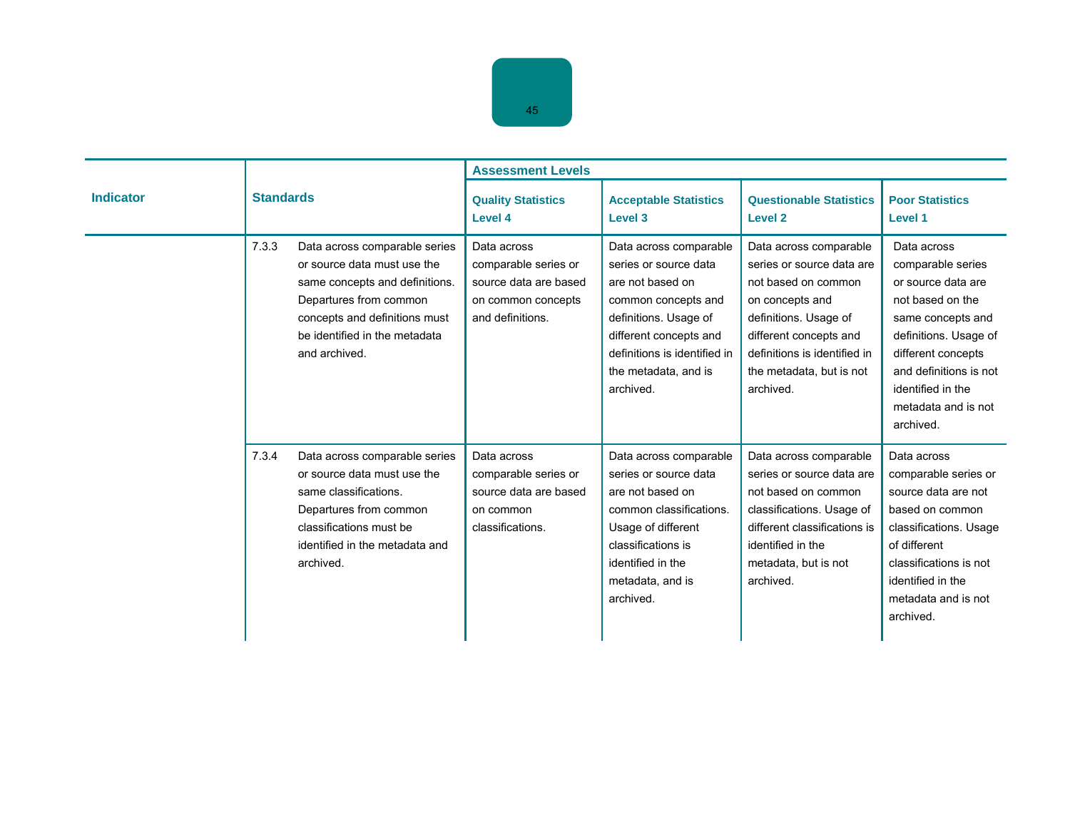| Indicator | Standards | | Assessment Levels | | | |
|---|---|---|---|---|---|---|
| | | | Quality Statistics Level 4 | Acceptable Statistics Level 3 | Questionable Statistics Level 2 | Poor Statistics Level 1 |
| | 7.3.3 | Data across comparable series or source data must use the same concepts and definitions. Departures from common concepts and definitions must be identified in the metadata and archived. | Data across comparable series or source data are based on common concepts and definitions. | Data across comparable series or source data are not based on common concepts and definitions. Usage of different concepts and definitions is identified in the metadata, and is archived. | Data across comparable series or source data are not based on common on concepts and definitions. Usage of different concepts and definitions is identified in the metadata, but is not archived. | Data across comparable series or source data are not based on the same concepts and definitions. Usage of different concepts and definitions is not identified in the metadata and is not archived. |
| | 7.3.4 | Data across comparable series or source data must use the same classifications. Departures from common classifications must be identified in the metadata and archived. | Data across comparable series or source data are based on common classifications. | Data across comparable series or source data are not based on common classifications. Usage of different classifications is identified in the metadata, and is archived. | Data across comparable series or source data are not based on common classifications. Usage of different classifications is identified in the metadata, but is not archived. | Data across comparable series or source data are not based on common classifications. Usage of different classifications is not identified in the metadata and is not archived. |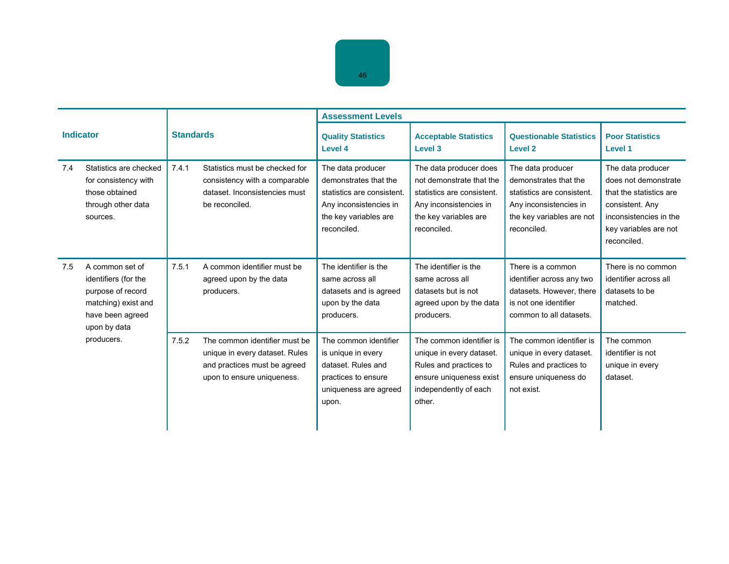| Indicator | | Standards | | Assessment Levels | | | |
|---|---|---|---|---|---|---|---|
| | | | | Quality Statistics Level 4 | Acceptable Statistics Level 3 | Questionable Statistics Level 2 | Poor Statistics Level 1 |
| 7.4 | Statistics are checked for consistency with those obtained through other data sources. | 7.4.1 | Statistics must be checked for consistency with a comparable dataset. Inconsistencies must be reconciled. | The data producer demonstrates that the statistics are consistent. Any inconsistencies in the key variables are reconciled. | The data producer does not demonstrate that the statistics are consistent. Any inconsistencies in the key variables are reconciled. | The data producer demonstrates that the statistics are consistent. Any inconsistencies in the key variables are not reconciled. | The data producer does not demonstrate that the statistics are consistent. Any inconsistencies in the key variables are not reconciled. |
| 7.5 | A common set of identifiers (for the purpose of record matching) exist and have been agreed upon by data producers. | 7.5.1 | A common identifier must be agreed upon by the data producers. | The identifier is the same across all datasets and is agreed upon by the data producers. | The identifier is the same across all datasets but is not agreed upon by the data producers. | There is a common identifier across any two datasets. However, there is not one identifier common to all datasets. | There is no common identifier across all datasets to be matched. |
| | | 7.5.2 | The common identifier must be unique in every dataset. Rules and practices must be agreed upon to ensure uniqueness. | The common identifier is unique in every dataset. Rules and practices to ensure uniqueness are agreed upon. | The common identifier is unique in every dataset. Rules and practices to ensure uniqueness exist independently of each other. | The common identifier is unique in every dataset. Rules and practices to ensure uniqueness do not exist. | The common identifier is not unique in every dataset. |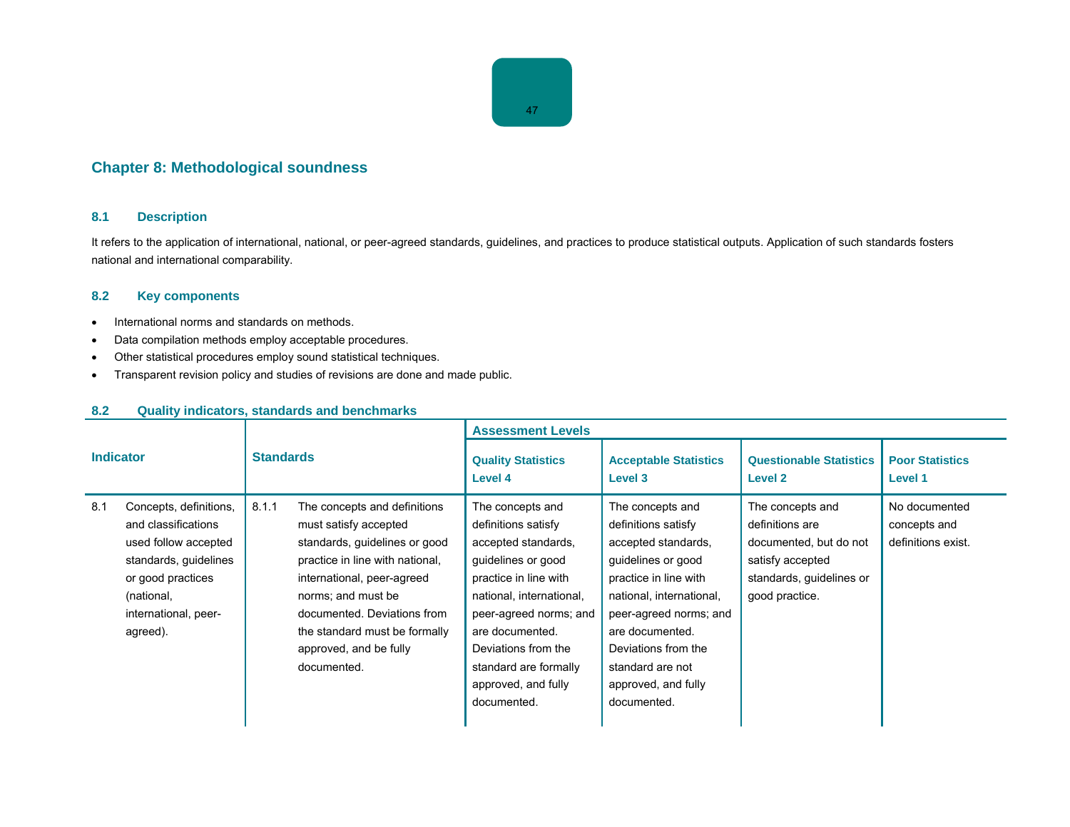## Chapter 8: Methodological soundness

### 8.1 Description

It refers to the application of international, national, or peer-agreed standards, guidelines, and practices to produce statistical outputs. Application of such standards fosters national and international comparability.

### 8.2 Key components

- International norms and standards on methods.
- Data compilation methods employ acceptable procedures.
- Other statistical procedures employ sound statistical techniques.
- Transparent revision policy and studies of revisions are done and made public.

### 8.2 Quality indicators, standards and benchmarks

| Indicator | | Standards | | Assessment Levels | | | |
|---|---|---|---|---|---|---|---|
| | | | | Quality Statistics Level 4 | Acceptable Statistics Level 3 | Questionable Statistics Level 2 | Poor Statistics Level 1 |
| 8.1 | Concepts, definitions, and classifications used follow accepted standards, guidelines or good practices (national, international, peer-agreed). | 8.1.1 | The concepts and definitions must satisfy accepted standards, guidelines or good practice in line with national, international, peer-agreed norms; and must be documented. Deviations from the standard must be formally approved, and be fully documented. | The concepts and definitions satisfy accepted standards, guidelines or good practice in line with national, international, peer-agreed norms; and are documented. Deviations from the standard are formally approved, and fully documented. | The concepts and definitions satisfy accepted standards, guidelines or good practice in line with national, international, peer-agreed norms; and are documented. Deviations from the standard are not approved, and fully documented. | The concepts and definitions are documented, but do not satisfy accepted standards, guidelines or good practice. | No documented concepts and definitions exist. |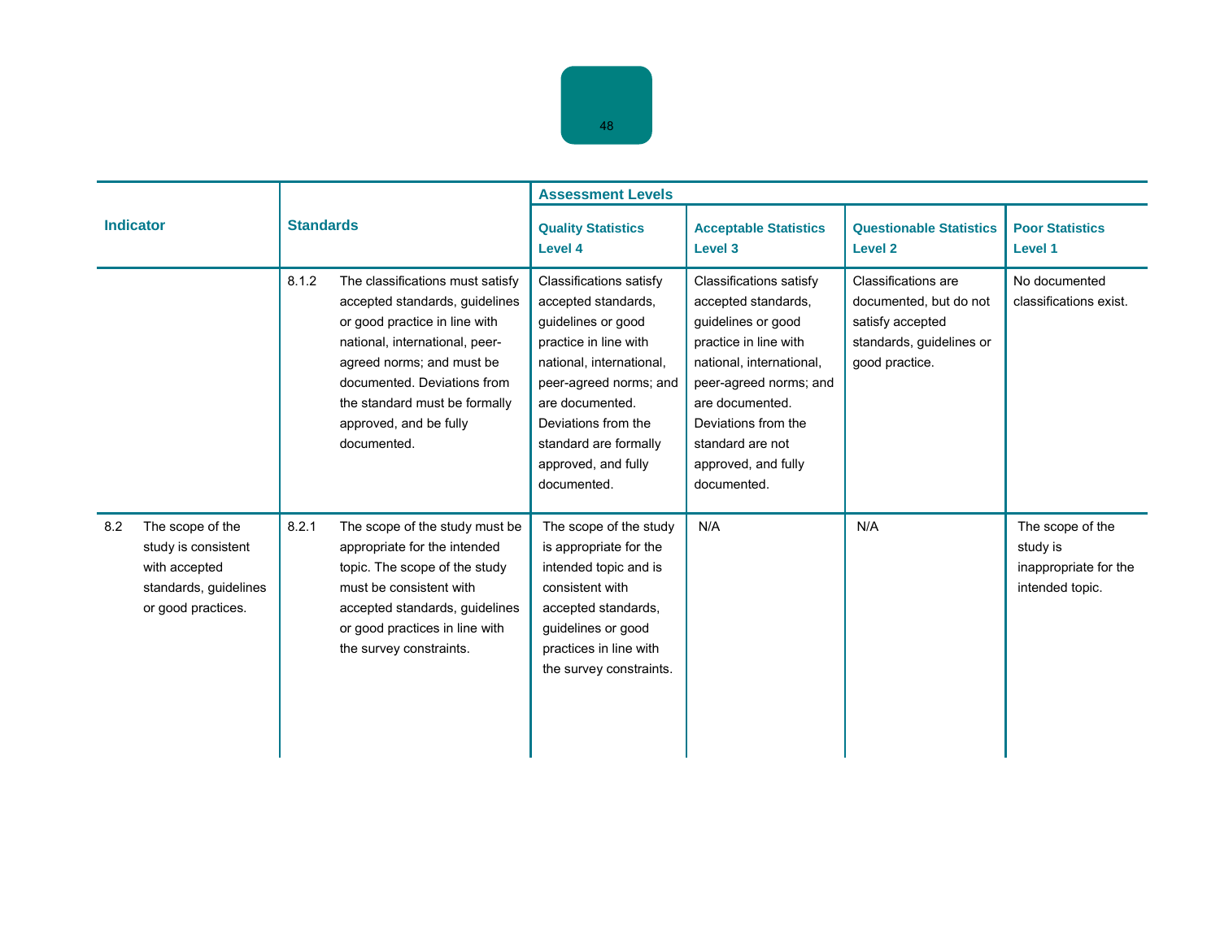| Indicator | | Standards | | Assessment Levels | | | |
|---|---|---|---|---|---|---|---|
| | | | | Quality Statistics Level 4 | Acceptable Statistics Level 3 | Questionable Statistics Level 2 | Poor Statistics Level 1 |
| | | 8.1.2 | The classifications must satisfy accepted standards, guidelines or good practice in line with national, international, peer-agreed norms; and must be documented. Deviations from the standard must be formally approved, and be fully documented. | Classifications satisfy accepted standards, guidelines or good practice in line with national, international, peer-agreed norms; and are documented. Deviations from the standard are formally approved, and fully documented. | Classifications satisfy accepted standards, guidelines or good practice in line with national, international, peer-agreed norms; and are documented. Deviations from the standard are not approved, and fully documented. | Classifications are documented, but do not satisfy accepted standards, guidelines or good practice. | No documented classifications exist. |
| 8.2 | The scope of the study is consistent with accepted standards, guidelines or good practices. | 8.2.1 | The scope of the study must be appropriate for the intended topic. The scope of the study must be consistent with accepted standards, guidelines or good practices in line with the survey constraints. | The scope of the study is appropriate for the intended topic and is consistent with accepted standards, guidelines or good practices in line with the survey constraints. | N/A | N/A | The scope of the study is inappropriate for the intended topic. |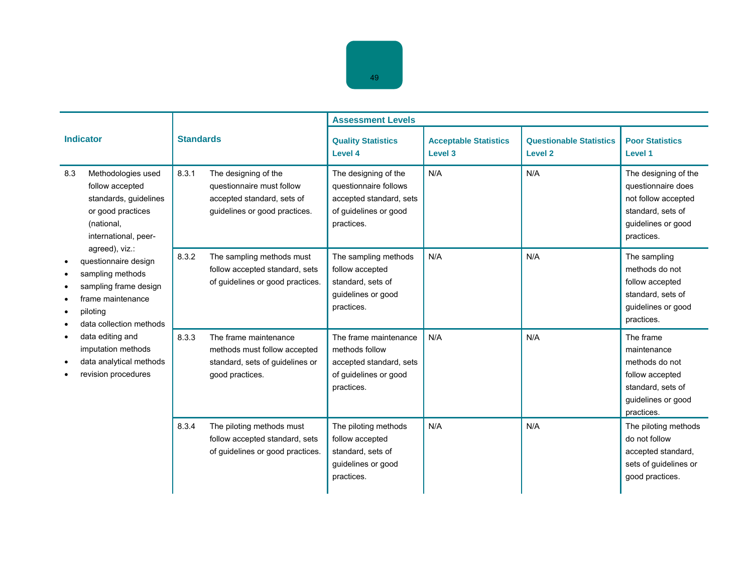| Indicator | Standards | Assessment Levels | | | |
|---|---|---|---|---|---|
| | | Quality Statistics Level 4 | Acceptable Statistics Level 3 | Questionable Statistics Level 2 | Poor Statistics Level 1 |
| 8.3 Methodologies used follow accepted standards, guidelines or good practices (national, international, peer-agreed), viz.: <br>• questionnaire design <br>• sampling methods <br>• sampling frame design <br>• frame maintenance <br>• piloting <br>• data collection methods <br>• data editing and imputation methods <br>• data analytical methods <br>• revision procedures | 8.3.1 The designing of the questionnaire must follow accepted standard, sets of guidelines or good practices. | The designing of the questionnaire follows accepted standard, sets of guidelines or good practices. | N/A | N/A | The designing of the questionnaire does not follow accepted standard, sets of guidelines or good practices. |
| | 8.3.2 The sampling methods must follow accepted standard, sets of guidelines or good practices. | The sampling methods follow accepted standard, sets of guidelines or good practices. | N/A | N/A | The sampling methods do not follow accepted standard, sets of guidelines or good practices. |
| | 8.3.3 The frame maintenance methods must follow accepted standard, sets of guidelines or good practices. | The frame maintenance methods follow accepted standard, sets of guidelines or good practices. | N/A | N/A | The frame maintenance methods do not follow accepted standard, sets of guidelines or good practices. |
| | 8.3.4 The piloting methods must follow accepted standard, sets of guidelines or good practices. | The piloting methods follow accepted standard, sets of guidelines or good practices. | N/A | N/A | The piloting methods do not follow accepted standard, sets of guidelines or good practices. |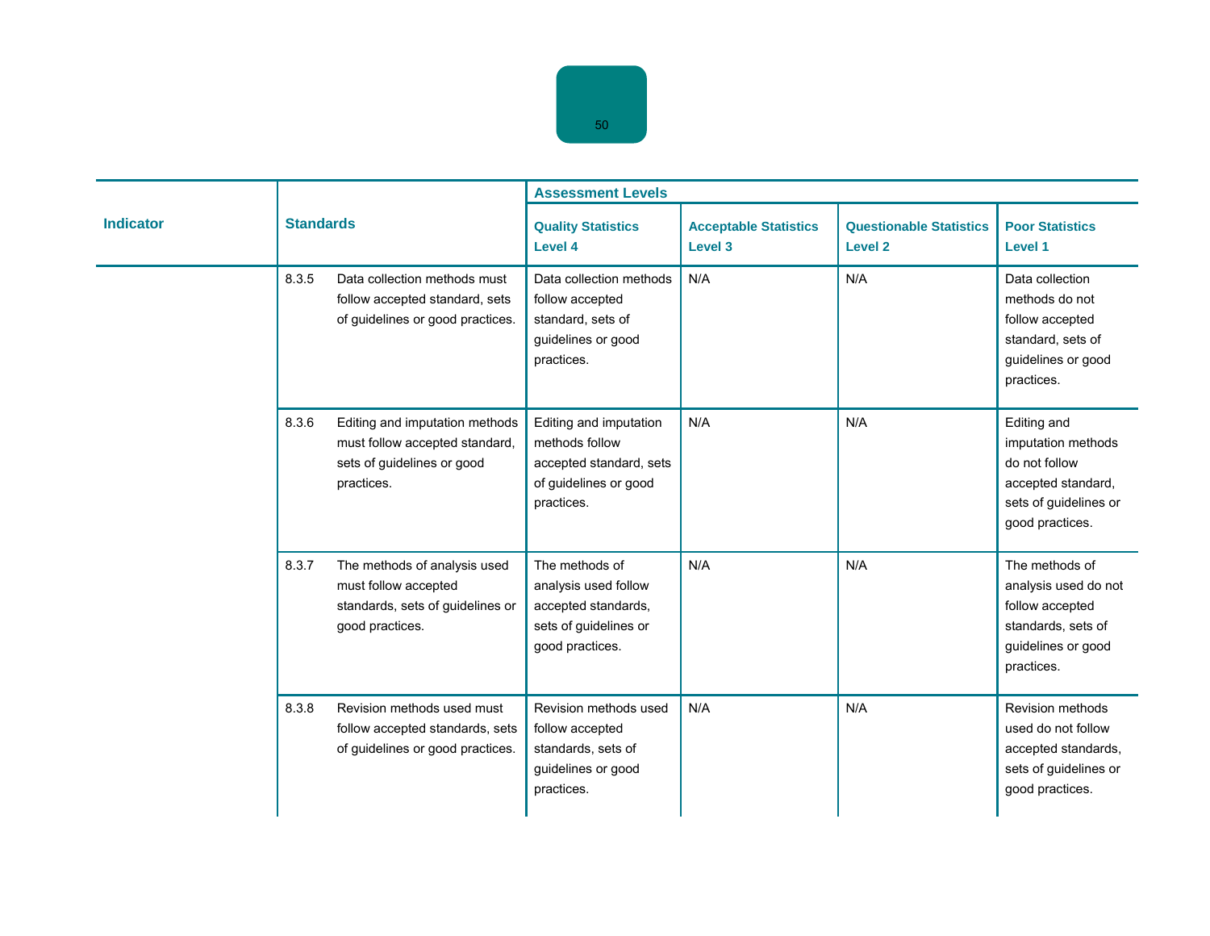| Indicator | Standards | | Assessment Levels | | | |
|---|---|---|---|---|---|---|
| | | | Quality Statistics Level 4 | Acceptable Statistics Level 3 | Questionable Statistics Level 2 | Poor Statistics Level 1 |
| | 8.3.5 | Data collection methods must follow accepted standard, sets of guidelines or good practices. | Data collection methods follow accepted standard, sets of guidelines or good practices. | N/A | N/A | Data collection methods do not follow accepted standard, sets of guidelines or good practices. |
| | 8.3.6 | Editing and imputation methods must follow accepted standard, sets of guidelines or good practices. | Editing and imputation methods follow accepted standard, sets of guidelines or good practices. | N/A | N/A | Editing and imputation methods do not follow accepted standard, sets of guidelines or good practices. |
| | 8.3.7 | The methods of analysis used must follow accepted standards, sets of guidelines or good practices. | The methods of analysis used follow accepted standards, sets of guidelines or good practices. | N/A | N/A | The methods of analysis used do not follow accepted standards, sets of guidelines or good practices. |
| | 8.3.8 | Revision methods used must follow accepted standards, sets of guidelines or good practices. | Revision methods used follow accepted standards, sets of guidelines or good practices. | N/A | N/A | Revision methods used do not follow accepted standards, sets of guidelines or good practices. |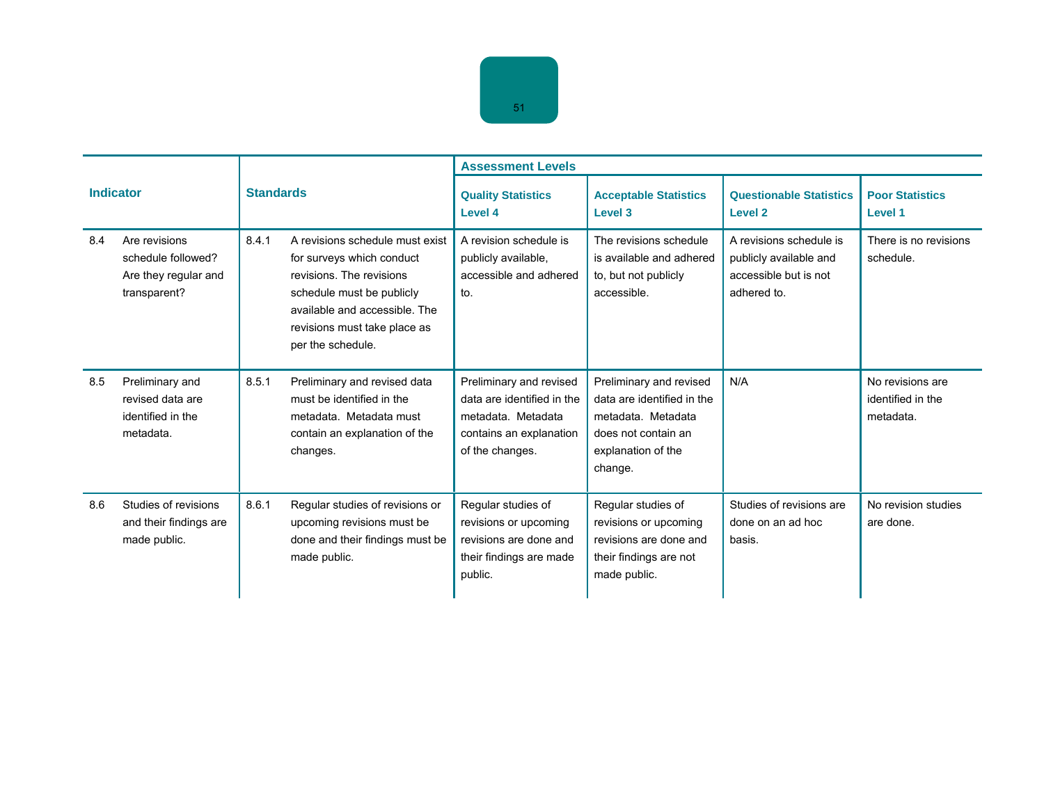| Indicator | | Standards | | Assessment Levels | | | |
|---|---|---|---|---|---|---|---|
| | | | | Quality Statistics Level 4 | Acceptable Statistics Level 3 | Questionable Statistics Level 2 | Poor Statistics Level 1 |
| 8.4 | Are revisions schedule followed? Are they regular and transparent? | 8.4.1 | A revisions schedule must exist for surveys which conduct revisions. The revisions schedule must be publicly available and accessible. The revisions must take place as per the schedule. | A revision schedule is publicly available, accessible and adhered to. | The revisions schedule is available and adhered to, but not publicly accessible. | A revisions schedule is publicly available and accessible but is not adhered to. | There is no revisions schedule. |
| 8.5 | Preliminary and revised data are identified in the metadata. | 8.5.1 | Preliminary and revised data must be identified in the metadata. Metadata must contain an explanation of the changes. | Preliminary and revised data are identified in the metadata. Metadata contains an explanation of the changes. | Preliminary and revised data are identified in the metadata. Metadata does not contain an explanation of the change. | N/A | No revisions are identified in the metadata. |
| 8.6 | Studies of revisions and their findings are made public. | 8.6.1 | Regular studies of revisions or upcoming revisions must be done and their findings must be made public. | Regular studies of revisions or upcoming revisions are done and their findings are made public. | Regular studies of revisions or upcoming revisions are done and their findings are not made public. | Studies of revisions are done on an ad hoc basis. | No revision studies are done. |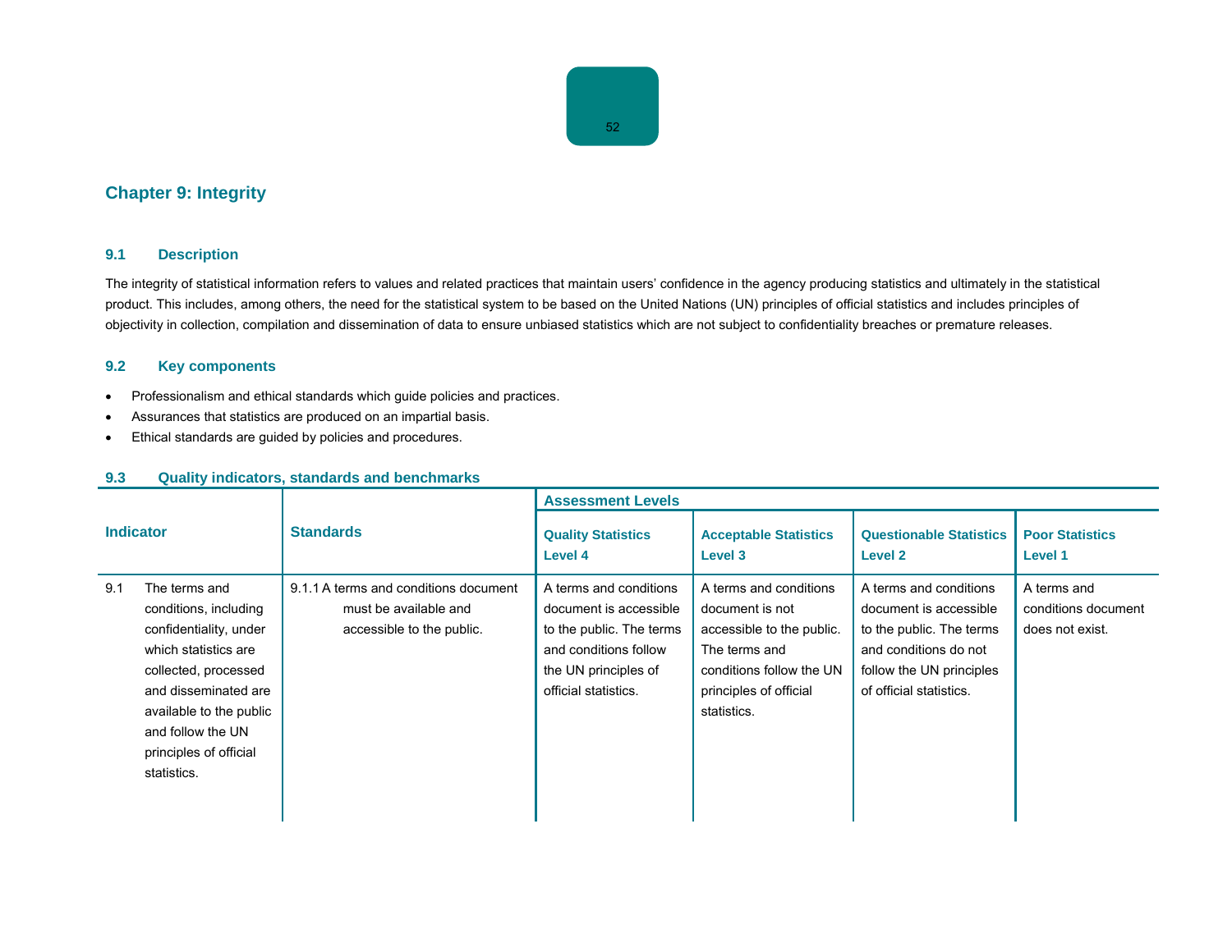## Chapter 9: Integrity

### 9.1 Description

The integrity of statistical information refers to values and related practices that maintain users' confidence in the agency producing statistics and ultimately in the statistical product. This includes, among others, the need for the statistical system to be based on the United Nations (UN) principles of official statistics and includes principles of objectivity in collection, compilation and dissemination of data to ensure unbiased statistics which are not subject to confidentiality breaches or premature releases.

### 9.2 Key components

- Professionalism and ethical standards which guide policies and practices.
- Assurances that statistics are produced on an impartial basis.
- Ethical standards are guided by policies and procedures.

### 9.3 Quality indicators, standards and benchmarks

| Indicator | Standards | Assessment Levels | | | |
|---|---|---|---|---|---|
| | | Quality Statistics Level 4 | Acceptable Statistics Level 3 | Questionable Statistics Level 2 | Poor Statistics Level 1 |
| 9.1 The terms and conditions, including confidentiality, under which statistics are collected, processed and disseminated are available to the public and follow the UN principles of official statistics. | 9.1.1 A terms and conditions document must be available and accessible to the public. | A terms and conditions document is accessible to the public. The terms and conditions follow the UN principles of official statistics. | A terms and conditions document is not accessible to the public. The terms and conditions follow the UN principles of official statistics. | A terms and conditions document is accessible to the public. The terms and conditions do not follow the UN principles of official statistics. | A terms and conditions document does not exist. |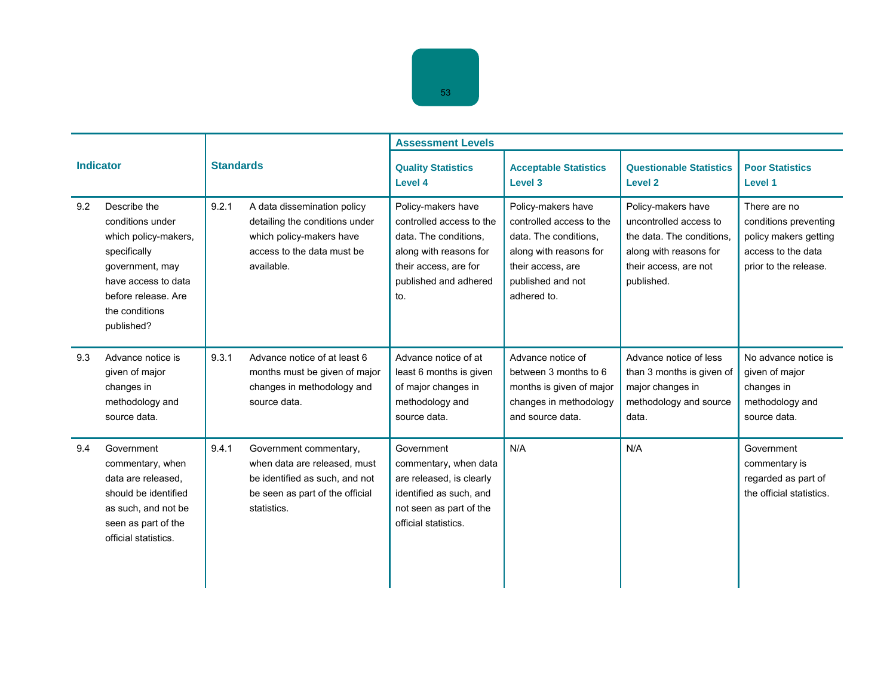| Indicator | | Standards | | Assessment Levels | | | |
|---|---|---|---|---|---|---|---|
| | | | | Quality Statistics Level 4 | Acceptable Statistics Level 3 | Questionable Statistics Level 2 | Poor Statistics Level 1 |
| 9.2 | Describe the conditions under which policy-makers, specifically government, may have access to data before release. Are the conditions published? | 9.2.1 | A data dissemination policy detailing the conditions under which policy-makers have access to the data must be available. | Policy-makers have controlled access to the data. The conditions, along with reasons for their access, are for published and adhered to. | Policy-makers have controlled access to the data. The conditions, along with reasons for their access, are published and not adhered to. | Policy-makers have uncontrolled access to the data. The conditions, along with reasons for their access, are not published. | There are no conditions preventing policy makers getting access to the data prior to the release. |
| 9.3 | Advance notice is given of major changes in methodology and source data. | 9.3.1 | Advance notice of at least 6 months must be given of major changes in methodology and source data. | Advance notice of at least 6 months is given of major changes in methodology and source data. | Advance notice of between 3 months to 6 months is given of major changes in methodology and source data. | Advance notice of less than 3 months is given of major changes in methodology and source data. | No advance notice is given of major changes in methodology and source data. |
| 9.4 | Government commentary, when data are released, should be identified as such, and not be seen as part of the official statistics. | 9.4.1 | Government commentary, when data are released, must be identified as such, and not be seen as part of the official statistics. | Government commentary, when data are released, is clearly identified as such, and not seen as part of the official statistics. | N/A | N/A | Government commentary is regarded as part of the official statistics. |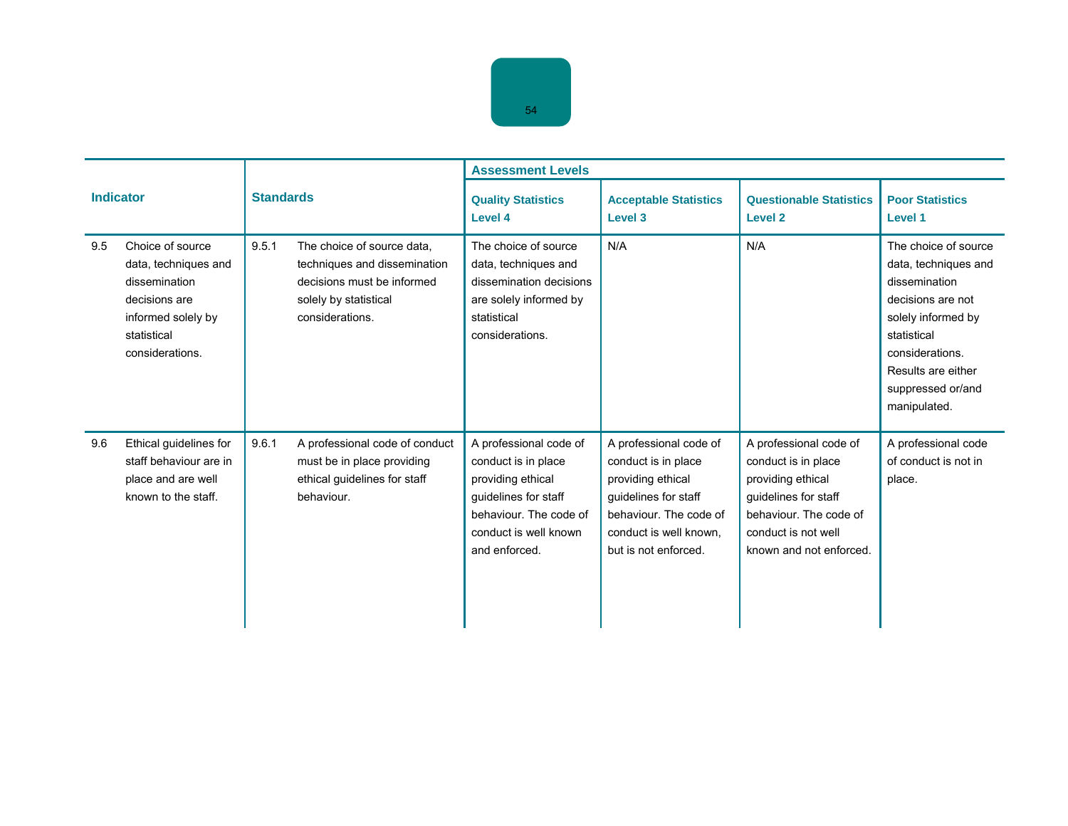| Indicator | | Standards | | Assessment Levels | | | |
|---|---|---|---|---|---|---|---|
| | | | | Quality Statistics Level 4 | Acceptable Statistics Level 3 | Questionable Statistics Level 2 | Poor Statistics Level 1 |
| 9.5 | Choice of source data, techniques and dissemination decisions are informed solely by statistical considerations. | 9.5.1 | The choice of source data, techniques and dissemination decisions must be informed solely by statistical considerations. | The choice of source data, techniques and dissemination decisions are solely informed by statistical considerations. | N/A | N/A | The choice of source data, techniques and dissemination decisions are not solely informed by statistical considerations. Results are either suppressed or/and manipulated. |
| 9.6 | Ethical guidelines for staff behaviour are in place and are well known to the staff. | 9.6.1 | A professional code of conduct must be in place providing ethical guidelines for staff behaviour. | A professional code of conduct is in place providing ethical guidelines for staff behaviour. The code of conduct is well known and enforced. | A professional code of conduct is in place providing ethical guidelines for staff behaviour. The code of conduct is well known, but is not enforced. | A professional code of conduct is in place providing ethical guidelines for staff behaviour. The code of conduct is not well known and not enforced. | A professional code of conduct is not in place. |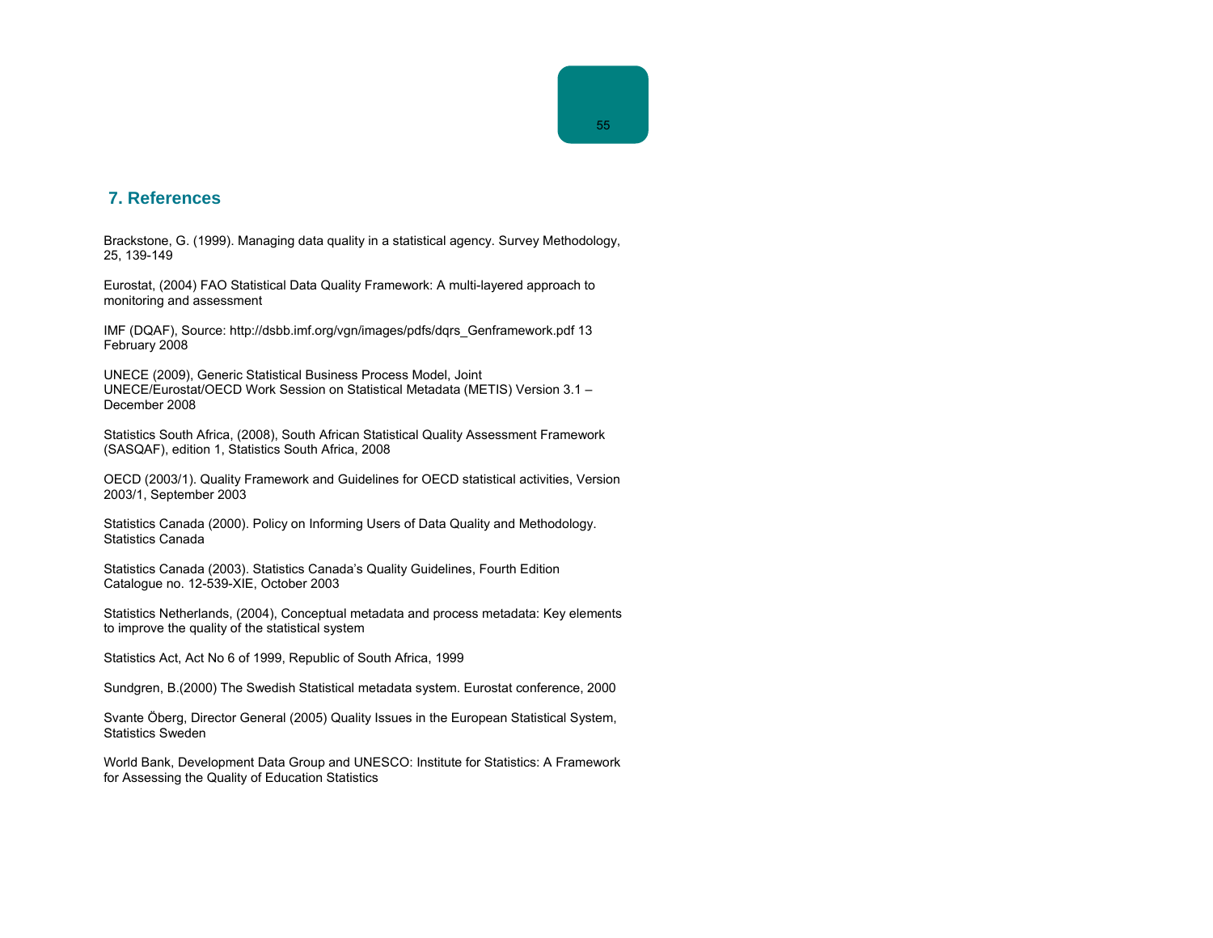## 7. References

Brackstone, G. (1999). Managing data quality in a statistical agency. Survey Methodology, 25, 139-149

Eurostat, (2004) FAO Statistical Data Quality Framework: A multi-layered approach to monitoring and assessment

IMF (DQAF), Source: http://dsbb.imf.org/vgn/images/pdfs/dqrs_Genframework.pdf 13 February 2008

UNECE (2009), Generic Statistical Business Process Model, Joint UNECE/Eurostat/OECD Work Session on Statistical Metadata (METIS) Version 3.1 – December 2008

Statistics South Africa, (2008), South African Statistical Quality Assessment Framework (SASQAF), edition 1, Statistics South Africa, 2008

OECD (2003/1). Quality Framework and Guidelines for OECD statistical activities, Version 2003/1, September 2003

Statistics Canada (2000). Policy on Informing Users of Data Quality and Methodology. Statistics Canada

Statistics Canada (2003). Statistics Canada's Quality Guidelines, Fourth Edition Catalogue no. 12-539-XIE, October 2003

Statistics Netherlands, (2004), Conceptual metadata and process metadata: Key elements to improve the quality of the statistical system

Statistics Act, Act No 6 of 1999, Republic of South Africa, 1999

Sundgren, B.(2000) The Swedish Statistical metadata system. Eurostat conference, 2000

Svante Öberg, Director General (2005) Quality Issues in the European Statistical System, Statistics Sweden

World Bank, Development Data Group and UNESCO: Institute for Statistics: A Framework for Assessing the Quality of Education Statistics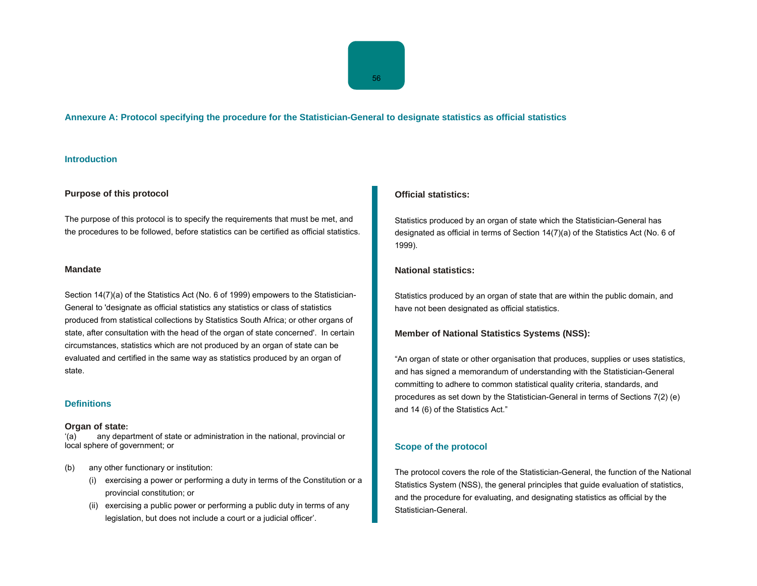## Annexure A: Protocol specifying the procedure for the Statistician-General to designate statistics as official statistics

### Introduction

#### Purpose of this protocol

The purpose of this protocol is to specify the requirements that must be met, and the procedures to be followed, before statistics can be certified as official statistics.

#### Mandate

Section 14(7)(a) of the Statistics Act (No. 6 of 1999) empowers to the Statistician-General to 'designate as official statistics any statistics or class of statistics produced from statistical collections by Statistics South Africa; or other organs of state, after consultation with the head of the organ of state concerned'. In certain circumstances, statistics which are not produced by an organ of state can be evaluated and certified in the same way as statistics produced by an organ of state.

### Definitions

**Organ of state:**

'(a) any department of state or administration in the national, provincial or local sphere of government; or

(b) any other functionary or institution:
   - (i) exercising a power or performing a duty in terms of the Constitution or a provincial constitution; or
   - (ii) exercising a public power or performing a public duty in terms of any legislation, but does not include a court or a judicial officer'.

**Official statistics:**

Statistics produced by an organ of state which the Statistician-General has designated as official in terms of Section 14(7)(a) of the Statistics Act (No. 6 of 1999).

**National statistics:**

Statistics produced by an organ of state that are within the public domain, and have not been designated as official statistics.

**Member of National Statistics Systems (NSS):**

"An organ of state or other organisation that produces, supplies or uses statistics, and has signed a memorandum of understanding with the Statistician-General committing to adhere to common statistical quality criteria, standards, and procedures as set down by the Statistician-General in terms of Sections 7(2) (e) and 14 (6) of the Statistics Act."

### Scope of the protocol

The protocol covers the role of the Statistician-General, the function of the National Statistics System (NSS), the general principles that guide evaluation of statistics, and the procedure for evaluating, and designating statistics as official by the Statistician-General.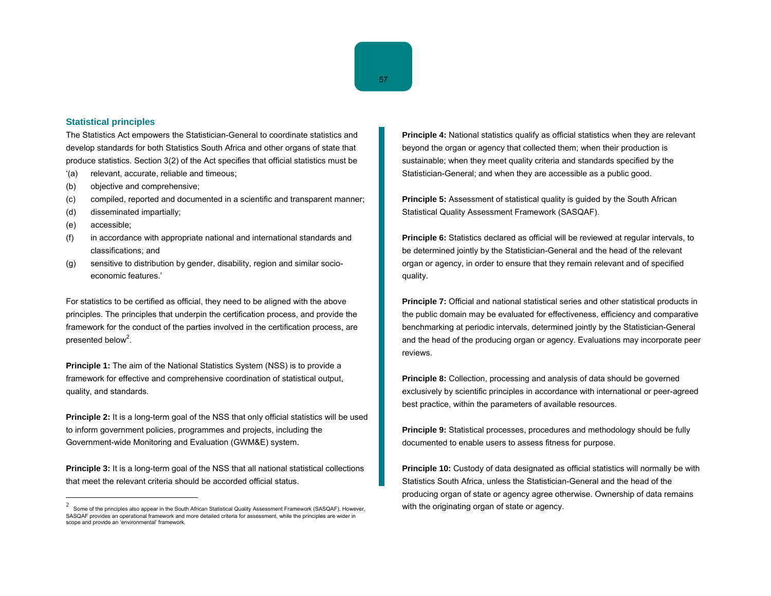## Statistical principles

The Statistics Act empowers the Statistician-General to coordinate statistics and develop standards for both Statistics South Africa and other organs of state that produce statistics. Section 3(2) of the Act specifies that official statistics must be

‘(a) relevant, accurate, reliable and timeous;

(b) objective and comprehensive;

(c) compiled, reported and documented in a scientific and transparent manner;

(d) disseminated impartially;

(e) accessible;

(f) in accordance with appropriate national and international standards and classifications; and

(g) sensitive to distribution by gender, disability, region and similar socio-economic features.’

For statistics to be certified as official, they need to be aligned with the above principles. The principles that underpin the certification process, and provide the framework for the conduct of the parties involved in the certification process, are presented below[2].

**Principle 1:** The aim of the National Statistics System (NSS) is to provide a framework for effective and comprehensive coordination of statistical output, quality, and standards.

**Principle 2:** It is a long-term goal of the NSS that only official statistics will be used to inform government policies, programmes and projects, including the Government-wide Monitoring and Evaluation (GWM&E) system.

**Principle 3:** It is a long-term goal of the NSS that all national statistical collections that meet the relevant criteria should be accorded official status.

**Principle 4:** National statistics qualify as official statistics when they are relevant beyond the organ or agency that collected them; when their production is sustainable; when they meet quality criteria and standards specified by the Statistician-General; and when they are accessible as a public good.

**Principle 5:** Assessment of statistical quality is guided by the South African Statistical Quality Assessment Framework (SASQAF).

**Principle 6:** Statistics declared as official will be reviewed at regular intervals, to be determined jointly by the Statistician-General and the head of the relevant organ or agency, in order to ensure that they remain relevant and of specified quality.

**Principle 7:** Official and national statistical series and other statistical products in the public domain may be evaluated for effectiveness, efficiency and comparative benchmarking at periodic intervals, determined jointly by the Statistician-General and the head of the producing organ or agency. Evaluations may incorporate peer reviews.

**Principle 8:** Collection, processing and analysis of data should be governed exclusively by scientific principles in accordance with international or peer-agreed best practice, within the parameters of available resources.

**Principle 9:** Statistical processes, procedures and methodology should be fully documented to enable users to assess fitness for purpose.

**Principle 10:** Custody of data designated as official statistics will normally be with Statistics South Africa, unless the Statistician-General and the head of the producing organ of state or agency agree otherwise. Ownership of data remains with the originating organ of state or agency.

---

[2] Some of the principles also appear in the South African Statistical Quality Assessment Framework (SASQAF). However, SASQAF provides an operational framework and more detailed criteria for assessment, while the principles are wider in scope and provide an ‘environmental’ framework.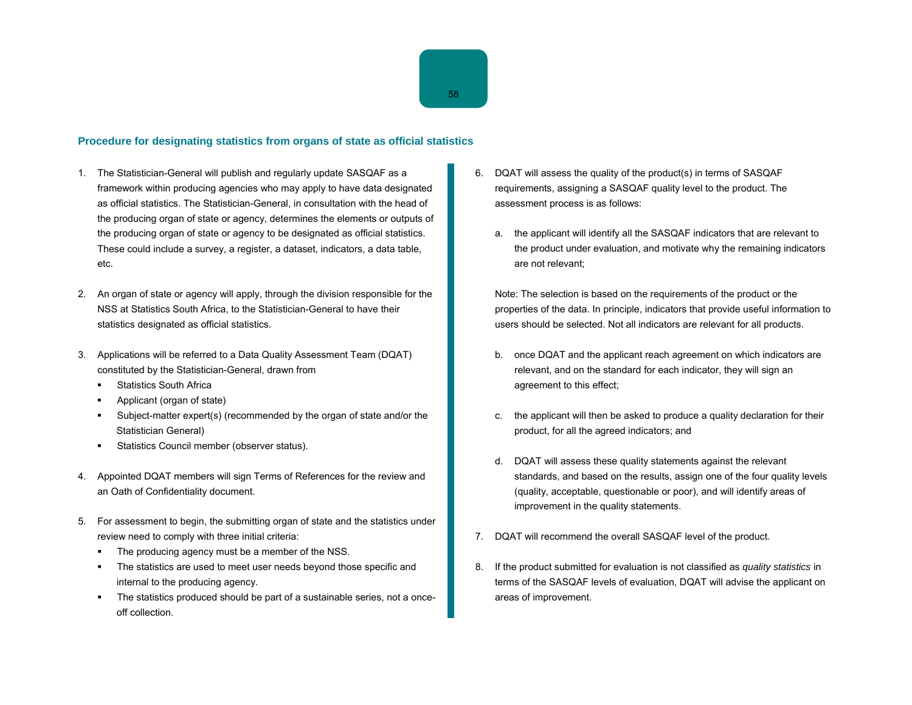## Procedure for designating statistics from organs of state as official statistics

1. The Statistician-General will publish and regularly update SASQAF as a framework within producing agencies who may apply to have data designated as official statistics. The Statistician-General, in consultation with the head of the producing organ of state or agency, determines the elements or outputs of the producing organ of state or agency to be designated as official statistics. These could include a survey, a register, a dataset, indicators, a data table, etc.

2. An organ of state or agency will apply, through the division responsible for the NSS at Statistics South Africa, to the Statistician-General to have their statistics designated as official statistics.

3. Applications will be referred to a Data Quality Assessment Team (DQAT) constituted by the Statistician-General, drawn from
   - Statistics South Africa
   - Applicant (organ of state)
   - Subject-matter expert(s) (recommended by the organ of state and/or the Statistician General)
   - Statistics Council member (observer status).

4. Appointed DQAT members will sign Terms of References for the review and an Oath of Confidentiality document.

5. For assessment to begin, the submitting organ of state and the statistics under review need to comply with three initial criteria:
   - The producing agency must be a member of the NSS.
   - The statistics are used to meet user needs beyond those specific and internal to the producing agency.
   - The statistics produced should be part of a sustainable series, not a once-off collection.

6. DQAT will assess the quality of the product(s) in terms of SASQAF requirements, assigning a SASQAF quality level to the product. The assessment process is as follows:

   a. the applicant will identify all the SASQAF indicators that are relevant to the product under evaluation, and motivate why the remaining indicators are not relevant;

   Note: The selection is based on the requirements of the product or the properties of the data. In principle, indicators that provide useful information to users should be selected. Not all indicators are relevant for all products.

   b. once DQAT and the applicant reach agreement on which indicators are relevant, and on the standard for each indicator, they will sign an agreement to this effect;

   c. the applicant will then be asked to produce a quality declaration for their product, for all the agreed indicators; and

   d. DQAT will assess these quality statements against the relevant standards, and based on the results, assign one of the four quality levels (quality, acceptable, questionable or poor), and will identify areas of improvement in the quality statements.

7. DQAT will recommend the overall SASQAF level of the product.

8. If the product submitted for evaluation is not classified as *quality statistics* in terms of the SASQAF levels of evaluation, DQAT will advise the applicant on areas of improvement.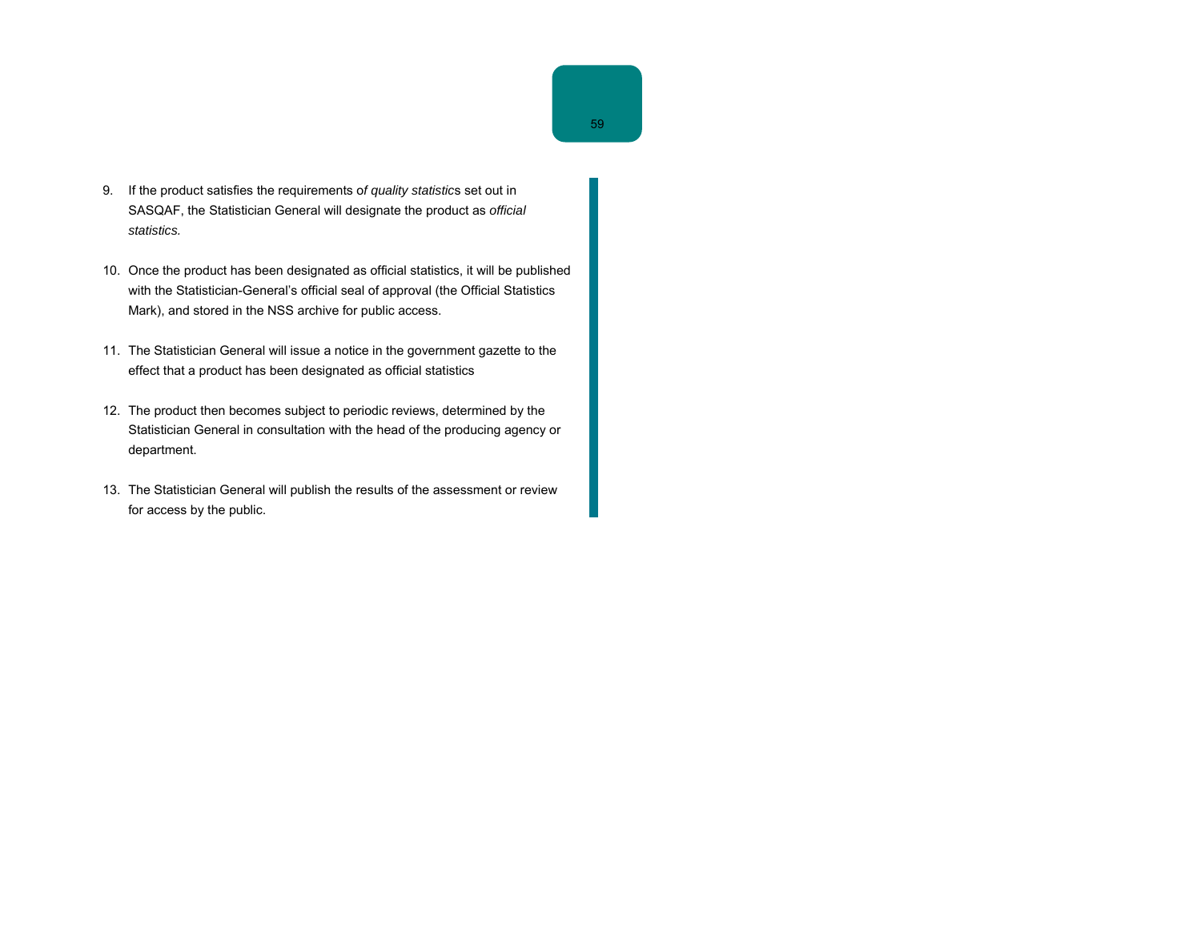9. If the product satisfies the requirements of *quality statistics* set out in SASQAF, the Statistician General will designate the product as *official statistics.*

10. Once the product has been designated as official statistics, it will be published with the Statistician-General's official seal of approval (the Official Statistics Mark), and stored in the NSS archive for public access.

11. The Statistician General will issue a notice in the government gazette to the effect that a product has been designated as official statistics

12. The product then becomes subject to periodic reviews, determined by the Statistician General in consultation with the head of the producing agency or department.

13. The Statistician General will publish the results of the assessment or review for access by the public.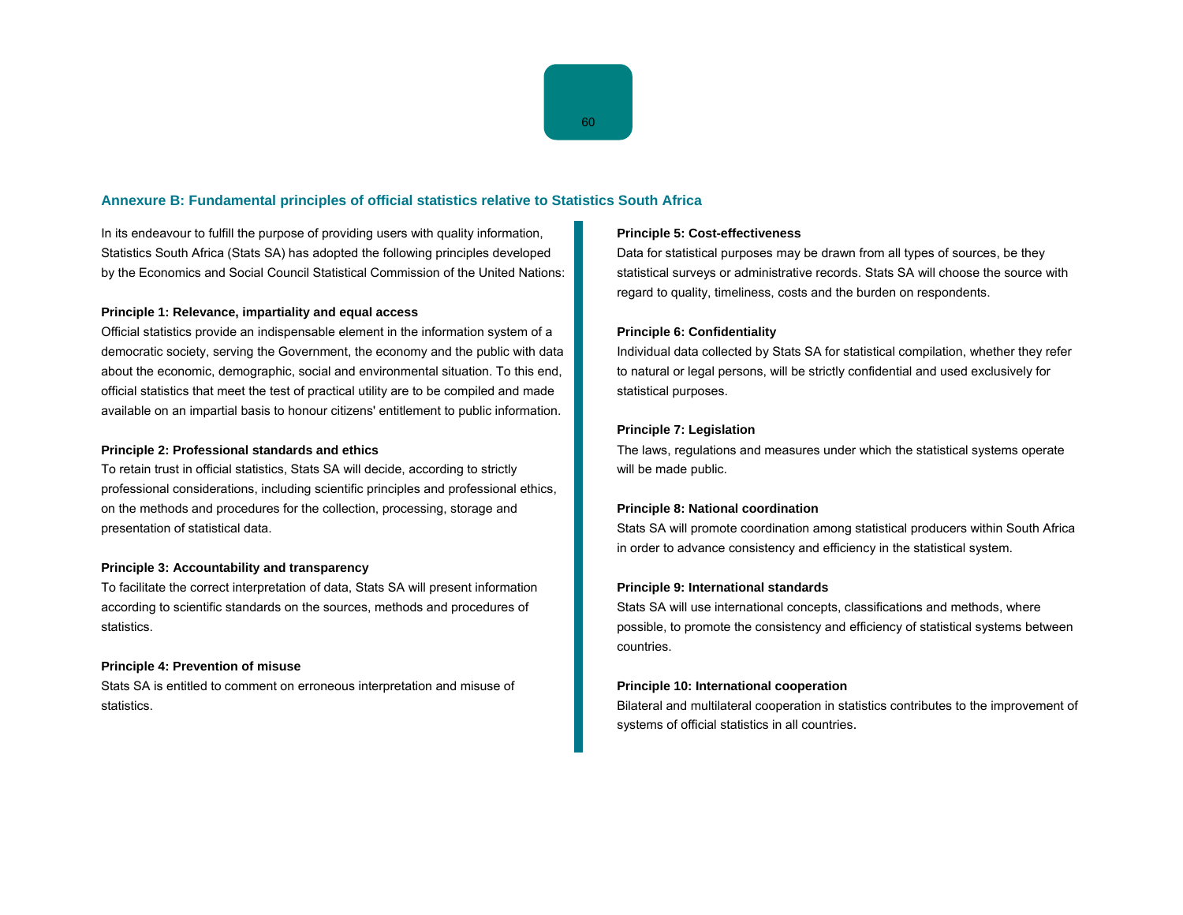## Annexure B: Fundamental principles of official statistics relative to Statistics South Africa

In its endeavour to fulfill the purpose of providing users with quality information, Statistics South Africa (Stats SA) has adopted the following principles developed by the Economics and Social Council Statistical Commission of the United Nations:

**Principle 1: Relevance, impartiality and equal access**

Official statistics provide an indispensable element in the information system of a democratic society, serving the Government, the economy and the public with data about the economic, demographic, social and environmental situation. To this end, official statistics that meet the test of practical utility are to be compiled and made available on an impartial basis to honour citizens' entitlement to public information.

**Principle 2: Professional standards and ethics**

To retain trust in official statistics, Stats SA will decide, according to strictly professional considerations, including scientific principles and professional ethics, on the methods and procedures for the collection, processing, storage and presentation of statistical data.

**Principle 3: Accountability and transparency**

To facilitate the correct interpretation of data, Stats SA will present information according to scientific standards on the sources, methods and procedures of statistics.

**Principle 4: Prevention of misuse**

Stats SA is entitled to comment on erroneous interpretation and misuse of statistics.

**Principle 5: Cost-effectiveness**

Data for statistical purposes may be drawn from all types of sources, be they statistical surveys or administrative records. Stats SA will choose the source with regard to quality, timeliness, costs and the burden on respondents.

**Principle 6: Confidentiality**

Individual data collected by Stats SA for statistical compilation, whether they refer to natural or legal persons, will be strictly confidential and used exclusively for statistical purposes.

**Principle 7: Legislation**

The laws, regulations and measures under which the statistical systems operate will be made public.

**Principle 8: National coordination**

Stats SA will promote coordination among statistical producers within South Africa in order to advance consistency and efficiency in the statistical system.

**Principle 9: International standards**

Stats SA will use international concepts, classifications and methods, where possible, to promote the consistency and efficiency of statistical systems between countries.

**Principle 10: International cooperation**

Bilateral and multilateral cooperation in statistics contributes to the improvement of systems of official statistics in all countries.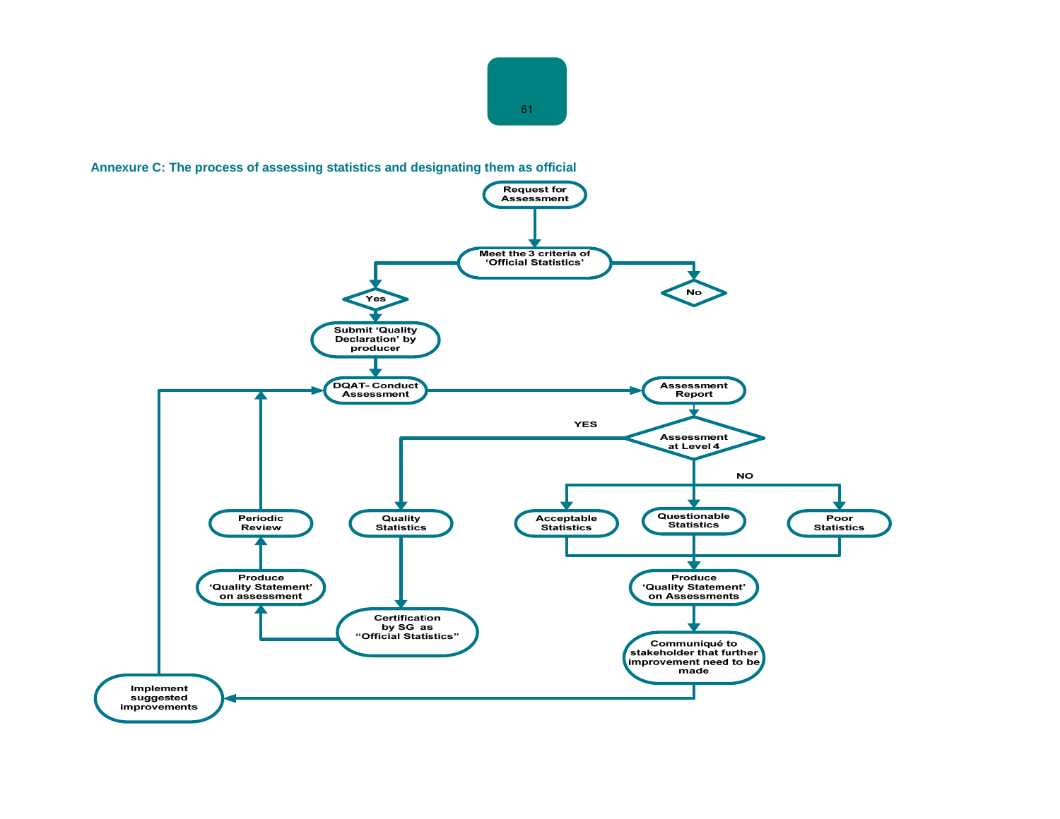## Annexure C: The process of assessing statistics and designating them as official

Request for Assessment

Meet the 3 criteria of 'Official Statistics'

Yes

No

Submit 'Quality Declaration' by producer

DQAT- Conduct Assessment

Assessment Report

Assessment at Level 4

YES

NO

Quality Statistics

Acceptable Statistics

Questionable Statistics

Poor Statistics

Periodic Review

Produce 'Quality Statement' on assessment

Certification by SG as "Official Statistics"

Produce 'Quality Statement' on Assessments

Communiqué to stakeholder that further improvement need to be made

Implement suggested improvements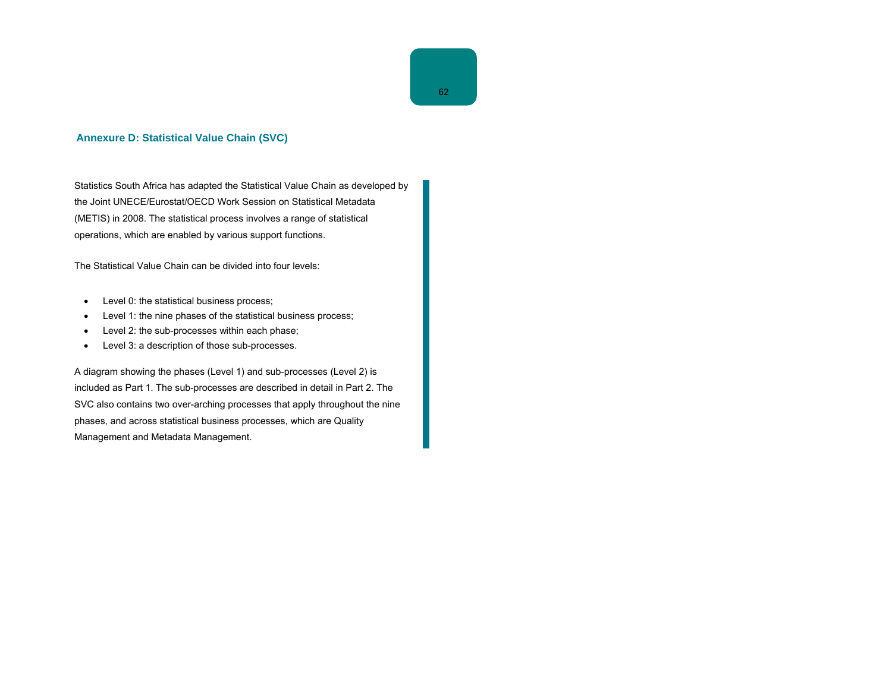## Annexure D: Statistical Value Chain (SVC)

Statistics South Africa has adapted the Statistical Value Chain as developed by the Joint UNECE/Eurostat/OECD Work Session on Statistical Metadata (METIS) in 2008. The statistical process involves a range of statistical operations, which are enabled by various support functions.

The Statistical Value Chain can be divided into four levels:

- Level 0: the statistical business process;
- Level 1: the nine phases of the statistical business process;
- Level 2: the sub-processes within each phase;
- Level 3: a description of those sub-processes.

A diagram showing the phases (Level 1) and sub-processes (Level 2) is included as Part 1. The sub-processes are described in detail in Part 2. The SVC also contains two over-arching processes that apply throughout the nine phases, and across statistical business processes, which are Quality Management and Metadata Management.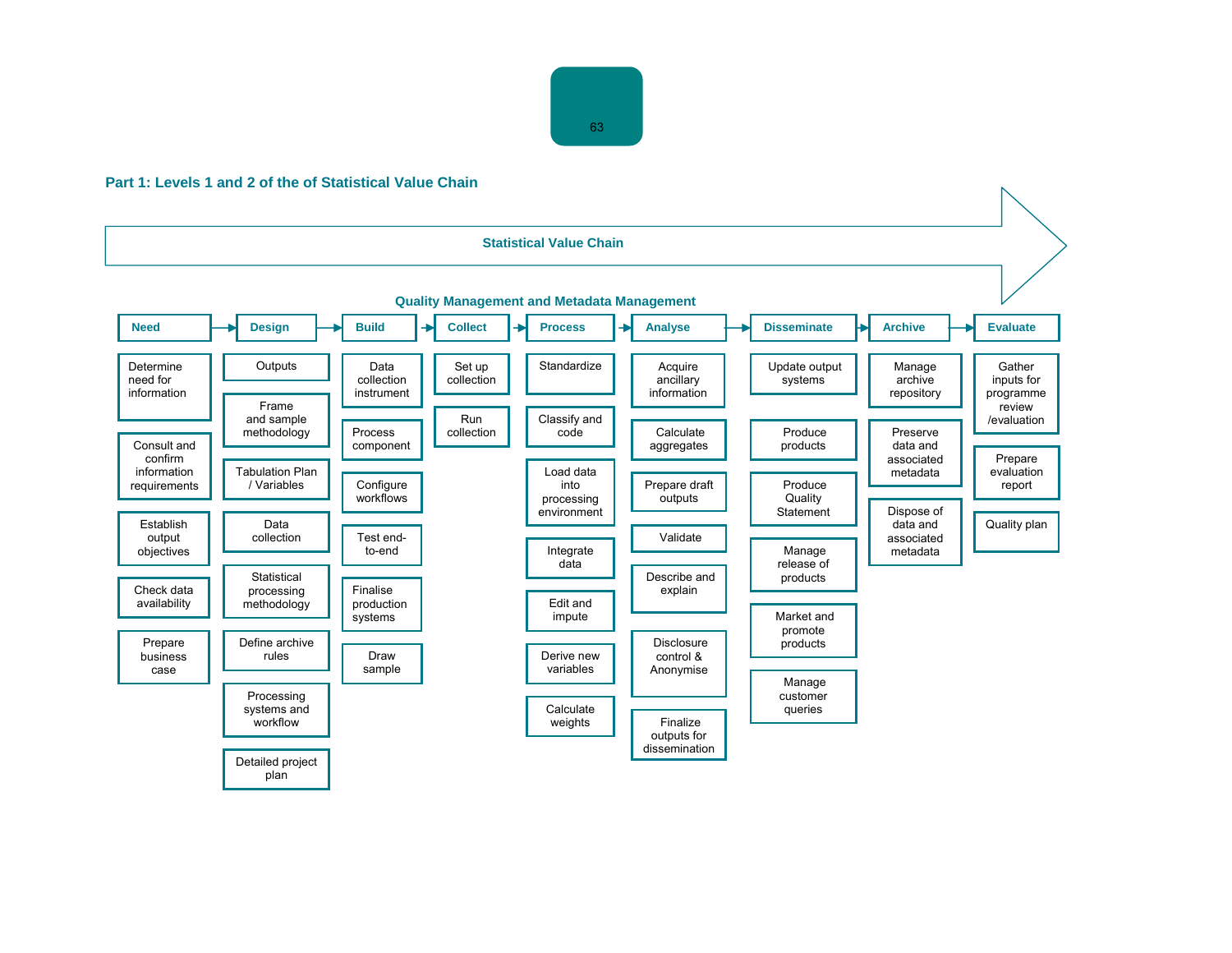## Part 1: Levels 1 and 2 of the of Statistical Value Chain

**Statistical Value Chain**

**Quality Management and Metadata Management**

| Need | Design | Build | Collect | Process | Analyse | Disseminate | Archive | Evaluate |
|---|---|---|---|---|---|---|---|---|
| Determine need for information | Outputs | Data collection instrument | Set up collection | Standardize | Acquire ancillary information | Update output systems | Manage archive repository | Gather inputs for programme review /evaluation |
| Consult and confirm information requirements | Frame and sample methodology | Process component | Run collection | Classify and code | Calculate aggregates | Produce products | Preserve data and associated metadata | Prepare evaluation report |
| Establish output objectives | Tabulation Plan / Variables | Configure workflows | | Load data into processing environment | Prepare draft outputs | Produce Quality Statement | Dispose of data and associated metadata | Quality plan |
| Check data availability | Data collection | Test end-to-end | | Integrate data | Validate | Manage release of products | | |
| Prepare business case | Statistical processing methodology | Finalise production systems | | Edit and impute | Describe and explain | Market and promote products | | |
| | Define archive rules | Draw sample | | Derive new variables | Disclosure control & Anonymise | Manage customer queries | | |
| | Processing systems and workflow | | | Calculate weights | Finalize outputs for dissemination | | | |
| | Detailed project plan | | | | | | | |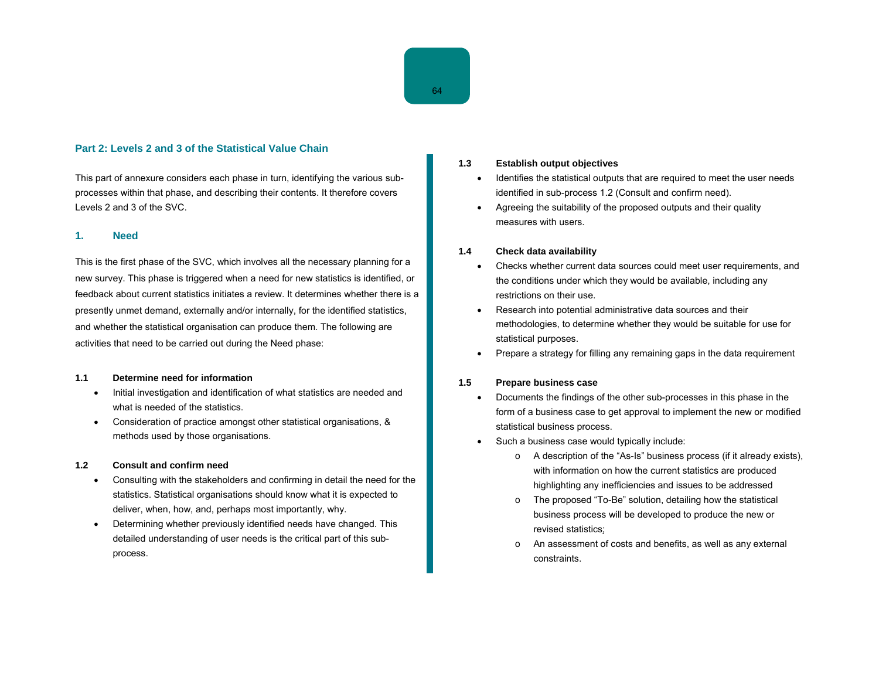## Part 2: Levels 2 and 3 of the Statistical Value Chain

This part of annexure considers each phase in turn, identifying the various sub-processes within that phase, and describing their contents. It therefore covers Levels 2 and 3 of the SVC.

### 1. Need

This is the first phase of the SVC, which involves all the necessary planning for a new survey. This phase is triggered when a need for new statistics is identified, or feedback about current statistics initiates a review. It determines whether there is a presently unmet demand, externally and/or internally, for the identified statistics, and whether the statistical organisation can produce them. The following are activities that need to be carried out during the Need phase:

**1.1 Determine need for information**

- Initial investigation and identification of what statistics are needed and what is needed of the statistics.
- Consideration of practice amongst other statistical organisations, & methods used by those organisations.

**1.2 Consult and confirm need**

- Consulting with the stakeholders and confirming in detail the need for the statistics. Statistical organisations should know what it is expected to deliver, when, how, and, perhaps most importantly, why.
- Determining whether previously identified needs have changed. This detailed understanding of user needs is the critical part of this sub-process.

**1.3 Establish output objectives**

- Identifies the statistical outputs that are required to meet the user needs identified in sub-process 1.2 (Consult and confirm need).
- Agreeing the suitability of the proposed outputs and their quality measures with users.

**1.4 Check data availability**

- Checks whether current data sources could meet user requirements, and the conditions under which they would be available, including any restrictions on their use.
- Research into potential administrative data sources and their methodologies, to determine whether they would be suitable for use for statistical purposes.
- Prepare a strategy for filling any remaining gaps in the data requirement

**1.5 Prepare business case**

- Documents the findings of the other sub-processes in this phase in the form of a business case to get approval to implement the new or modified statistical business process.
- Such a business case would typically include:
  - A description of the "As-Is" business process (if it already exists), with information on how the current statistics are produced highlighting any inefficiencies and issues to be addressed
  - The proposed "To-Be" solution, detailing how the statistical business process will be developed to produce the new or revised statistics;
  - An assessment of costs and benefits, as well as any external constraints.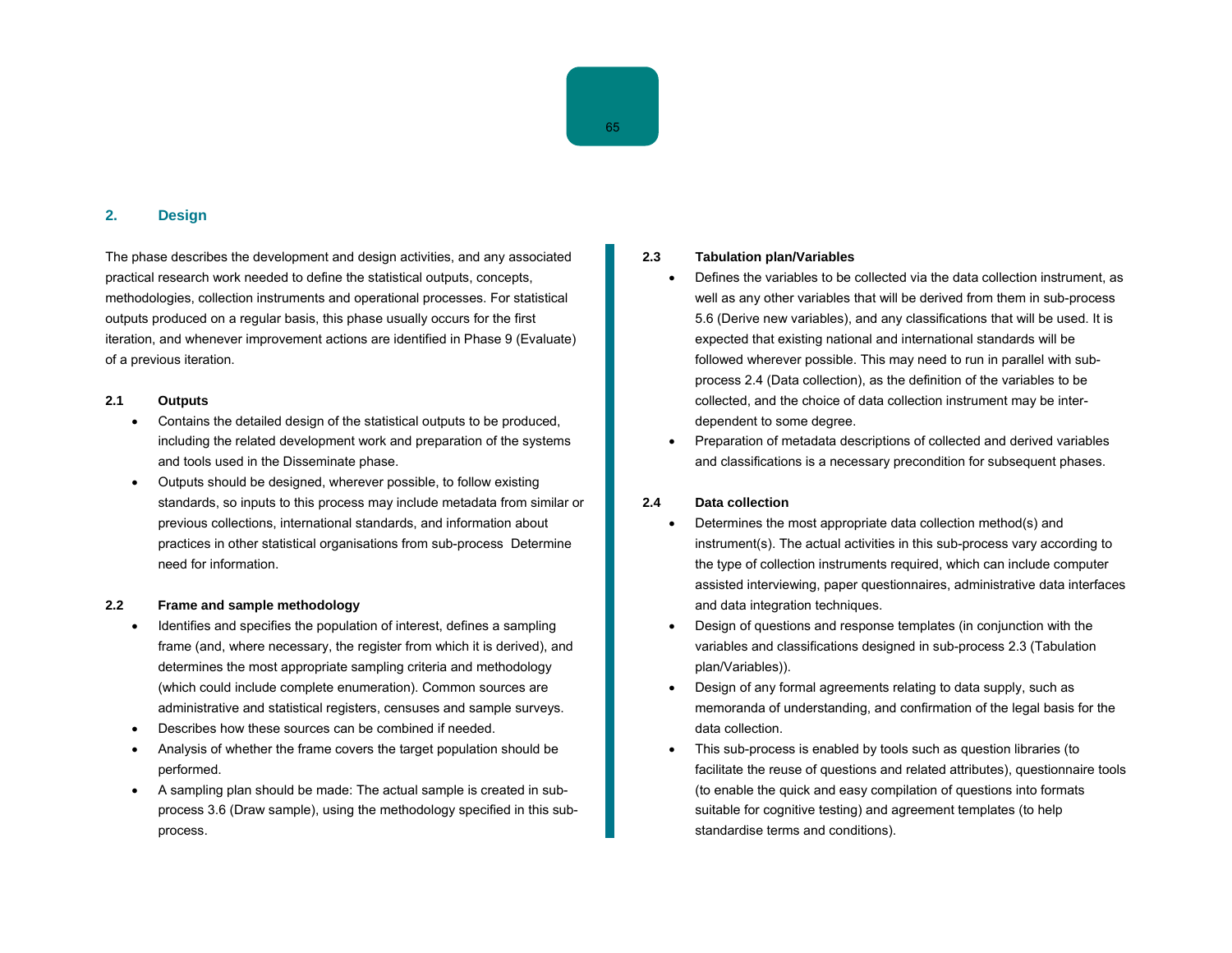## 2. Design

The phase describes the development and design activities, and any associated practical research work needed to define the statistical outputs, concepts, methodologies, collection instruments and operational processes. For statistical outputs produced on a regular basis, this phase usually occurs for the first iteration, and whenever improvement actions are identified in Phase 9 (Evaluate) of a previous iteration.

### 2.1 Outputs

- Contains the detailed design of the statistical outputs to be produced, including the related development work and preparation of the systems and tools used in the Disseminate phase.
- Outputs should be designed, wherever possible, to follow existing standards, so inputs to this process may include metadata from similar or previous collections, international standards, and information about practices in other statistical organisations from sub-process  Determine need for information.

### 2.2 Frame and sample methodology

- Identifies and specifies the population of interest, defines a sampling frame (and, where necessary, the register from which it is derived), and determines the most appropriate sampling criteria and methodology (which could include complete enumeration). Common sources are administrative and statistical registers, censuses and sample surveys.
- Describes how these sources can be combined if needed.
- Analysis of whether the frame covers the target population should be performed.
- A sampling plan should be made: The actual sample is created in sub-process 3.6 (Draw sample), using the methodology specified in this sub-process.

### 2.3 Tabulation plan/Variables

- Defines the variables to be collected via the data collection instrument, as well as any other variables that will be derived from them in sub-process 5.6 (Derive new variables), and any classifications that will be used. It is expected that existing national and international standards will be followed wherever possible. This may need to run in parallel with sub-process 2.4 (Data collection), as the definition of the variables to be collected, and the choice of data collection instrument may be inter-dependent to some degree.
- Preparation of metadata descriptions of collected and derived variables and classifications is a necessary precondition for subsequent phases.

### 2.4 Data collection

- Determines the most appropriate data collection method(s) and instrument(s). The actual activities in this sub-process vary according to the type of collection instruments required, which can include computer assisted interviewing, paper questionnaires, administrative data interfaces and data integration techniques.
- Design of questions and response templates (in conjunction with the variables and classifications designed in sub-process 2.3 (Tabulation plan/Variables)).
- Design of any formal agreements relating to data supply, such as memoranda of understanding, and confirmation of the legal basis for the data collection.
- This sub-process is enabled by tools such as question libraries (to facilitate the reuse of questions and related attributes), questionnaire tools (to enable the quick and easy compilation of questions into formats suitable for cognitive testing) and agreement templates (to help standardise terms and conditions).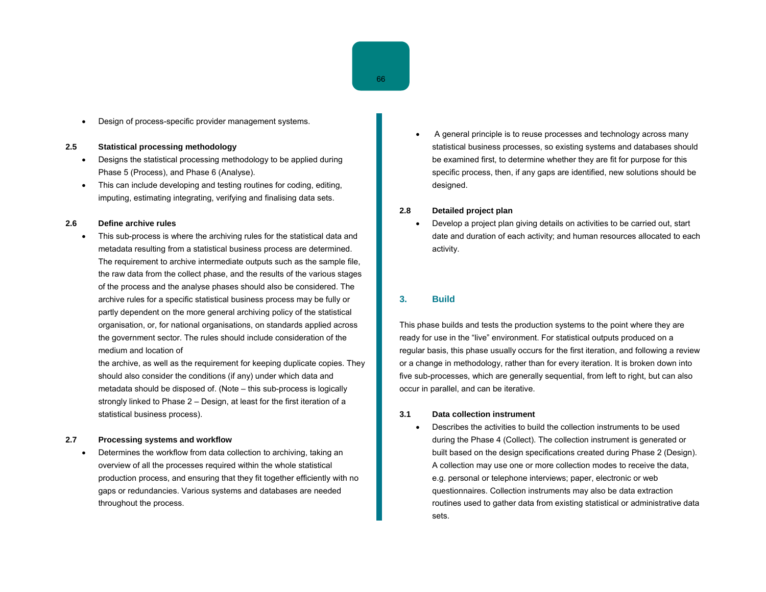- Design of process-specific provider management systems.

**2.5 Statistical processing methodology**

- Designs the statistical processing methodology to be applied during Phase 5 (Process), and Phase 6 (Analyse).
- This can include developing and testing routines for coding, editing, imputing, estimating integrating, verifying and finalising data sets.

**2.6 Define archive rules**

- This sub-process is where the archiving rules for the statistical data and metadata resulting from a statistical business process are determined. The requirement to archive intermediate outputs such as the sample file, the raw data from the collect phase, and the results of the various stages of the process and the analyse phases should also be considered. The archive rules for a specific statistical business process may be fully or partly dependent on the more general archiving policy of the statistical organisation, or, for national organisations, on standards applied across the government sector. The rules should include consideration of the medium and location of
  the archive, as well as the requirement for keeping duplicate copies. They should also consider the conditions (if any) under which data and metadata should be disposed of. (Note – this sub-process is logically strongly linked to Phase 2 – Design, at least for the first iteration of a statistical business process).

**2.7 Processing systems and workflow**

- Determines the workflow from data collection to archiving, taking an overview of all the processes required within the whole statistical production process, and ensuring that they fit together efficiently with no gaps or redundancies. Various systems and databases are needed throughout the process.
- A general principle is to reuse processes and technology across many statistical business processes, so existing systems and databases should be examined first, to determine whether they are fit for purpose for this specific process, then, if any gaps are identified, new solutions should be designed.

**2.8 Detailed project plan**

- Develop a project plan giving details on activities to be carried out, start date and duration of each activity; and human resources allocated to each activity.

## 3. Build

This phase builds and tests the production systems to the point where they are ready for use in the "live" environment. For statistical outputs produced on a regular basis, this phase usually occurs for the first iteration, and following a review or a change in methodology, rather than for every iteration. It is broken down into five sub-processes, which are generally sequential, from left to right, but can also occur in parallel, and can be iterative.

**3.1 Data collection instrument**

- Describes the activities to build the collection instruments to be used during the Phase 4 (Collect). The collection instrument is generated or built based on the design specifications created during Phase 2 (Design). A collection may use one or more collection modes to receive the data, e.g. personal or telephone interviews; paper, electronic or web questionnaires. Collection instruments may also be data extraction routines used to gather data from existing statistical or administrative data sets.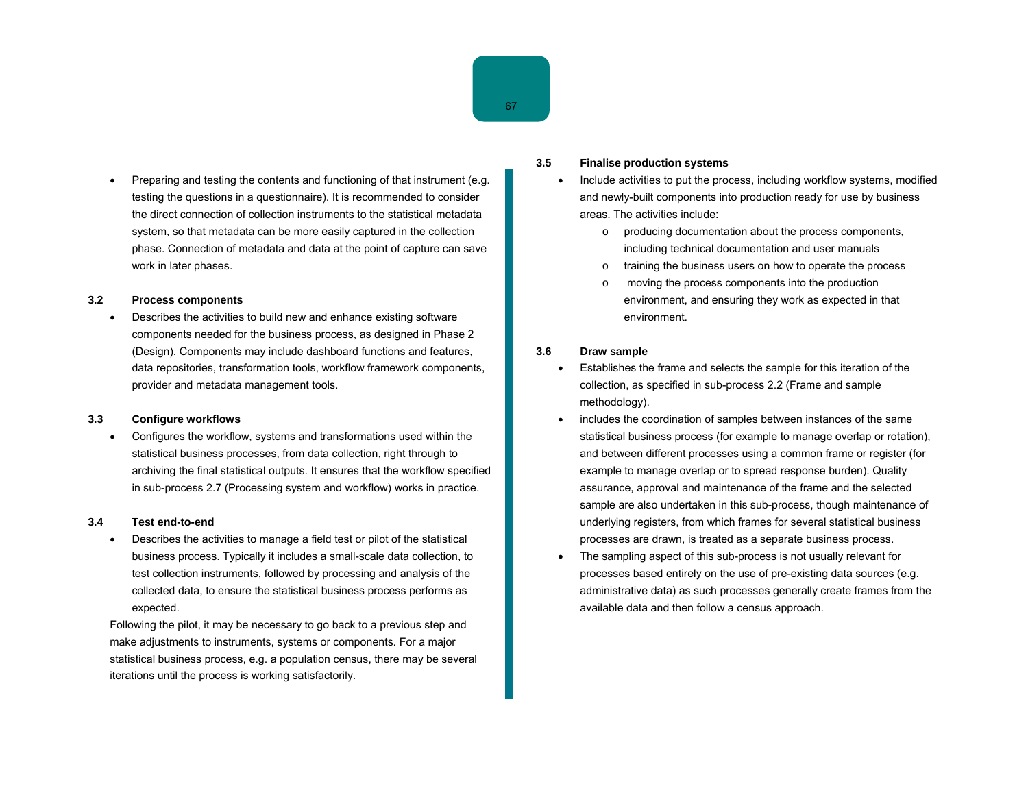- Preparing and testing the contents and functioning of that instrument (e.g. testing the questions in a questionnaire). It is recommended to consider the direct connection of collection instruments to the statistical metadata system, so that metadata can be more easily captured in the collection phase. Connection of metadata and data at the point of capture can save work in later phases.

### 3.2 Process components

- Describes the activities to build new and enhance existing software components needed for the business process, as designed in Phase 2 (Design). Components may include dashboard functions and features, data repositories, transformation tools, workflow framework components, provider and metadata management tools.

### 3.3 Configure workflows

- Configures the workflow, systems and transformations used within the statistical business processes, from data collection, right through to archiving the final statistical outputs. It ensures that the workflow specified in sub-process 2.7 (Processing system and workflow) works in practice.

### 3.4 Test end-to-end

- Describes the activities to manage a field test or pilot of the statistical business process. Typically it includes a small-scale data collection, to test collection instruments, followed by processing and analysis of the collected data, to ensure the statistical business process performs as expected.

Following the pilot, it may be necessary to go back to a previous step and make adjustments to instruments, systems or components. For a major statistical business process, e.g. a population census, there may be several iterations until the process is working satisfactorily.

### 3.5 Finalise production systems

- Include activities to put the process, including workflow systems, modified and newly-built components into production ready for use by business areas. The activities include:
  - producing documentation about the process components, including technical documentation and user manuals
  - training the business users on how to operate the process
  - moving the process components into the production environment, and ensuring they work as expected in that environment.

### 3.6 Draw sample

- Establishes the frame and selects the sample for this iteration of the collection, as specified in sub-process 2.2 (Frame and sample methodology).
- includes the coordination of samples between instances of the same statistical business process (for example to manage overlap or rotation), and between different processes using a common frame or register (for example to manage overlap or to spread response burden). Quality assurance, approval and maintenance of the frame and the selected sample are also undertaken in this sub-process, though maintenance of underlying registers, from which frames for several statistical business processes are drawn, is treated as a separate business process.
- The sampling aspect of this sub-process is not usually relevant for processes based entirely on the use of pre-existing data sources (e.g. administrative data) as such processes generally create frames from the available data and then follow a census approach.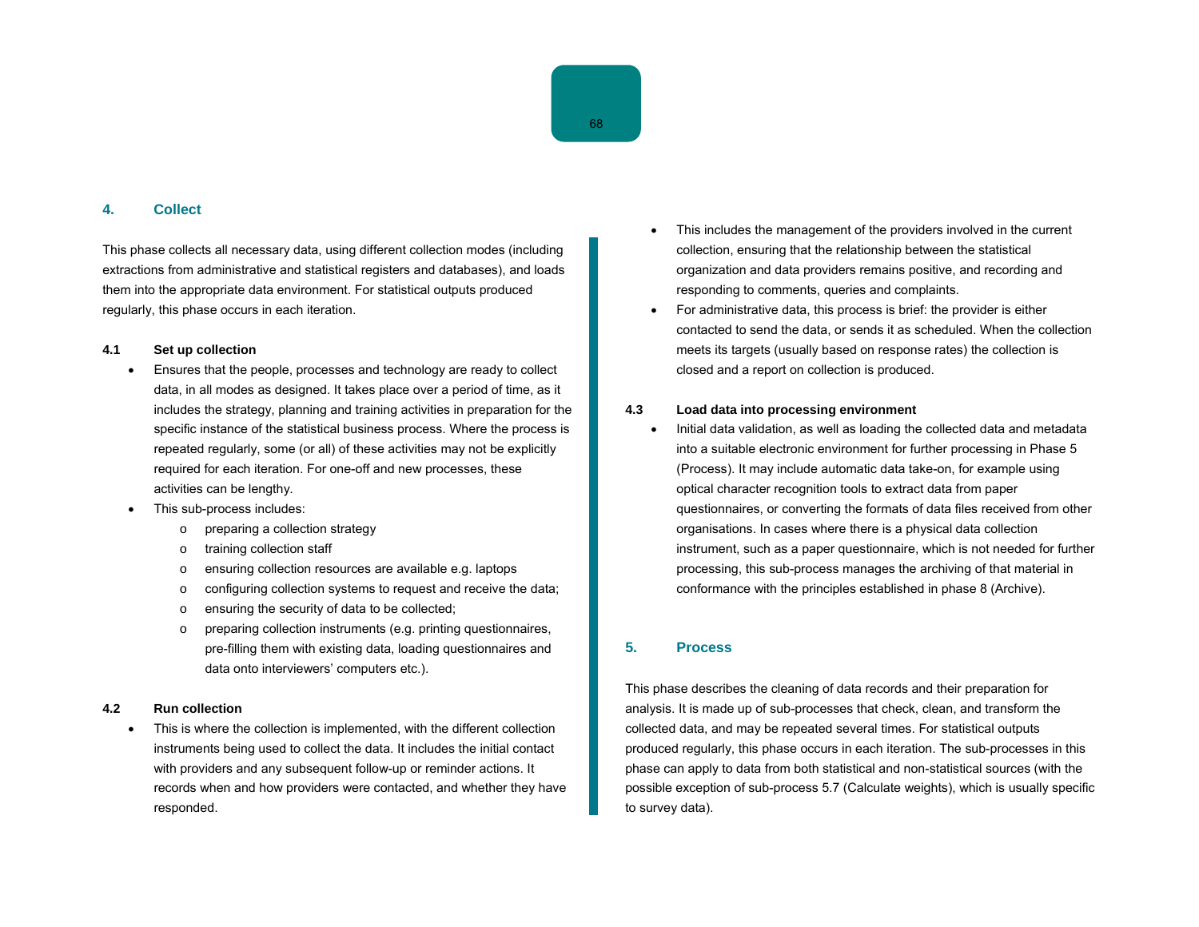## 4. Collect

This phase collects all necessary data, using different collection modes (including extractions from administrative and statistical registers and databases), and loads them into the appropriate data environment. For statistical outputs produced regularly, this phase occurs in each iteration.

### 4.1 Set up collection

- Ensures that the people, processes and technology are ready to collect data, in all modes as designed. It takes place over a period of time, as it includes the strategy, planning and training activities in preparation for the specific instance of the statistical business process. Where the process is repeated regularly, some (or all) of these activities may not be explicitly required for each iteration. For one-off and new processes, these activities can be lengthy.
- This sub-process includes:
  - preparing a collection strategy
  - training collection staff
  - ensuring collection resources are available e.g. laptops
  - configuring collection systems to request and receive the data;
  - ensuring the security of data to be collected;
  - preparing collection instruments (e.g. printing questionnaires, pre-filling them with existing data, loading questionnaires and data onto interviewers' computers etc.).

### 4.2 Run collection

- This is where the collection is implemented, with the different collection instruments being used to collect the data. It includes the initial contact with providers and any subsequent follow-up or reminder actions. It records when and how providers were contacted, and whether they have responded.
- This includes the management of the providers involved in the current collection, ensuring that the relationship between the statistical organization and data providers remains positive, and recording and responding to comments, queries and complaints.
- For administrative data, this process is brief: the provider is either contacted to send the data, or sends it as scheduled. When the collection meets its targets (usually based on response rates) the collection is closed and a report on collection is produced.

### 4.3 Load data into processing environment

- Initial data validation, as well as loading the collected data and metadata into a suitable electronic environment for further processing in Phase 5 (Process). It may include automatic data take-on, for example using optical character recognition tools to extract data from paper questionnaires, or converting the formats of data files received from other organisations. In cases where there is a physical data collection instrument, such as a paper questionnaire, which is not needed for further processing, this sub-process manages the archiving of that material in conformance with the principles established in phase 8 (Archive).

## 5. Process

This phase describes the cleaning of data records and their preparation for analysis. It is made up of sub-processes that check, clean, and transform the collected data, and may be repeated several times. For statistical outputs produced regularly, this phase occurs in each iteration. The sub-processes in this phase can apply to data from both statistical and non-statistical sources (with the possible exception of sub-process 5.7 (Calculate weights), which is usually specific to survey data).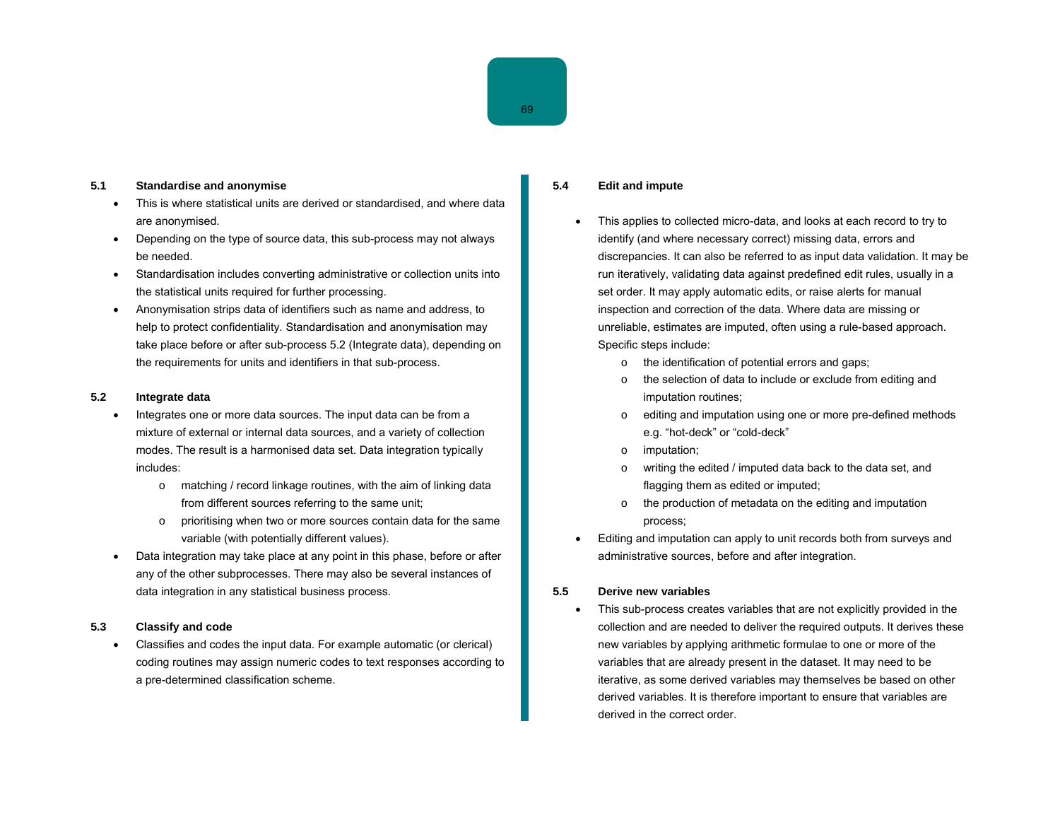### 5.1 Standardise and anonymise

- This is where statistical units are derived or standardised, and where data are anonymised.
- Depending on the type of source data, this sub-process may not always be needed.
- Standardisation includes converting administrative or collection units into the statistical units required for further processing.
- Anonymisation strips data of identifiers such as name and address, to help to protect confidentiality. Standardisation and anonymisation may take place before or after sub-process 5.2 (Integrate data), depending on the requirements for units and identifiers in that sub-process.

### 5.2 Integrate data

- Integrates one or more data sources. The input data can be from a mixture of external or internal data sources, and a variety of collection modes. The result is a harmonised data set. Data integration typically includes:
  - matching / record linkage routines, with the aim of linking data from different sources referring to the same unit;
  - prioritising when two or more sources contain data for the same variable (with potentially different values).
- Data integration may take place at any point in this phase, before or after any of the other subprocesses. There may also be several instances of data integration in any statistical business process.

### 5.3 Classify and code

- Classifies and codes the input data. For example automatic (or clerical) coding routines may assign numeric codes to text responses according to a pre-determined classification scheme.

### 5.4 Edit and impute

- This applies to collected micro-data, and looks at each record to try to identify (and where necessary correct) missing data, errors and discrepancies. It can also be referred to as input data validation. It may be run iteratively, validating data against predefined edit rules, usually in a set order. It may apply automatic edits, or raise alerts for manual inspection and correction of the data. Where data are missing or unreliable, estimates are imputed, often using a rule-based approach. Specific steps include:
  - the identification of potential errors and gaps;
  - the selection of data to include or exclude from editing and imputation routines;
  - editing and imputation using one or more pre-defined methods e.g. "hot-deck" or "cold-deck"
  - imputation;
  - writing the edited / imputed data back to the data set, and flagging them as edited or imputed;
  - the production of metadata on the editing and imputation process;
- Editing and imputation can apply to unit records both from surveys and administrative sources, before and after integration.

### 5.5 Derive new variables

- This sub-process creates variables that are not explicitly provided in the collection and are needed to deliver the required outputs. It derives these new variables by applying arithmetic formulae to one or more of the variables that are already present in the dataset. It may need to be iterative, as some derived variables may themselves be based on other derived variables. It is therefore important to ensure that variables are derived in the correct order.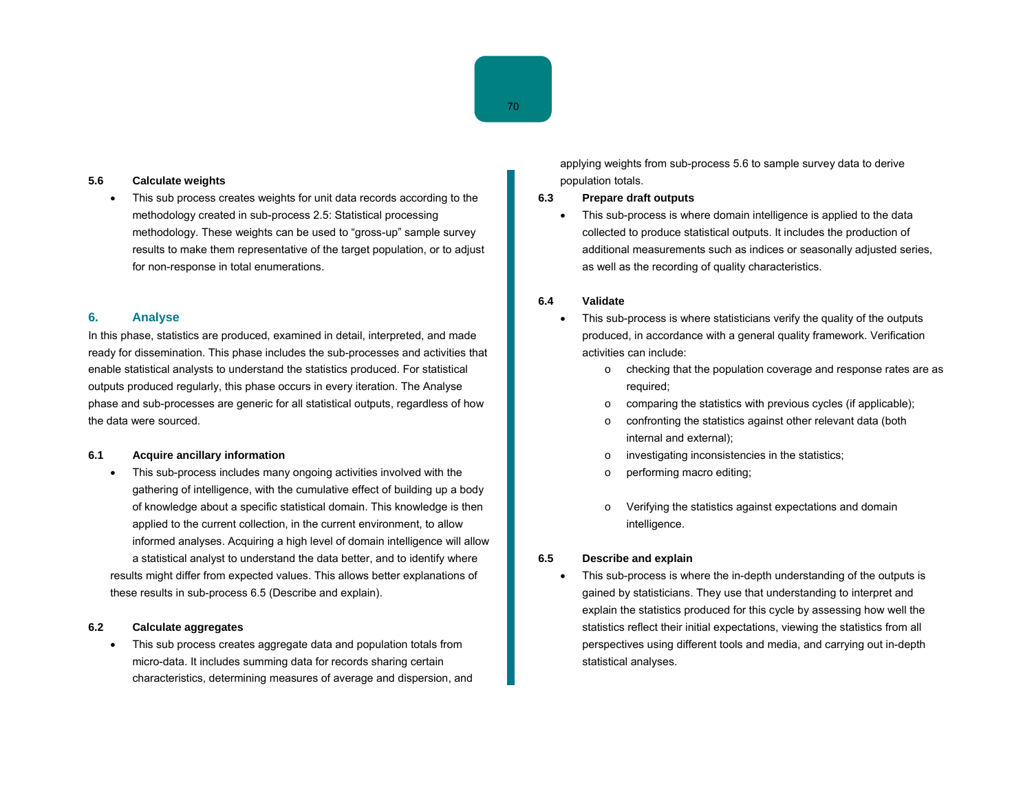### 5.6 Calculate weights

- This sub process creates weights for unit data records according to the methodology created in sub-process 2.5: Statistical processing methodology. These weights can be used to "gross-up" sample survey results to make them representative of the target population, or to adjust for non-response in total enumerations.

## 6. Analyse

In this phase, statistics are produced, examined in detail, interpreted, and made ready for dissemination. This phase includes the sub-processes and activities that enable statistical analysts to understand the statistics produced. For statistical outputs produced regularly, this phase occurs in every iteration. The Analyse phase and sub-processes are generic for all statistical outputs, regardless of how the data were sourced.

### 6.1 Acquire ancillary information

- This sub-process includes many ongoing activities involved with the gathering of intelligence, with the cumulative effect of building up a body of knowledge about a specific statistical domain. This knowledge is then applied to the current collection, in the current environment, to allow informed analyses. Acquiring a high level of domain intelligence will allow a statistical analyst to understand the data better, and to identify where results might differ from expected values. This allows better explanations of these results in sub-process 6.5 (Describe and explain).

### 6.2 Calculate aggregates

- This sub process creates aggregate data and population totals from micro-data. It includes summing data for records sharing certain characteristics, determining measures of average and dispersion, and applying weights from sub-process 5.6 to sample survey data to derive population totals.

### 6.3 Prepare draft outputs

- This sub-process is where domain intelligence is applied to the data collected to produce statistical outputs. It includes the production of additional measurements such as indices or seasonally adjusted series, as well as the recording of quality characteristics.

### 6.4 Validate

- This sub-process is where statisticians verify the quality of the outputs produced, in accordance with a general quality framework. Verification activities can include:
  - checking that the population coverage and response rates are as required;
  - comparing the statistics with previous cycles (if applicable);
  - confronting the statistics against other relevant data (both internal and external);
  - investigating inconsistencies in the statistics;
  - performing macro editing;
  - Verifying the statistics against expectations and domain intelligence.

### 6.5 Describe and explain

- This sub-process is where the in-depth understanding of the outputs is gained by statisticians. They use that understanding to interpret and explain the statistics produced for this cycle by assessing how well the statistics reflect their initial expectations, viewing the statistics from all perspectives using different tools and media, and carrying out in-depth statistical analyses.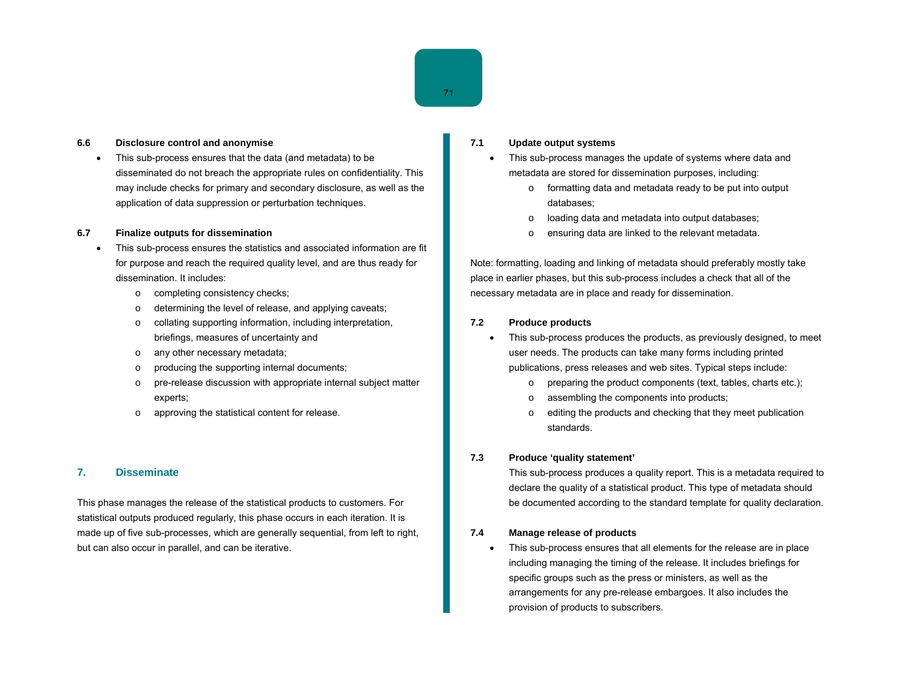**6.6 Disclosure control and anonymise**

- This sub-process ensures that the data (and metadata) to be disseminated do not breach the appropriate rules on confidentiality. This may include checks for primary and secondary disclosure, as well as the application of data suppression or perturbation techniques.

**6.7 Finalize outputs for dissemination**

- This sub-process ensures the statistics and associated information are fit for purpose and reach the required quality level, and are thus ready for dissemination. It includes:
    - completing consistency checks;
    - determining the level of release, and applying caveats;
    - collating supporting information, including interpretation, briefings, measures of uncertainty and
    - any other necessary metadata;
    - producing the supporting internal documents;
    - pre-release discussion with appropriate internal subject matter experts;
    - approving the statistical content for release.

## 7. Disseminate

This phase manages the release of the statistical products to customers. For statistical outputs produced regularly, this phase occurs in each iteration. It is made up of five sub-processes, which are generally sequential, from left to right, but can also occur in parallel, and can be iterative.

**7.1 Update output systems**

- This sub-process manages the update of systems where data and metadata are stored for dissemination purposes, including:
    - formatting data and metadata ready to be put into output databases;
    - loading data and metadata into output databases;
    - ensuring data are linked to the relevant metadata.

Note: formatting, loading and linking of metadata should preferably mostly take place in earlier phases, but this sub-process includes a check that all of the necessary metadata are in place and ready for dissemination.

**7.2 Produce products**

- This sub-process produces the products, as previously designed, to meet user needs. The products can take many forms including printed publications, press releases and web sites. Typical steps include:
    - preparing the product components (text, tables, charts etc.);
    - assembling the components into products;
    - editing the products and checking that they meet publication standards.

**7.3 Produce 'quality statement'**

This sub-process produces a quality report. This is a metadata required to declare the quality of a statistical product. This type of metadata should be documented according to the standard template for quality declaration.

**7.4 Manage release of products**

- This sub-process ensures that all elements for the release are in place including managing the timing of the release. It includes briefings for specific groups such as the press or ministers, as well as the arrangements for any pre-release embargoes. It also includes the provision of products to subscribers.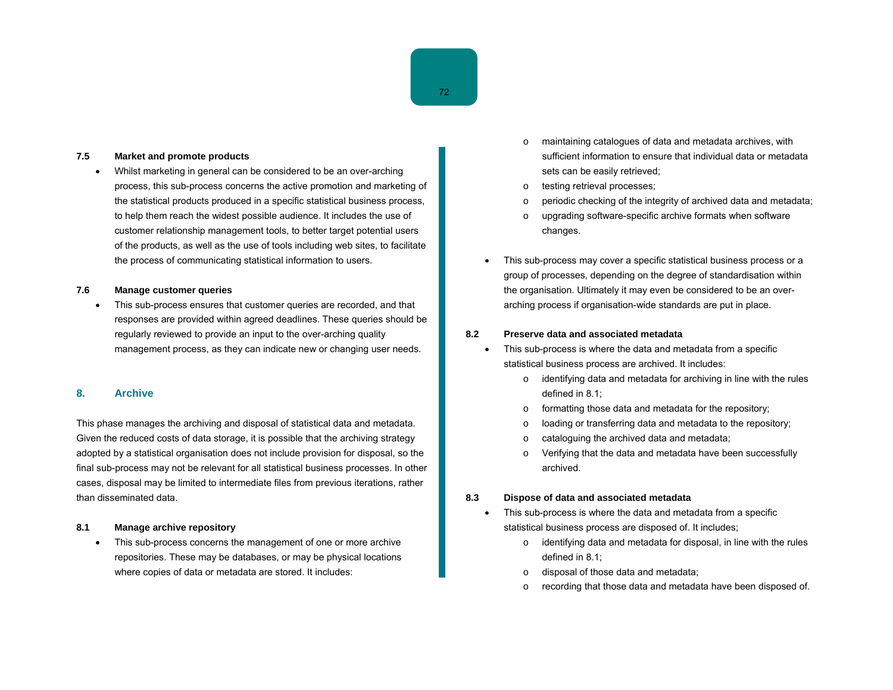### 7.5 Market and promote products

- Whilst marketing in general can be considered to be an over-arching process, this sub-process concerns the active promotion and marketing of the statistical products produced in a specific statistical business process, to help them reach the widest possible audience. It includes the use of customer relationship management tools, to better target potential users of the products, as well as the use of tools including web sites, to facilitate the process of communicating statistical information to users.

### 7.6 Manage customer queries

- This sub-process ensures that customer queries are recorded, and that responses are provided within agreed deadlines. These queries should be regularly reviewed to provide an input to the over-arching quality management process, as they can indicate new or changing user needs.

## 8. Archive

This phase manages the archiving and disposal of statistical data and metadata. Given the reduced costs of data storage, it is possible that the archiving strategy adopted by a statistical organisation does not include provision for disposal, so the final sub-process may not be relevant for all statistical business processes. In other cases, disposal may be limited to intermediate files from previous iterations, rather than disseminated data.

### 8.1 Manage archive repository

- This sub-process concerns the management of one or more archive repositories. These may be databases, or may be physical locations where copies of data or metadata are stored. It includes:
    - maintaining catalogues of data and metadata archives, with sufficient information to ensure that individual data or metadata sets can be easily retrieved;
    - testing retrieval processes;
    - periodic checking of the integrity of archived data and metadata;
    - upgrading software-specific archive formats when software changes.

- This sub-process may cover a specific statistical business process or a group of processes, depending on the degree of standardisation within the organisation. Ultimately it may even be considered to be an over-arching process if organisation-wide standards are put in place.

### 8.2 Preserve data and associated metadata

- This sub-process is where the data and metadata from a specific statistical business process are archived. It includes:
    - identifying data and metadata for archiving in line with the rules defined in 8.1;
    - formatting those data and metadata for the repository;
    - loading or transferring data and metadata to the repository;
    - cataloguing the archived data and metadata;
    - Verifying that the data and metadata have been successfully archived.

### 8.3 Dispose of data and associated metadata

- This sub-process is where the data and metadata from a specific statistical business process are disposed of. It includes;
    - identifying data and metadata for disposal, in line with the rules defined in 8.1;
    - disposal of those data and metadata;
    - recording that those data and metadata have been disposed of.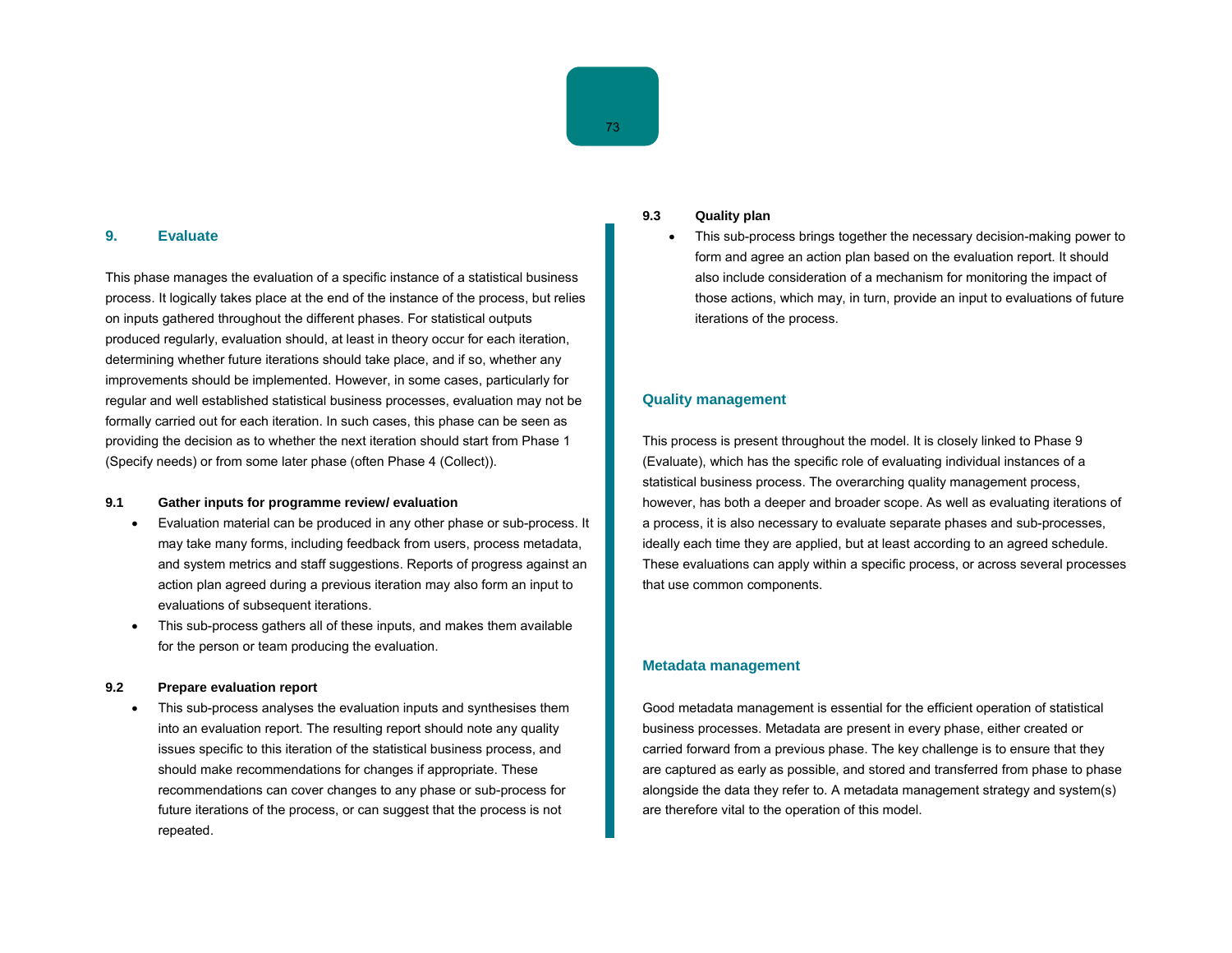## 9. Evaluate

This phase manages the evaluation of a specific instance of a statistical business process. It logically takes place at the end of the instance of the process, but relies on inputs gathered throughout the different phases. For statistical outputs produced regularly, evaluation should, at least in theory occur for each iteration, determining whether future iterations should take place, and if so, whether any improvements should be implemented. However, in some cases, particularly for regular and well established statistical business processes, evaluation may not be formally carried out for each iteration. In such cases, this phase can be seen as providing the decision as to whether the next iteration should start from Phase 1 (Specify needs) or from some later phase (often Phase 4 (Collect)).

### 9.1 Gather inputs for programme review/ evaluation

- Evaluation material can be produced in any other phase or sub-process. It may take many forms, including feedback from users, process metadata, and system metrics and staff suggestions. Reports of progress against an action plan agreed during a previous iteration may also form an input to evaluations of subsequent iterations.
- This sub-process gathers all of these inputs, and makes them available for the person or team producing the evaluation.

### 9.2 Prepare evaluation report

- This sub-process analyses the evaluation inputs and synthesises them into an evaluation report. The resulting report should note any quality issues specific to this iteration of the statistical business process, and should make recommendations for changes if appropriate. These recommendations can cover changes to any phase or sub-process for future iterations of the process, or can suggest that the process is not repeated.

### 9.3 Quality plan

- This sub-process brings together the necessary decision-making power to form and agree an action plan based on the evaluation report. It should also include consideration of a mechanism for monitoring the impact of those actions, which may, in turn, provide an input to evaluations of future iterations of the process.

## Quality management

This process is present throughout the model. It is closely linked to Phase 9 (Evaluate), which has the specific role of evaluating individual instances of a statistical business process. The overarching quality management process, however, has both a deeper and broader scope. As well as evaluating iterations of a process, it is also necessary to evaluate separate phases and sub-processes, ideally each time they are applied, but at least according to an agreed schedule. These evaluations can apply within a specific process, or across several processes that use common components.

## Metadata management

Good metadata management is essential for the efficient operation of statistical business processes. Metadata are present in every phase, either created or carried forward from a previous phase. The key challenge is to ensure that they are captured as early as possible, and stored and transferred from phase to phase alongside the data they refer to. A metadata management strategy and system(s) are therefore vital to the operation of this model.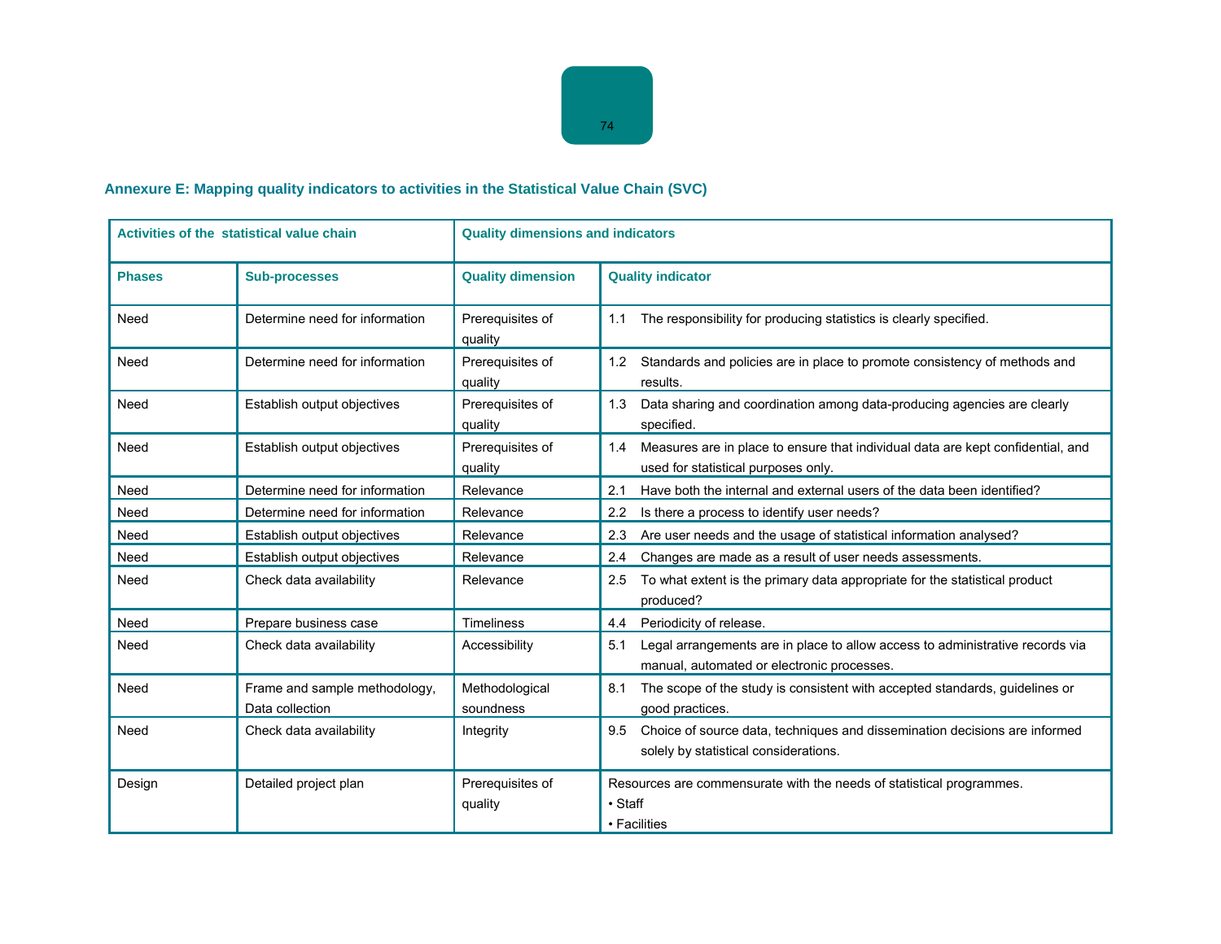### Annexure E: Mapping quality indicators to activities in the Statistical Value Chain (SVC)

| Activities of the statistical value chain | | Quality dimensions and indicators | |
|---|---|---|---|
| **Phases** | **Sub-processes** | **Quality dimension** | **Quality indicator** |
| Need | Determine need for information | Prerequisites of quality | 1.1 The responsibility for producing statistics is clearly specified. |
| Need | Determine need for information | Prerequisites of quality | 1.2 Standards and policies are in place to promote consistency of methods and results. |
| Need | Establish output objectives | Prerequisites of quality | 1.3 Data sharing and coordination among data-producing agencies are clearly specified. |
| Need | Establish output objectives | Prerequisites of quality | 1.4 Measures are in place to ensure that individual data are kept confidential, and used for statistical purposes only. |
| Need | Determine need for information | Relevance | 2.1 Have both the internal and external users of the data been identified? |
| Need | Determine need for information | Relevance | 2.2 Is there a process to identify user needs? |
| Need | Establish output objectives | Relevance | 2.3 Are user needs and the usage of statistical information analysed? |
| Need | Establish output objectives | Relevance | 2.4 Changes are made as a result of user needs assessments. |
| Need | Check data availability | Relevance | 2.5 To what extent is the primary data appropriate for the statistical product produced? |
| Need | Prepare business case | Timeliness | 4.4 Periodicity of release. |
| Need | Check data availability | Accessibility | 5.1 Legal arrangements are in place to allow access to administrative records via manual, automated or electronic processes. |
| Need | Frame and sample methodology, Data collection | Methodological soundness | 8.1 The scope of the study is consistent with accepted standards, guidelines or good practices. |
| Need | Check data availability | Integrity | 9.5 Choice of source data, techniques and dissemination decisions are informed solely by statistical considerations. |
| Design | Detailed project plan | Prerequisites of quality | Resources are commensurate with the needs of statistical programmes.<br>• Staff<br>• Facilities |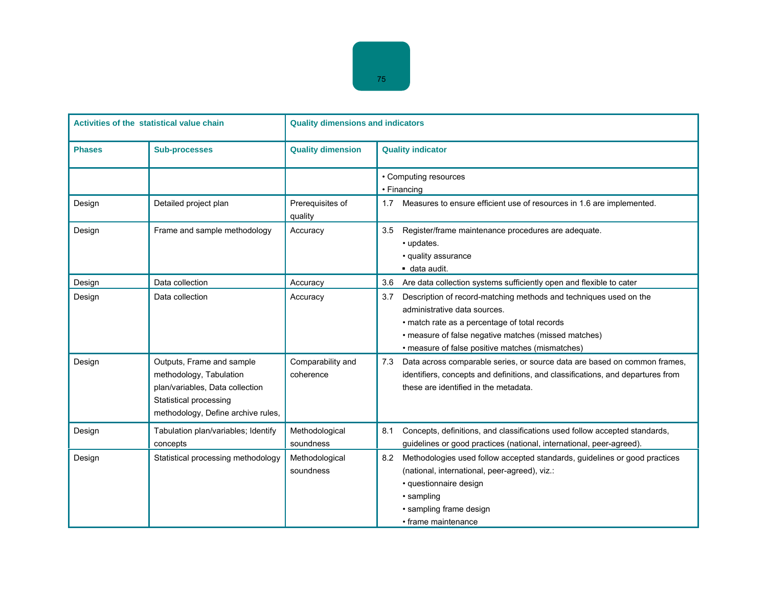| Activities of the statistical value chain | | Quality dimensions and indicators | |
|---|---|---|---|
| **Phases** | **Sub-processes** | **Quality dimension** | **Quality indicator** |
| | | | • Computing resources<br>• Financing |
| Design | Detailed project plan | Prerequisites of quality | 1.7 Measures to ensure efficient use of resources in 1.6 are implemented. |
| Design | Frame and sample methodology | Accuracy | 3.5 Register/frame maintenance procedures are adequate.<br>• updates.<br>• quality assurance<br>▪ data audit. |
| Design | Data collection | Accuracy | 3.6 Are data collection systems sufficiently open and flexible to cater |
| Design | Data collection | Accuracy | 3.7 Description of record-matching methods and techniques used on the administrative data sources.<br>• match rate as a percentage of total records<br>• measure of false negative matches (missed matches)<br>• measure of false positive matches (mismatches) |
| Design | Outputs, Frame and sample methodology, Tabulation plan/variables, Data collection Statistical processing methodology, Define archive rules, | Comparability and coherence | 7.3 Data across comparable series, or source data are based on common frames, identifiers, concepts and definitions, and classifications, and departures from these are identified in the metadata. |
| Design | Tabulation plan/variables; Identify concepts | Methodological soundness | 8.1 Concepts, definitions, and classifications used follow accepted standards, guidelines or good practices (national, international, peer-agreed). |
| Design | Statistical processing methodology | Methodological soundness | 8.2 Methodologies used follow accepted standards, guidelines or good practices (national, international, peer-agreed), viz.:<br>• questionnaire design<br>• sampling<br>• sampling frame design<br>• frame maintenance |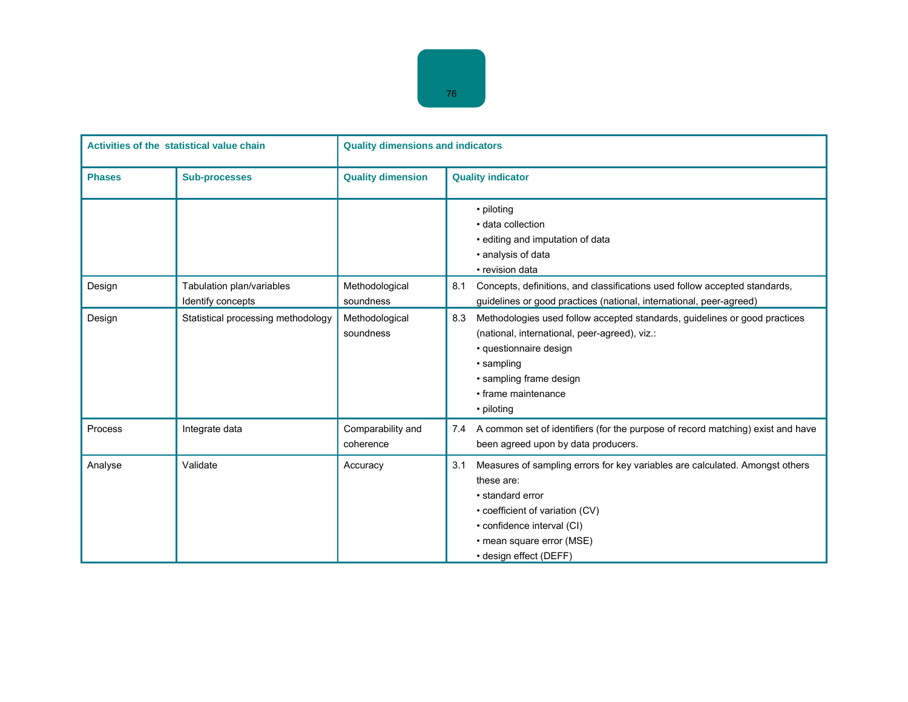| Activities of the statistical value chain | | Quality dimensions and indicators | |
|---|---|---|---|
| **Phases** | **Sub-processes** | **Quality dimension** | **Quality indicator** |
| | | | • piloting<br>• data collection<br>• editing and imputation of data<br>• analysis of data<br>• revision data |
| Design | Tabulation plan/variables<br>Identify concepts | Methodological soundness | 8.1 Concepts, definitions, and classifications used follow accepted standards, guidelines or good practices (national, international, peer-agreed) |
| Design | Statistical processing methodology | Methodological soundness | 8.3 Methodologies used follow accepted standards, guidelines or good practices (national, international, peer-agreed), viz.:<br>• questionnaire design<br>• sampling<br>• sampling frame design<br>• frame maintenance<br>• piloting |
| Process | Integrate data | Comparability and coherence | 7.4 A common set of identifiers (for the purpose of record matching) exist and have been agreed upon by data producers. |
| Analyse | Validate | Accuracy | 3.1 Measures of sampling errors for key variables are calculated. Amongst others these are:<br>• standard error<br>• coefficient of variation (CV)<br>• confidence interval (CI)<br>• mean square error (MSE)<br>• design effect (DEFF) |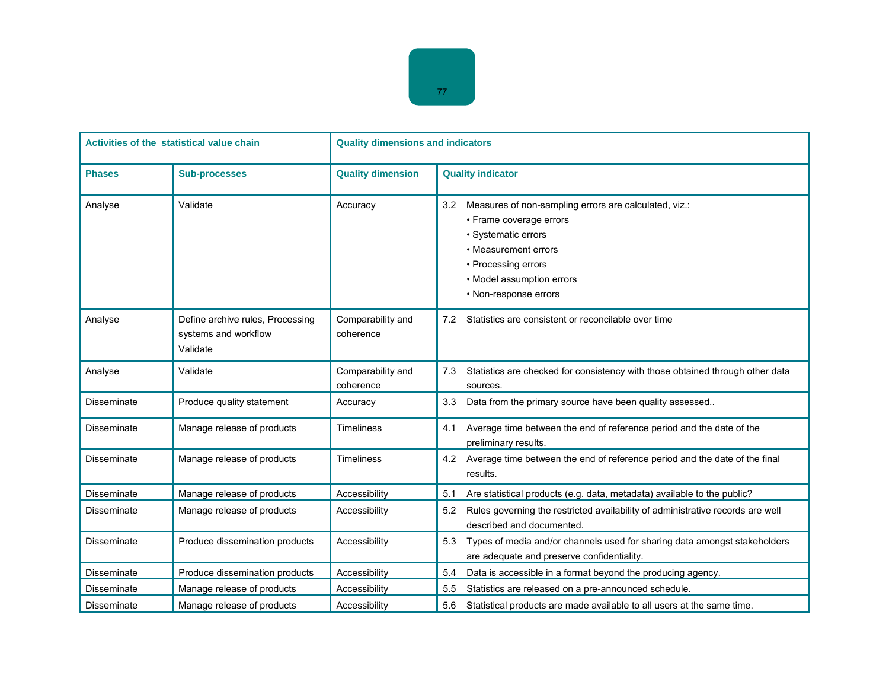| Activities of the statistical value chain | | Quality dimensions and indicators | |
|---|---|---|---|
| **Phases** | **Sub-processes** | **Quality dimension** | **Quality indicator** |
| Analyse | Validate | Accuracy | 3.2 Measures of non-sampling errors are calculated, viz.:<br>• Frame coverage errors<br>• Systematic errors<br>• Measurement errors<br>• Processing errors<br>• Model assumption errors<br>• Non-response errors |
| Analyse | Define archive rules, Processing systems and workflow<br>Validate | Comparability and coherence | 7.2 Statistics are consistent or reconcilable over time |
| Analyse | Validate | Comparability and coherence | 7.3 Statistics are checked for consistency with those obtained through other data sources. |
| Disseminate | Produce quality statement | Accuracy | 3.3 Data from the primary source have been quality assessed.. |
| Disseminate | Manage release of products | Timeliness | 4.1 Average time between the end of reference period and the date of the preliminary results. |
| Disseminate | Manage release of products | Timeliness | 4.2 Average time between the end of reference period and the date of the final results. |
| Disseminate | Manage release of products | Accessibility | 5.1 Are statistical products (e.g. data, metadata) available to the public? |
| Disseminate | Manage release of products | Accessibility | 5.2 Rules governing the restricted availability of administrative records are well described and documented. |
| Disseminate | Produce dissemination products | Accessibility | 5.3 Types of media and/or channels used for sharing data amongst stakeholders are adequate and preserve confidentiality. |
| Disseminate | Produce dissemination products | Accessibility | 5.4 Data is accessible in a format beyond the producing agency. |
| Disseminate | Manage release of products | Accessibility | 5.5 Statistics are released on a pre-announced schedule. |
| Disseminate | Manage release of products | Accessibility | 5.6 Statistical products are made available to all users at the same time. |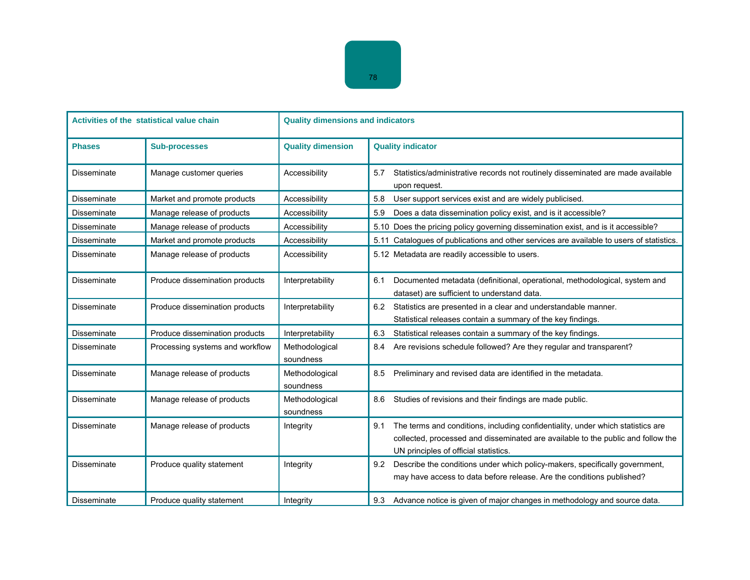| Activities of the statistical value chain | | Quality dimensions and indicators | |
|---|---|---|---|
| **Phases** | **Sub-processes** | **Quality dimension** | **Quality indicator** |
| Disseminate | Manage customer queries | Accessibility | 5.7 Statistics/administrative records not routinely disseminated are made available upon request. |
| Disseminate | Market and promote products | Accessibility | 5.8 User support services exist and are widely publicised. |
| Disseminate | Manage release of products | Accessibility | 5.9 Does a data dissemination policy exist, and is it accessible? |
| Disseminate | Manage release of products | Accessibility | 5.10 Does the pricing policy governing dissemination exist, and is it accessible? |
| Disseminate | Market and promote products | Accessibility | 5.11 Catalogues of publications and other services are available to users of statistics. |
| Disseminate | Manage release of products | Accessibility | 5.12 Metadata are readily accessible to users. |
| Disseminate | Produce dissemination products | Interpretability | 6.1 Documented metadata (definitional, operational, methodological, system and dataset) are sufficient to understand data. |
| Disseminate | Produce dissemination products | Interpretability | 6.2 Statistics are presented in a clear and understandable manner. Statistical releases contain a summary of the key findings. |
| Disseminate | Produce dissemination products | Interpretability | 6.3 Statistical releases contain a summary of the key findings. |
| Disseminate | Processing systems and workflow | Methodological soundness | 8.4 Are revisions schedule followed? Are they regular and transparent? |
| Disseminate | Manage release of products | Methodological soundness | 8.5 Preliminary and revised data are identified in the metadata. |
| Disseminate | Manage release of products | Methodological soundness | 8.6 Studies of revisions and their findings are made public. |
| Disseminate | Manage release of products | Integrity | 9.1 The terms and conditions, including confidentiality, under which statistics are collected, processed and disseminated are available to the public and follow the UN principles of official statistics. |
| Disseminate | Produce quality statement | Integrity | 9.2 Describe the conditions under which policy-makers, specifically government, may have access to data before release. Are the conditions published? |
| Disseminate | Produce quality statement | Integrity | 9.3 Advance notice is given of major changes in methodology and source data. |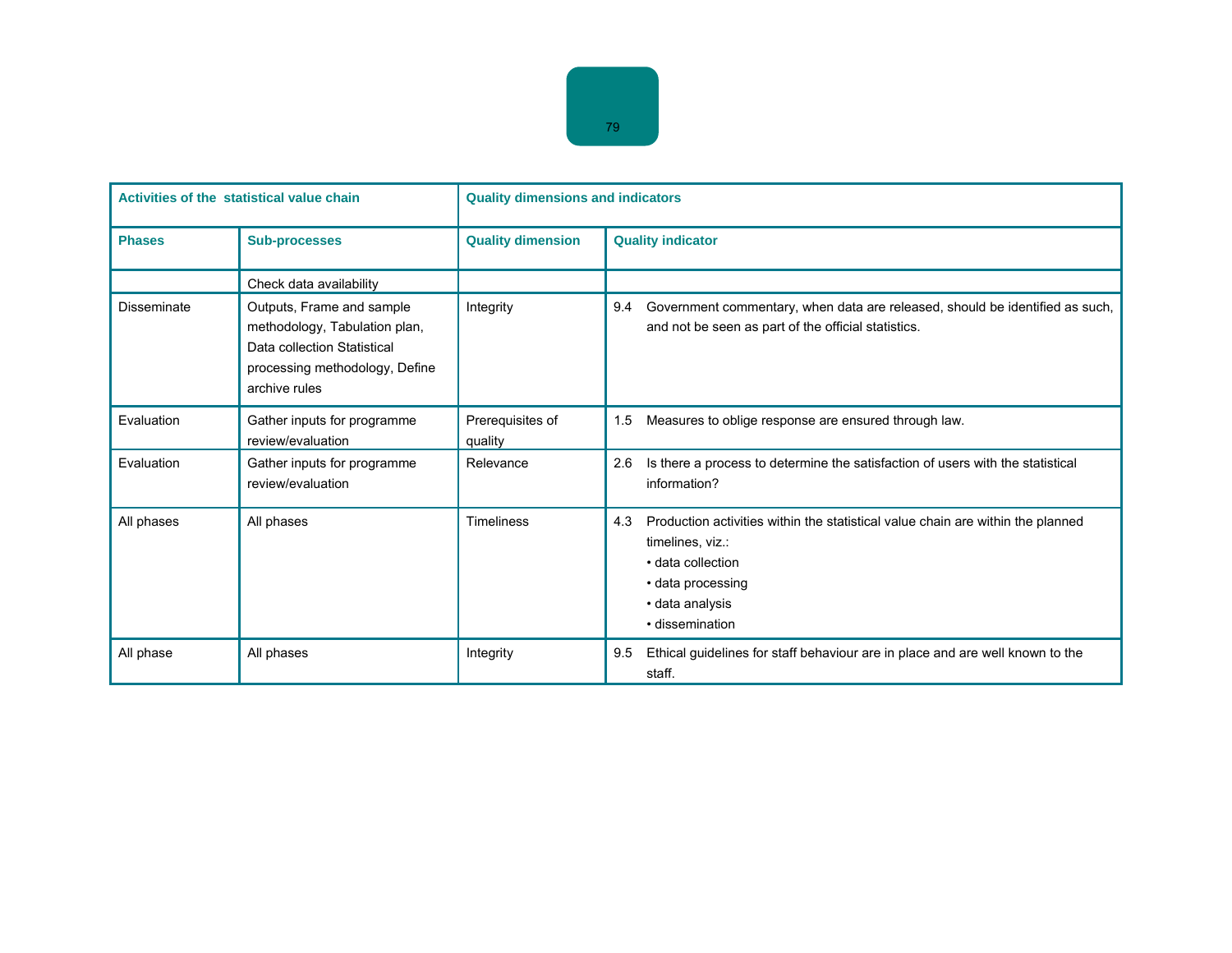| Activities of the statistical value chain | | Quality dimensions and indicators | |
|---|---|---|---|
| **Phases** | **Sub-processes** | **Quality dimension** | **Quality indicator** |
| | Check data availability | | |
| Disseminate | Outputs, Frame and sample methodology, Tabulation plan, Data collection Statistical processing methodology, Define archive rules | Integrity | 9.4 Government commentary, when data are released, should be identified as such, and not be seen as part of the official statistics. |
| Evaluation | Gather inputs for programme review/evaluation | Prerequisites of quality | 1.5 Measures to oblige response are ensured through law. |
| Evaluation | Gather inputs for programme review/evaluation | Relevance | 2.6 Is there a process to determine the satisfaction of users with the statistical information? |
| All phases | All phases | Timeliness | 4.3 Production activities within the statistical value chain are within the planned timelines, viz.:<br>• data collection<br>• data processing<br>• data analysis<br>• dissemination |
| All phase | All phases | Integrity | 9.5 Ethical guidelines for staff behaviour are in place and are well known to the staff. |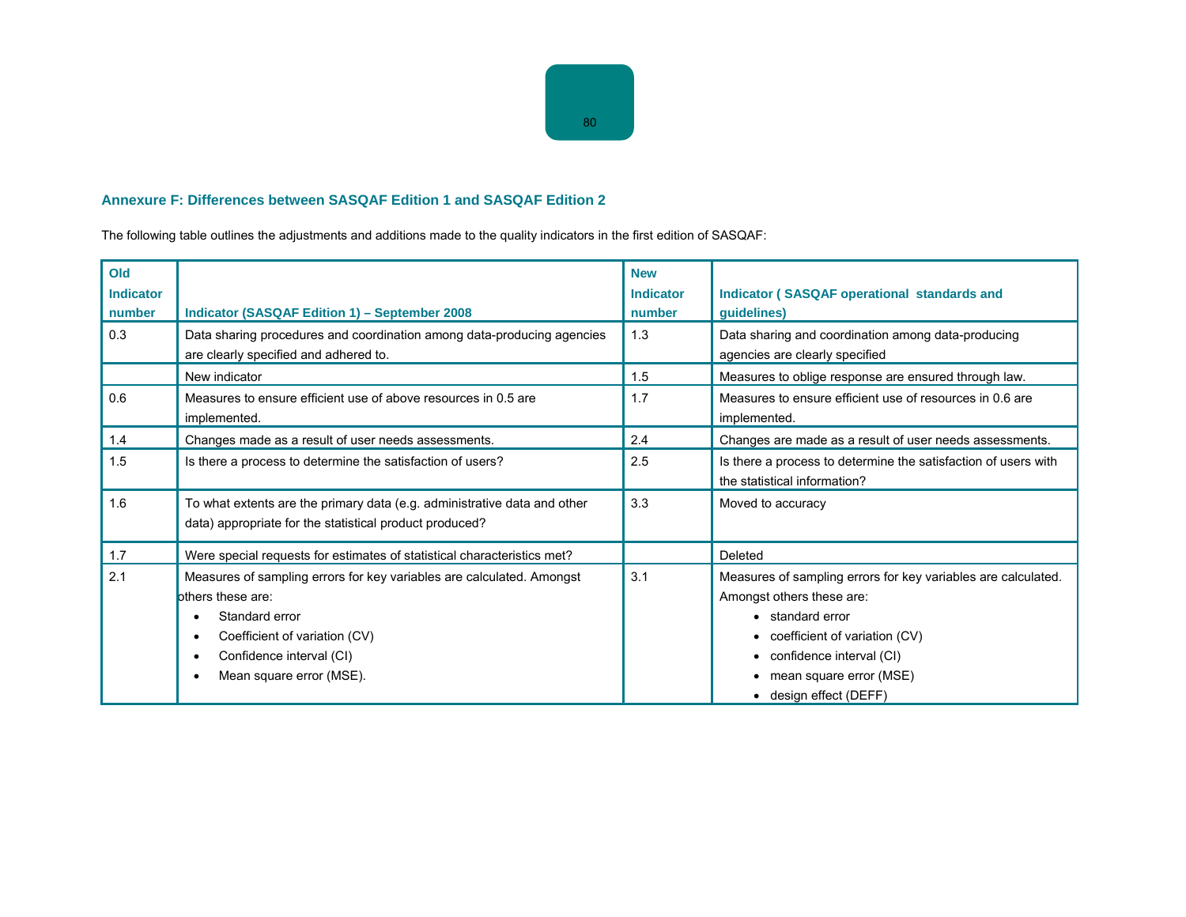## Annexure F: Differences between SASQAF Edition 1 and SASQAF Edition 2

The following table outlines the adjustments and additions made to the quality indicators in the first edition of SASQAF:

| Old Indicator number | Indicator (SASQAF Edition 1) – September 2008 | New Indicator number | Indicator ( SASQAF operational standards and guidelines) |
|---|---|---|---|
| 0.3 | Data sharing procedures and coordination among data-producing agencies are clearly specified and adhered to. | 1.3 | Data sharing and coordination among data-producing agencies are clearly specified |
| | New indicator | 1.5 | Measures to oblige response are ensured through law. |
| 0.6 | Measures to ensure efficient use of above resources in 0.5 are implemented. | 1.7 | Measures to ensure efficient use of resources in 0.6 are implemented. |
| 1.4 | Changes made as a result of user needs assessments. | 2.4 | Changes are made as a result of user needs assessments. |
| 1.5 | Is there a process to determine the satisfaction of users? | 2.5 | Is there a process to determine the satisfaction of users with the statistical information? |
| 1.6 | To what extents are the primary data (e.g. administrative data and other data) appropriate for the statistical product produced? | 3.3 | Moved to accuracy |
| 1.7 | Were special requests for estimates of statistical characteristics met? | | Deleted |
| 2.1 | Measures of sampling errors for key variables are calculated. Amongst others these are:<br>• Standard error<br>• Coefficient of variation (CV)<br>• Confidence interval (CI)<br>• Mean square error (MSE). | 3.1 | Measures of sampling errors for key variables are calculated. Amongst others these are:<br>• standard error<br>• coefficient of variation (CV)<br>• confidence interval (CI)<br>• mean square error (MSE)<br>• design effect (DEFF) |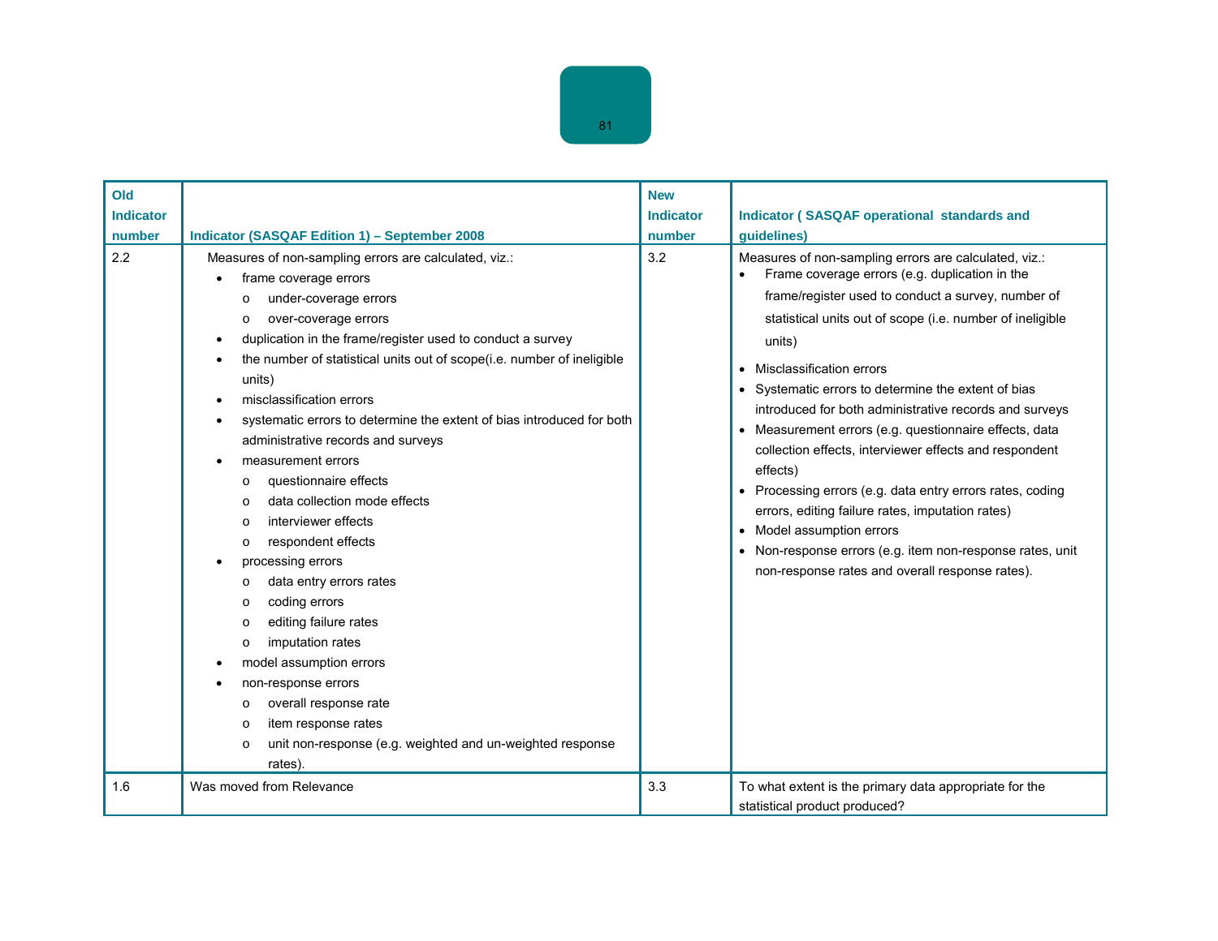| Old Indicator number | Indicator (SASQAF Edition 1) – September 2008 | New Indicator number | Indicator ( SASQAF operational standards and guidelines) |
|---|---|---|---|
| 2.2 | Measures of non-sampling errors are calculated, viz.:<br>• frame coverage errors<br>  o under-coverage errors<br>  o over-coverage errors<br>• duplication in the frame/register used to conduct a survey<br>• the number of statistical units out of scope(i.e. number of ineligible units)<br>• misclassification errors<br>• systematic errors to determine the extent of bias introduced for both administrative records and surveys<br>• measurement errors<br>  o questionnaire effects<br>  o data collection mode effects<br>  o interviewer effects<br>  o respondent effects<br>• processing errors<br>  o data entry errors rates<br>  o coding errors<br>  o editing failure rates<br>  o imputation rates<br>• model assumption errors<br>• non-response errors<br>  o overall response rate<br>  o item response rates<br>  o unit non-response (e.g. weighted and un-weighted response rates). | 3.2 | Measures of non-sampling errors are calculated, viz.:<br>• Frame coverage errors (e.g. duplication in the frame/register used to conduct a survey, number of statistical units out of scope (i.e. number of ineligible units)<br>• Misclassification errors<br>• Systematic errors to determine the extent of bias introduced for both administrative records and surveys<br>• Measurement errors (e.g. questionnaire effects, data collection effects, interviewer effects and respondent effects)<br>• Processing errors (e.g. data entry errors rates, coding errors, editing failure rates, imputation rates)<br>• Model assumption errors<br>• Non-response errors (e.g. item non-response rates, unit non-response rates and overall response rates). |
| 1.6 | Was moved from Relevance | 3.3 | To what extent is the primary data appropriate for the statistical product produced? |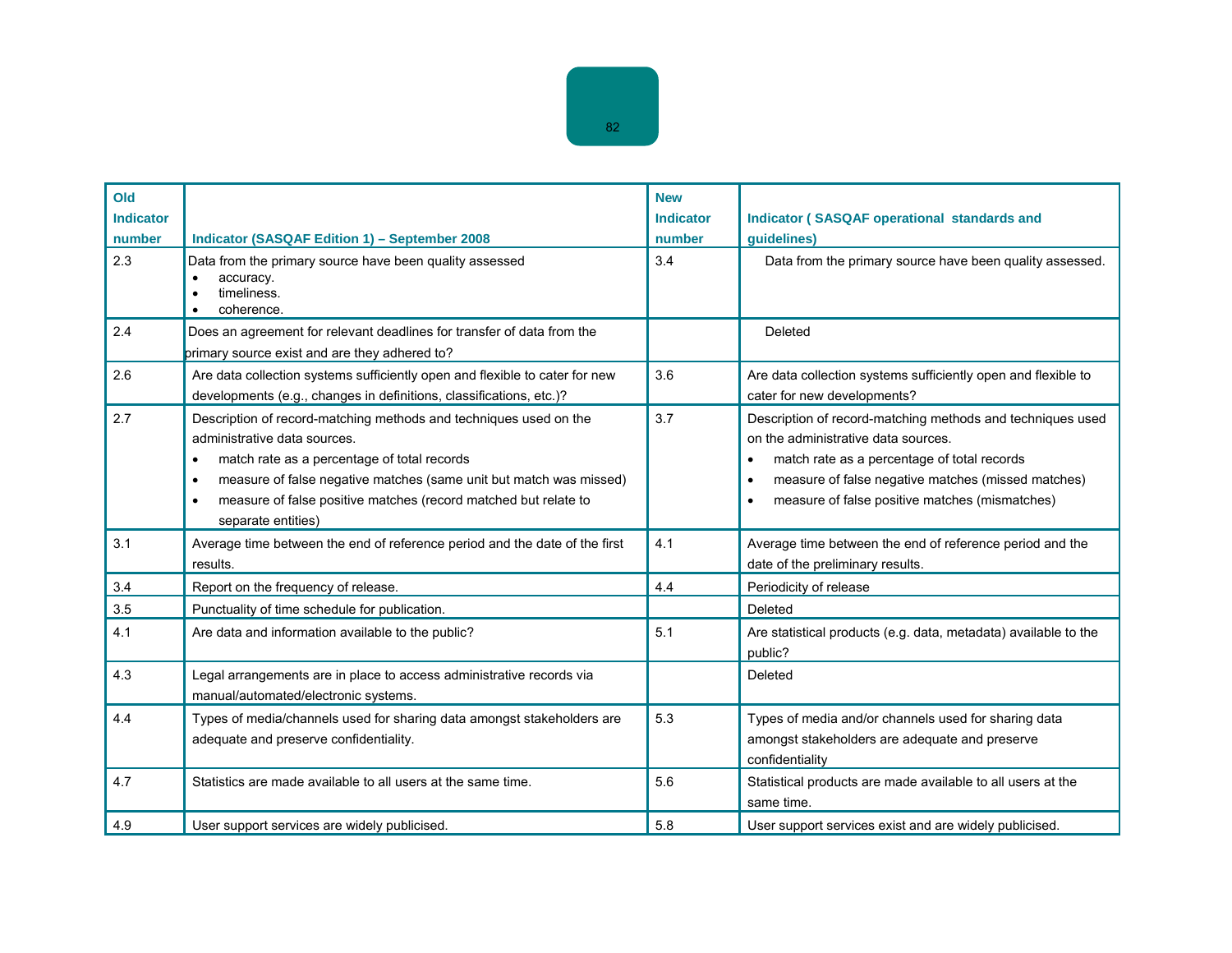| Old Indicator number | Indicator (SASQAF Edition 1) – September 2008 | New Indicator number | Indicator ( SASQAF operational standards and guidelines) |
|---|---|---|---|
| 2.3 | Data from the primary source have been quality assessed<br>• accuracy.<br>• timeliness.<br>• coherence. | 3.4 | Data from the primary source have been quality assessed. |
| 2.4 | Does an agreement for relevant deadlines for transfer of data from the primary source exist and are they adhered to? | | Deleted |
| 2.6 | Are data collection systems sufficiently open and flexible to cater for new developments (e.g., changes in definitions, classifications, etc.)? | 3.6 | Are data collection systems sufficiently open and flexible to cater for new developments? |
| 2.7 | Description of record-matching methods and techniques used on the administrative data sources.<br>• match rate as a percentage of total records<br>• measure of false negative matches (same unit but match was missed)<br>• measure of false positive matches (record matched but relate to separate entities) | 3.7 | Description of record-matching methods and techniques used on the administrative data sources.<br>• match rate as a percentage of total records<br>• measure of false negative matches (missed matches)<br>• measure of false positive matches (mismatches) |
| 3.1 | Average time between the end of reference period and the date of the first results. | 4.1 | Average time between the end of reference period and the date of the preliminary results. |
| 3.4 | Report on the frequency of release. | 4.4 | Periodicity of release |
| 3.5 | Punctuality of time schedule for publication. | | Deleted |
| 4.1 | Are data and information available to the public? | 5.1 | Are statistical products (e.g. data, metadata) available to the public? |
| 4.3 | Legal arrangements are in place to access administrative records via manual/automated/electronic systems. | | Deleted |
| 4.4 | Types of media/channels used for sharing data amongst stakeholders are adequate and preserve confidentiality. | 5.3 | Types of media and/or channels used for sharing data amongst stakeholders are adequate and preserve confidentiality |
| 4.7 | Statistics are made available to all users at the same time. | 5.6 | Statistical products are made available to all users at the same time. |
| 4.9 | User support services are widely publicised. | 5.8 | User support services exist and are widely publicised. |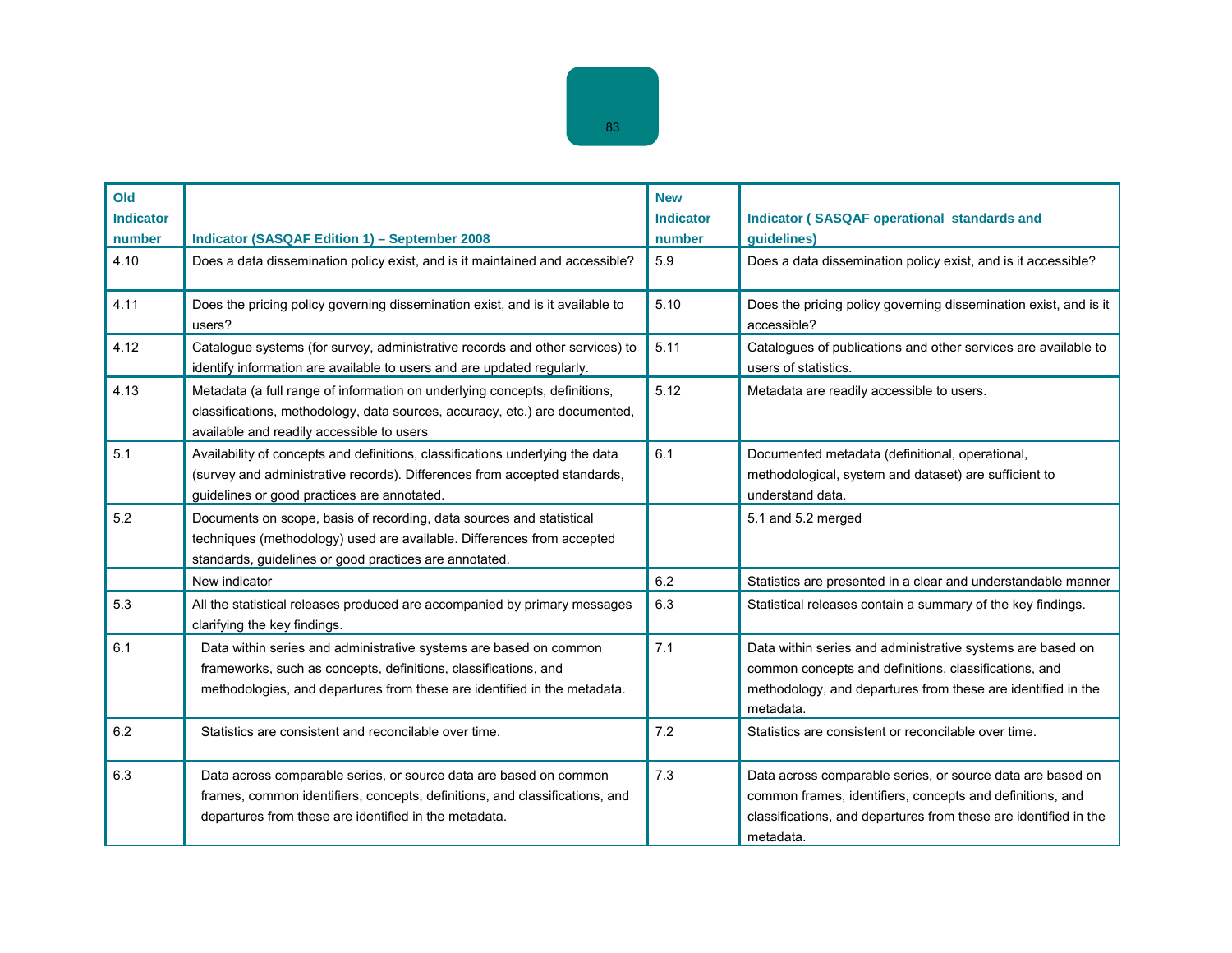| Old Indicator number | Indicator (SASQAF Edition 1) – September 2008 | New Indicator number | Indicator ( SASQAF operational standards and guidelines) |
|---|---|---|---|
| 4.10 | Does a data dissemination policy exist, and is it maintained and accessible? | 5.9 | Does a data dissemination policy exist, and is it accessible? |
| 4.11 | Does the pricing policy governing dissemination exist, and is it available to users? | 5.10 | Does the pricing policy governing dissemination exist, and is it accessible? |
| 4.12 | Catalogue systems (for survey, administrative records and other services) to identify information are available to users and are updated regularly. | 5.11 | Catalogues of publications and other services are available to users of statistics. |
| 4.13 | Metadata (a full range of information on underlying concepts, definitions, classifications, methodology, data sources, accuracy, etc.) are documented, available and readily accessible to users | 5.12 | Metadata are readily accessible to users. |
| 5.1 | Availability of concepts and definitions, classifications underlying the data (survey and administrative records). Differences from accepted standards, guidelines or good practices are annotated. | 6.1 | Documented metadata (definitional, operational, methodological, system and dataset) are sufficient to understand data. |
| 5.2 | Documents on scope, basis of recording, data sources and statistical techniques (methodology) used are available. Differences from accepted standards, guidelines or good practices are annotated. | | 5.1 and 5.2 merged |
| | New indicator | 6.2 | Statistics are presented in a clear and understandable manner |
| 5.3 | All the statistical releases produced are accompanied by primary messages clarifying the key findings. | 6.3 | Statistical releases contain a summary of the key findings. |
| 6.1 | Data within series and administrative systems are based on common frameworks, such as concepts, definitions, classifications, and methodologies, and departures from these are identified in the metadata. | 7.1 | Data within series and administrative systems are based on common concepts and definitions, classifications, and methodology, and departures from these are identified in the metadata. |
| 6.2 | Statistics are consistent and reconcilable over time. | 7.2 | Statistics are consistent or reconcilable over time. |
| 6.3 | Data across comparable series, or source data are based on common frames, common identifiers, concepts, definitions, and classifications, and departures from these are identified in the metadata. | 7.3 | Data across comparable series, or source data are based on common frames, identifiers, concepts and definitions, and classifications, and departures from these are identified in the metadata. |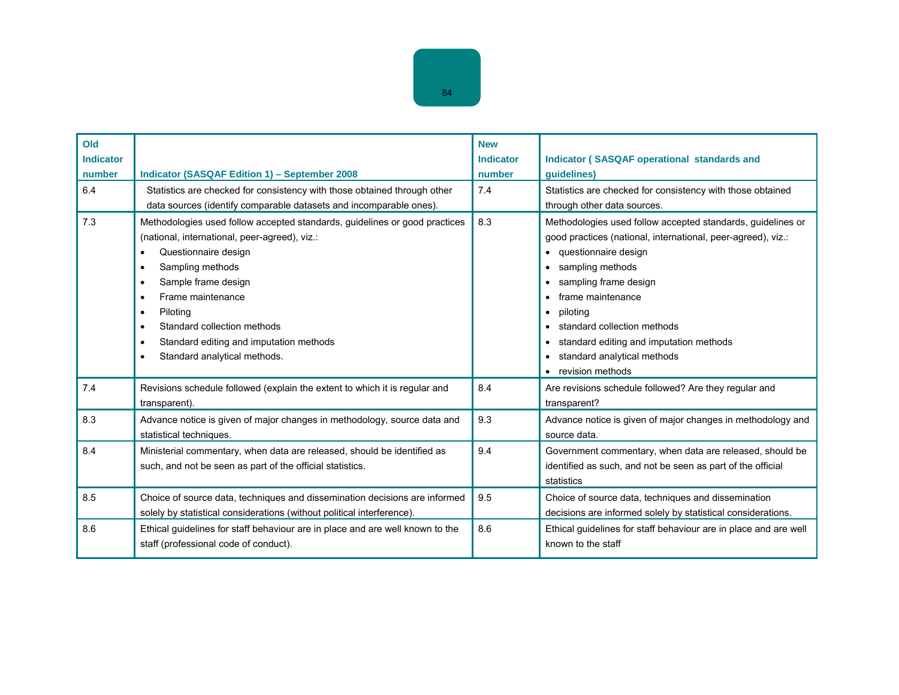| Old Indicator number | Indicator (SASQAF Edition 1) – September 2008 | New Indicator number | Indicator ( SASQAF operational standards and guidelines) |
|---|---|---|---|
| 6.4 | Statistics are checked for consistency with those obtained through other data sources (identify comparable datasets and incomparable ones). | 7.4 | Statistics are checked for consistency with those obtained through other data sources. |
| 7.3 | Methodologies used follow accepted standards, guidelines or good practices (national, international, peer-agreed), viz.:<br>• Questionnaire design<br>• Sampling methods<br>• Sample frame design<br>• Frame maintenance<br>• Piloting<br>• Standard collection methods<br>• Standard editing and imputation methods<br>• Standard analytical methods. | 8.3 | Methodologies used follow accepted standards, guidelines or good practices (national, international, peer-agreed), viz.:<br>• questionnaire design<br>• sampling methods<br>• sampling frame design<br>• frame maintenance<br>• piloting<br>• standard collection methods<br>• standard editing and imputation methods<br>• standard analytical methods<br>• revision methods |
| 7.4 | Revisions schedule followed (explain the extent to which it is regular and transparent). | 8.4 | Are revisions schedule followed? Are they regular and transparent? |
| 8.3 | Advance notice is given of major changes in methodology, source data and statistical techniques. | 9.3 | Advance notice is given of major changes in methodology and source data. |
| 8.4 | Ministerial commentary, when data are released, should be identified as such, and not be seen as part of the official statistics. | 9.4 | Government commentary, when data are released, should be identified as such, and not be seen as part of the official statistics |
| 8.5 | Choice of source data, techniques and dissemination decisions are informed solely by statistical considerations (without political interference). | 9.5 | Choice of source data, techniques and dissemination decisions are informed solely by statistical considerations. |
| 8.6 | Ethical guidelines for staff behaviour are in place and are well known to the staff (professional code of conduct). | 8.6 | Ethical guidelines for staff behaviour are in place and are well known to the staff |